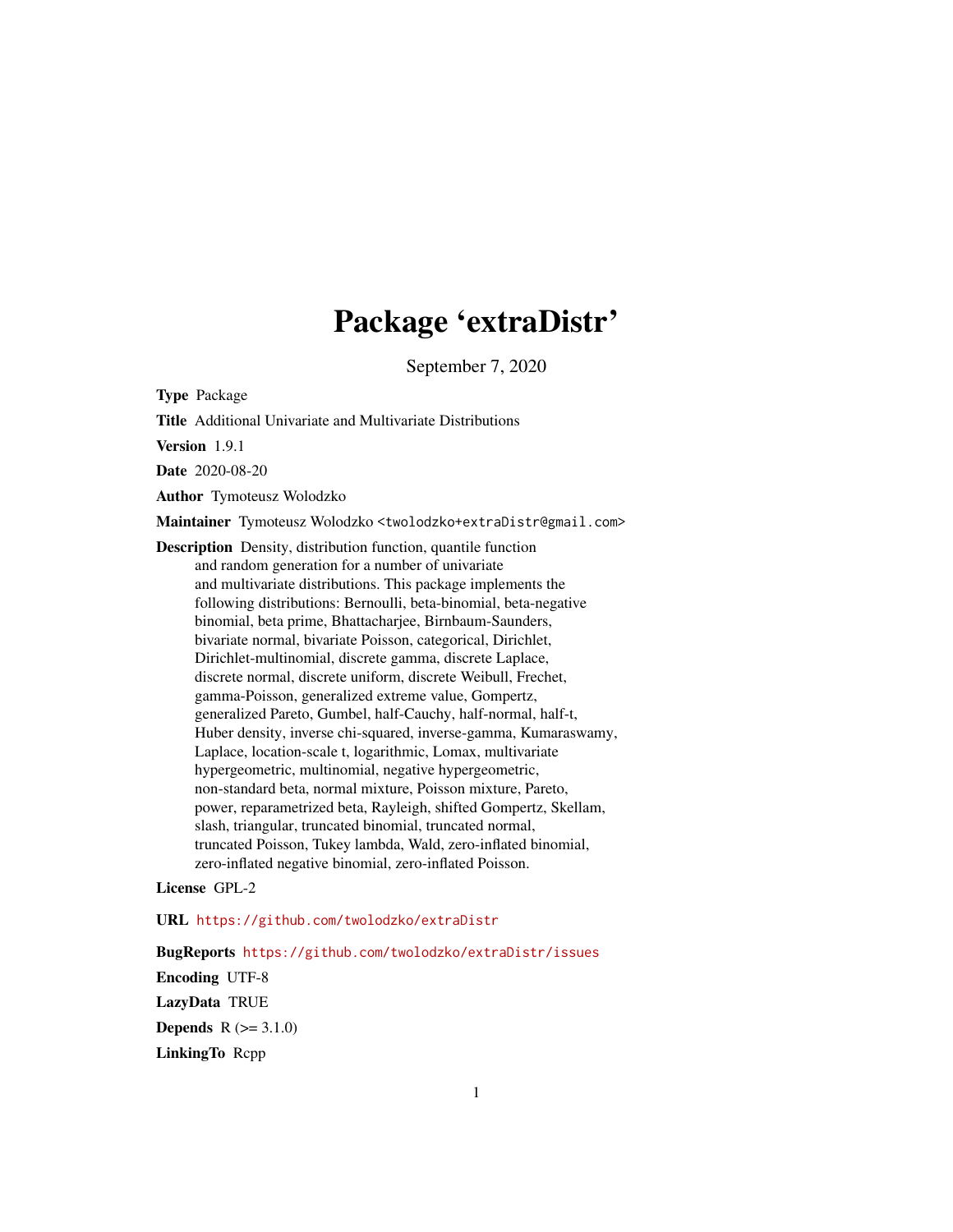# Package 'extraDistr'

September 7, 2020

**Type** Package

**Title** Additional Univariate and Multivariate Distributions

**Version** 1.9.1

**Date** 2020-08-20

**Author** Tymoteusz Wolodzko

**Maintainer** Tymoteusz Wolodzko <twolodzko+extraDistr@gmail.com>

**Description** Density, distribution function, quantile function and random generation for a number of univariate and multivariate distributions. This package implements the following distributions: Bernoulli, beta-binomial, beta-negative binomial, beta prime, Bhattacharjee, Birnbaum-Saunders, bivariate normal, bivariate Poisson, categorical, Dirichlet, Dirichlet-multinomial, discrete gamma, discrete Laplace, discrete normal, discrete uniform, discrete Weibull, Frechet, gamma-Poisson, generalized extreme value, Gompertz, generalized Pareto, Gumbel, half-Cauchy, half-normal, half-t, Huber density, inverse chi-squared, inverse-gamma, Kumaraswamy, Laplace, location-scale t, logarithmic, Lomax, multivariate hypergeometric, multinomial, negative hypergeometric, non-standard beta, normal mixture, Poisson mixture, Pareto, power, reparametrized beta, Rayleigh, shifted Gompertz, Skellam, slash, triangular, truncated binomial, truncated normal, truncated Poisson, Tukey lambda, Wald, zero-inflated binomial, zero-inflated negative binomial, zero-inflated Poisson.

**License** GPL-2

**URL** https://github.com/twolodzko/extraDistr

**BugReports** https://github.com/twolodzko/extraDistr/issues

**Encoding** UTF-8

**LazyData** TRUE

**Depends** R (>= 3.1.0)

**LinkingTo** Rcpp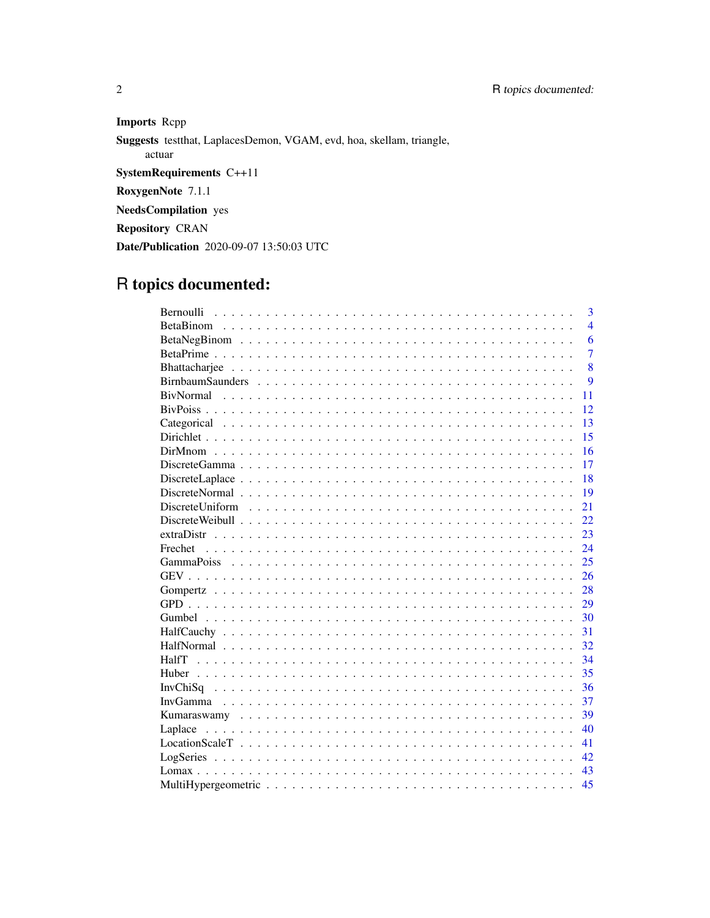**Imports** Rcpp

**Suggests** testthat, LaplacesDemon, VGAM, evd, hoa, skellam, triangle, actuar

**SystemRequirements** C++11

**RoxygenNote** 7.1.1

**NeedsCompilation** yes

**Repository** CRAN

**Date/Publication** 2020-09-07 13:50:03 UTC

# R topics documented:

| | |
|---|---|
| Bernoulli | 3 |
| BetaBinom | 4 |
| BetaNegBinom | 6 |
| BetaPrime | 7 |
| Bhattacharjee | 8 |
| BirnbaumSaunders | 9 |
| BivNormal | 11 |
| BivPoiss | 12 |
| Categorical | 13 |
| Dirichlet | 15 |
| DirMnom | 16 |
| DiscreteGamma | 17 |
| DiscreteLaplace | 18 |
| DiscreteNormal | 19 |
| DiscreteUniform | 21 |
| DiscreteWeibull | 22 |
| extraDistr | 23 |
| Frechet | 24 |
| GammaPoiss | 25 |
| GEV | 26 |
| Gompertz | 28 |
| GPD | 29 |
| Gumbel | 30 |
| HalfCauchy | 31 |
| HalfNormal | 32 |
| HalfT | 34 |
| Huber | 35 |
| InvChiSq | 36 |
| InvGamma | 37 |
| Kumaraswamy | 39 |
| Laplace | 40 |
| LocationScaleT | 41 |
| LogSeries | 42 |
| Lomax | 43 |
| MultiHypergeometric | 45 |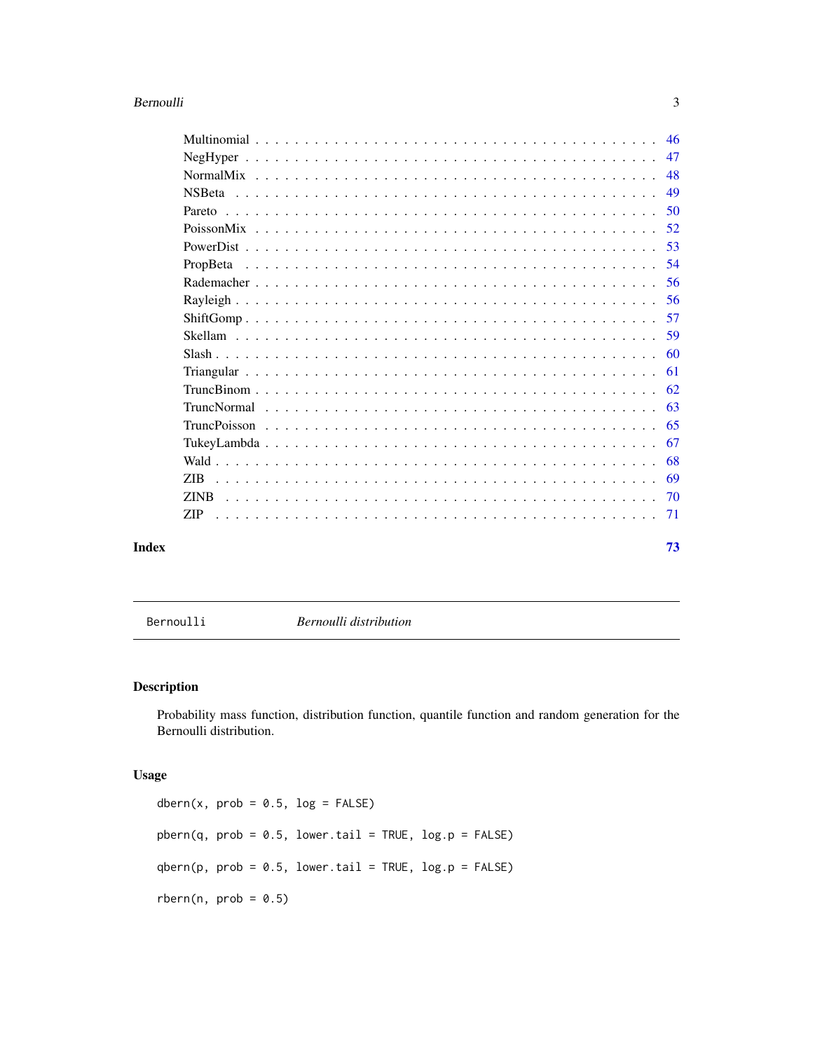Multinomial . . . . . . . . . . . . . . . . . . . . . . . . . . . . . . . . . . . . . . 46
NegHyper . . . . . . . . . . . . . . . . . . . . . . . . . . . . . . . . . . . . . . . 47
NormalMix . . . . . . . . . . . . . . . . . . . . . . . . . . . . . . . . . . . . . . 48
NSBeta . . . . . . . . . . . . . . . . . . . . . . . . . . . . . . . . . . . . . . . . 49
Pareto . . . . . . . . . . . . . . . . . . . . . . . . . . . . . . . . . . . . . . . . 50
PoissonMix . . . . . . . . . . . . . . . . . . . . . . . . . . . . . . . . . . . . . . 52
PowerDist . . . . . . . . . . . . . . . . . . . . . . . . . . . . . . . . . . . . . . 53
PropBeta . . . . . . . . . . . . . . . . . . . . . . . . . . . . . . . . . . . . . . . 54
Rademacher . . . . . . . . . . . . . . . . . . . . . . . . . . . . . . . . . . . . . . 56
Rayleigh . . . . . . . . . . . . . . . . . . . . . . . . . . . . . . . . . . . . . . . 56
ShiftGomp . . . . . . . . . . . . . . . . . . . . . . . . . . . . . . . . . . . . . . 57
Skellam . . . . . . . . . . . . . . . . . . . . . . . . . . . . . . . . . . . . . . . 59
Slash . . . . . . . . . . . . . . . . . . . . . . . . . . . . . . . . . . . . . . . . . 60
Triangular . . . . . . . . . . . . . . . . . . . . . . . . . . . . . . . . . . . . . . 61
TruncBinom . . . . . . . . . . . . . . . . . . . . . . . . . . . . . . . . . . . . . . 62
TruncNormal . . . . . . . . . . . . . . . . . . . . . . . . . . . . . . . . . . . . . 63
TruncPoisson . . . . . . . . . . . . . . . . . . . . . . . . . . . . . . . . . . . . . 65
TukeyLambda . . . . . . . . . . . . . . . . . . . . . . . . . . . . . . . . . . . . . 67
Wald . . . . . . . . . . . . . . . . . . . . . . . . . . . . . . . . . . . . . . . . . 68
ZIB . . . . . . . . . . . . . . . . . . . . . . . . . . . . . . . . . . . . . . . . . . 69
ZINB . . . . . . . . . . . . . . . . . . . . . . . . . . . . . . . . . . . . . . . . . 70
ZIP . . . . . . . . . . . . . . . . . . . . . . . . . . . . . . . . . . . . . . . . . . 71

**Index** **73**

---

`Bernoulli` *Bernoulli distribution*

---

## Description

Probability mass function, distribution function, quantile function and random generation for the Bernoulli distribution.

## Usage

```
dbern(x, prob = 0.5, log = FALSE)

pbern(q, prob = 0.5, lower.tail = TRUE, log.p = FALSE)

qbern(p, prob = 0.5, lower.tail = TRUE, log.p = FALSE)

rbern(n, prob = 0.5)
```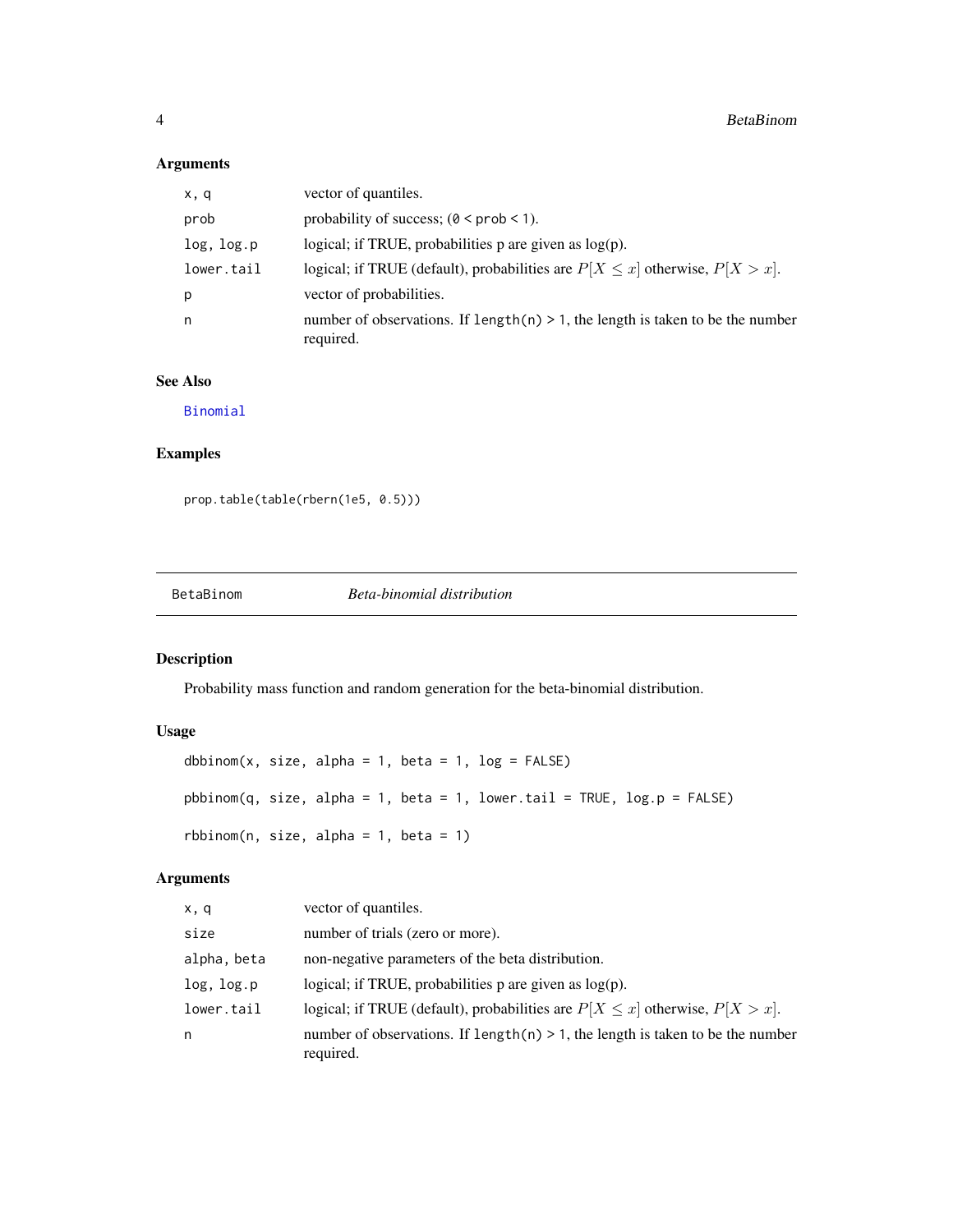## Arguments

| | |
|---|---|
| `x, q` | vector of quantiles. |
| `prob` | probability of success; (`0 < prob < 1`). |
| `log, log.p` | logical; if TRUE, probabilities p are given as log(p). |
| `lower.tail` | logical; if TRUE (default), probabilities are $P[X \leq x]$ otherwise, $P[X > x]$. |
| `p` | vector of probabilities. |
| `n` | number of observations. If `length(n) > 1`, the length is taken to be the number required. |

## See Also

`Binomial`

## Examples

```
prop.table(table(rbern(1e5, 0.5)))
```

---

# BetaBinom — *Beta-binomial distribution*

## Description

Probability mass function and random generation for the beta-binomial distribution.

## Usage

```
dbbinom(x, size, alpha = 1, beta = 1, log = FALSE)

pbbinom(q, size, alpha = 1, beta = 1, lower.tail = TRUE, log.p = FALSE)

rbbinom(n, size, alpha = 1, beta = 1)
```

## Arguments

| | |
|---|---|
| `x, q` | vector of quantiles. |
| `size` | number of trials (zero or more). |
| `alpha, beta` | non-negative parameters of the beta distribution. |
| `log, log.p` | logical; if TRUE, probabilities p are given as log(p). |
| `lower.tail` | logical; if TRUE (default), probabilities are $P[X \leq x]$ otherwise, $P[X > x]$. |
| `n` | number of observations. If `length(n) > 1`, the length is taken to be the number required. |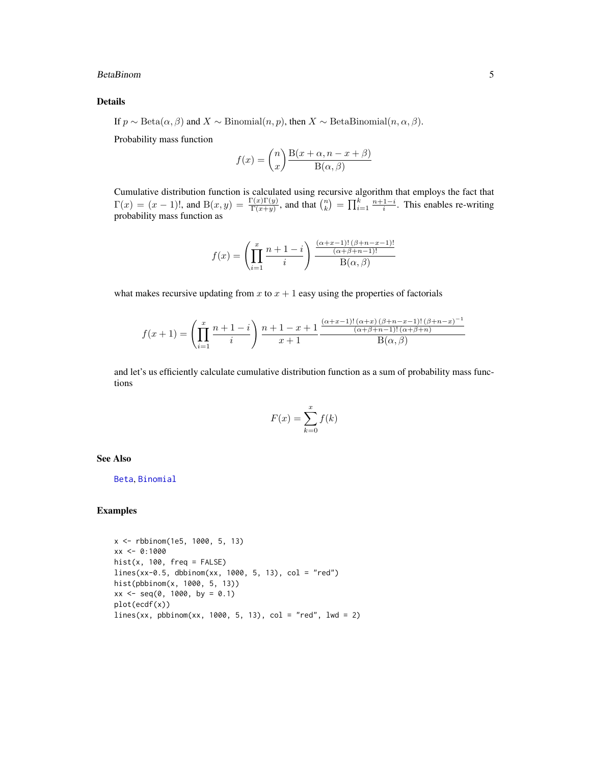## Details

If $p \sim \text{Beta}(\alpha, \beta)$ and $X \sim \text{Binomial}(n, p)$, then $X \sim \text{BetaBinomial}(n, \alpha, \beta)$.

Probability mass function

$$f(x) = \binom{n}{x} \frac{\mathrm{B}(x + \alpha, n - x + \beta)}{\mathrm{B}(\alpha, \beta)}$$

Cumulative distribution function is calculated using recursive algorithm that employs the fact that $\Gamma(x) = (x - 1)!$, and $\mathrm{B}(x, y) = \frac{\Gamma(x)\Gamma(y)}{\Gamma(x+y)}$, and that $\binom{n}{k} = \prod_{i=1}^{k} \frac{n+1-i}{i}$. This enables re-writing probability mass function as

$$f(x) = \left( \prod_{i=1}^{x} \frac{n + 1 - i}{i} \right) \frac{\frac{(\alpha+x-1)!\,(\beta+n-x-1)!}{(\alpha+\beta+n-1)!}}{\mathrm{B}(\alpha, \beta)}$$

what makes recursive updating from $x$ to $x + 1$ easy using the properties of factorials

$$f(x + 1) = \left( \prod_{i=1}^{x} \frac{n + 1 - i}{i} \right) \frac{n + 1 - x + 1}{x + 1} \frac{\frac{(\alpha+x-1)!\,(\alpha+x)\,(\beta+n-x-1)!\,(\beta+n-x)^{-1}}{(\alpha+\beta+n-1)!\,(\alpha+\beta+n)}}{\mathrm{B}(\alpha, \beta)}$$

and let's us efficiently calculate cumulative distribution function as a sum of probability mass functions

$$F(x) = \sum_{k=0}^{x} f(k)$$

## See Also

Beta, Binomial

## Examples

```
x <- rbbinom(1e5, 1000, 5, 13)
xx <- 0:1000
hist(x, 100, freq = FALSE)
lines(xx-0.5, dbbinom(xx, 1000, 5, 13), col = "red")
hist(pbbinom(x, 1000, 5, 13))
xx <- seq(0, 1000, by = 0.1)
plot(ecdf(x))
lines(xx, pbbinom(xx, 1000, 5, 13), col = "red", lwd = 2)
```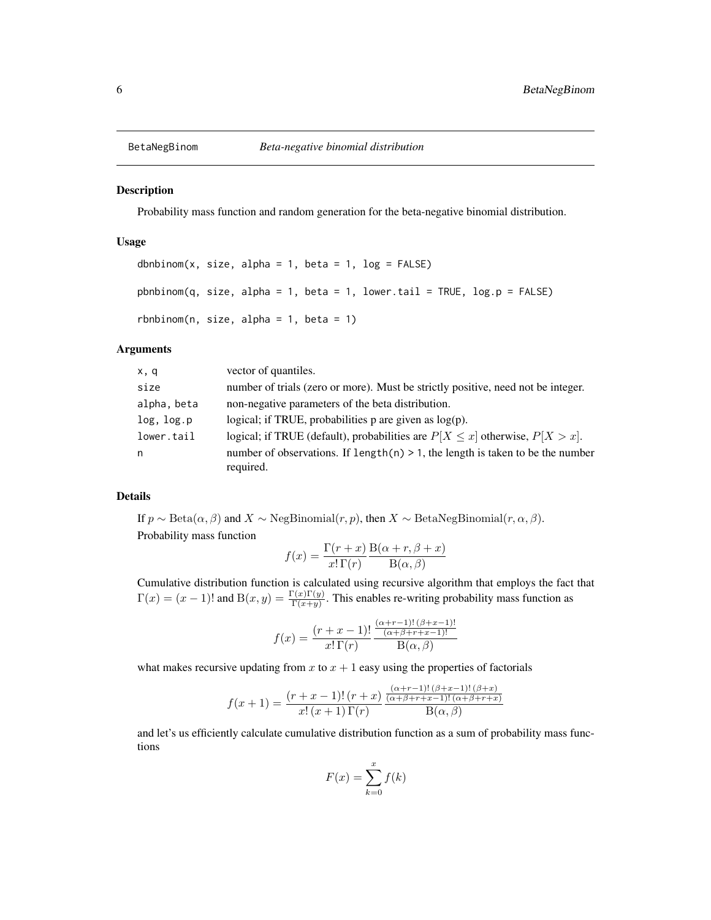BetaNegBinom    *Beta-negative binomial distribution*

## Description

Probability mass function and random generation for the beta-negative binomial distribution.

## Usage

```
dbnbinom(x, size, alpha = 1, beta = 1, log = FALSE)

pbnbinom(q, size, alpha = 1, beta = 1, lower.tail = TRUE, log.p = FALSE)

rbnbinom(n, size, alpha = 1, beta = 1)
```

## Arguments

| | |
|---|---|
| x, q | vector of quantiles. |
| size | number of trials (zero or more). Must be strictly positive, need not be integer. |
| alpha, beta | non-negative parameters of the beta distribution. |
| log, log.p | logical; if TRUE, probabilities p are given as log(p). |
| lower.tail | logical; if TRUE (default), probabilities are $P[X \le x]$ otherwise, $P[X > x]$. |
| n | number of observations. If length(n) > 1, the length is taken to be the number required. |

## Details

If $p \sim \mathrm{Beta}(\alpha, \beta)$ and $X \sim \mathrm{NegBinomial}(r, p)$, then $X \sim \mathrm{BetaNegBinomial}(r, \alpha, \beta)$.

Probability mass function

$$f(x) = \frac{\Gamma(r+x)}{x!\,\Gamma(r)} \frac{\mathrm{B}(\alpha + r, \beta + x)}{\mathrm{B}(\alpha, \beta)}$$

Cumulative distribution function is calculated using recursive algorithm that employs the fact that $\Gamma(x) = (x-1)!$ and $\mathrm{B}(x, y) = \frac{\Gamma(x)\Gamma(y)}{\Gamma(x+y)}$. This enables re-writing probability mass function as

$$f(x) = \frac{(r+x-1)!}{x!\,\Gamma(r)} \frac{\frac{(\alpha+r-1)!\,(\beta+x-1)!}{(\alpha+\beta+r+x-1)!}}{\mathrm{B}(\alpha, \beta)}$$

what makes recursive updating from $x$ to $x+1$ easy using the properties of factorials

$$f(x+1) = \frac{(r+x-1)!\,(r+x)}{x!\,(x+1)\,\Gamma(r)} \frac{\frac{(\alpha+r-1)!\,(\beta+x-1)!\,(\beta+x)}{(\alpha+\beta+r+x-1)!\,(\alpha+\beta+r+x)}}{\mathrm{B}(\alpha, \beta)}$$

and let's us efficiently calculate cumulative distribution function as a sum of probability mass functions

$$F(x) = \sum_{k=0}^{x} f(k)$$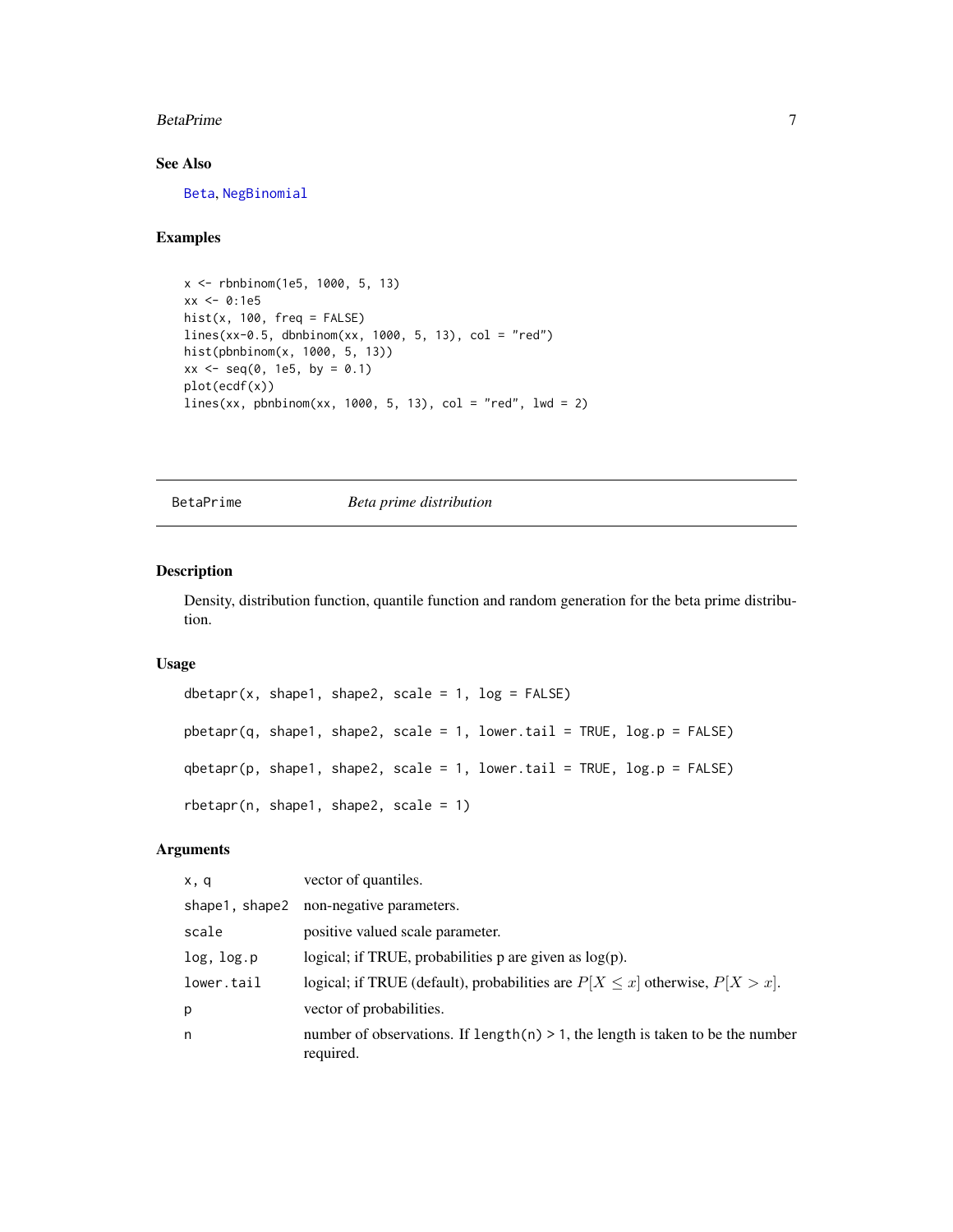### See Also

Beta, NegBinomial

### Examples

```
x <- rbnbinom(1e5, 1000, 5, 13)
xx <- 0:1e5
hist(x, 100, freq = FALSE)
lines(xx-0.5, dbnbinom(xx, 1000, 5, 13), col = "red")
hist(pbnbinom(x, 1000, 5, 13))
xx <- seq(0, 1e5, by = 0.1)
plot(ecdf(x))
lines(xx, pbnbinom(xx, 1000, 5, 13), col = "red", lwd = 2)
```

---

## BetaPrime — *Beta prime distribution*

---

### Description

Density, distribution function, quantile function and random generation for the beta prime distribution.

### Usage

```
dbetapr(x, shape1, shape2, scale = 1, log = FALSE)

pbetapr(q, shape1, shape2, scale = 1, lower.tail = TRUE, log.p = FALSE)

qbetapr(p, shape1, shape2, scale = 1, lower.tail = TRUE, log.p = FALSE)

rbetapr(n, shape1, shape2, scale = 1)
```

### Arguments

| | |
|---|---|
| `x, q` | vector of quantiles. |
| `shape1, shape2` | non-negative parameters. |
| `scale` | positive valued scale parameter. |
| `log, log.p` | logical; if TRUE, probabilities p are given as log(p). |
| `lower.tail` | logical; if TRUE (default), probabilities are $P[X \leq x]$ otherwise, $P[X > x]$. |
| `p` | vector of probabilities. |
| `n` | number of observations. If `length(n) > 1`, the length is taken to be the number required. |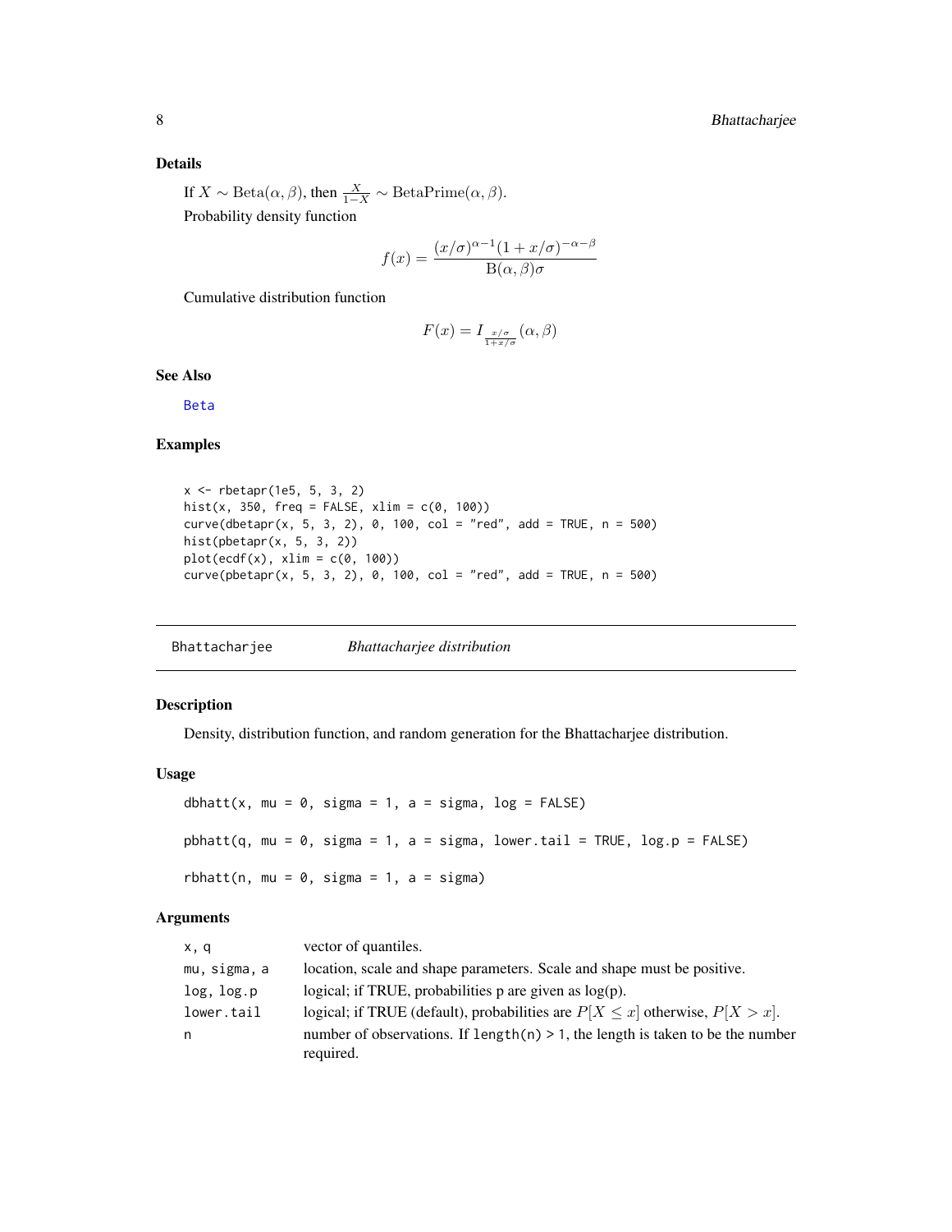### Details

If $X \sim \mathrm{Beta}(\alpha, \beta)$, then $\frac{X}{1-X} \sim \mathrm{BetaPrime}(\alpha, \beta)$.

Probability density function

$$f(x) = \frac{(x/\sigma)^{\alpha-1}(1+x/\sigma)^{-\alpha-\beta}}{\mathrm{B}(\alpha,\beta)\sigma}$$

Cumulative distribution function

$$F(x) = I_{\frac{x/\sigma}{1+x/\sigma}}(\alpha, \beta)$$

### See Also

Beta

### Examples

```
x <- rbetapr(1e5, 5, 3, 2)
hist(x, 350, freq = FALSE, xlim = c(0, 100))
curve(dbetapr(x, 5, 3, 2), 0, 100, col = "red", add = TRUE, n = 500)
hist(pbetapr(x, 5, 3, 2))
plot(ecdf(x), xlim = c(0, 100))
curve(pbetapr(x, 5, 3, 2), 0, 100, col = "red", add = TRUE, n = 500)
```

---

## Bhattacharjee — *Bhattacharjee distribution*

### Description

Density, distribution function, and random generation for the Bhattacharjee distribution.

### Usage

```
dbhatt(x, mu = 0, sigma = 1, a = sigma, log = FALSE)

pbhatt(q, mu = 0, sigma = 1, a = sigma, lower.tail = TRUE, log.p = FALSE)

rbhatt(n, mu = 0, sigma = 1, a = sigma)
```

### Arguments

| | |
|---|---|
| x, q | vector of quantiles. |
| mu, sigma, a | location, scale and shape parameters. Scale and shape must be positive. |
| log, log.p | logical; if TRUE, probabilities p are given as log(p). |
| lower.tail | logical; if TRUE (default), probabilities are $P[X \le x]$ otherwise, $P[X > x]$. |
| n | number of observations. If length(n) > 1, the length is taken to be the number required. |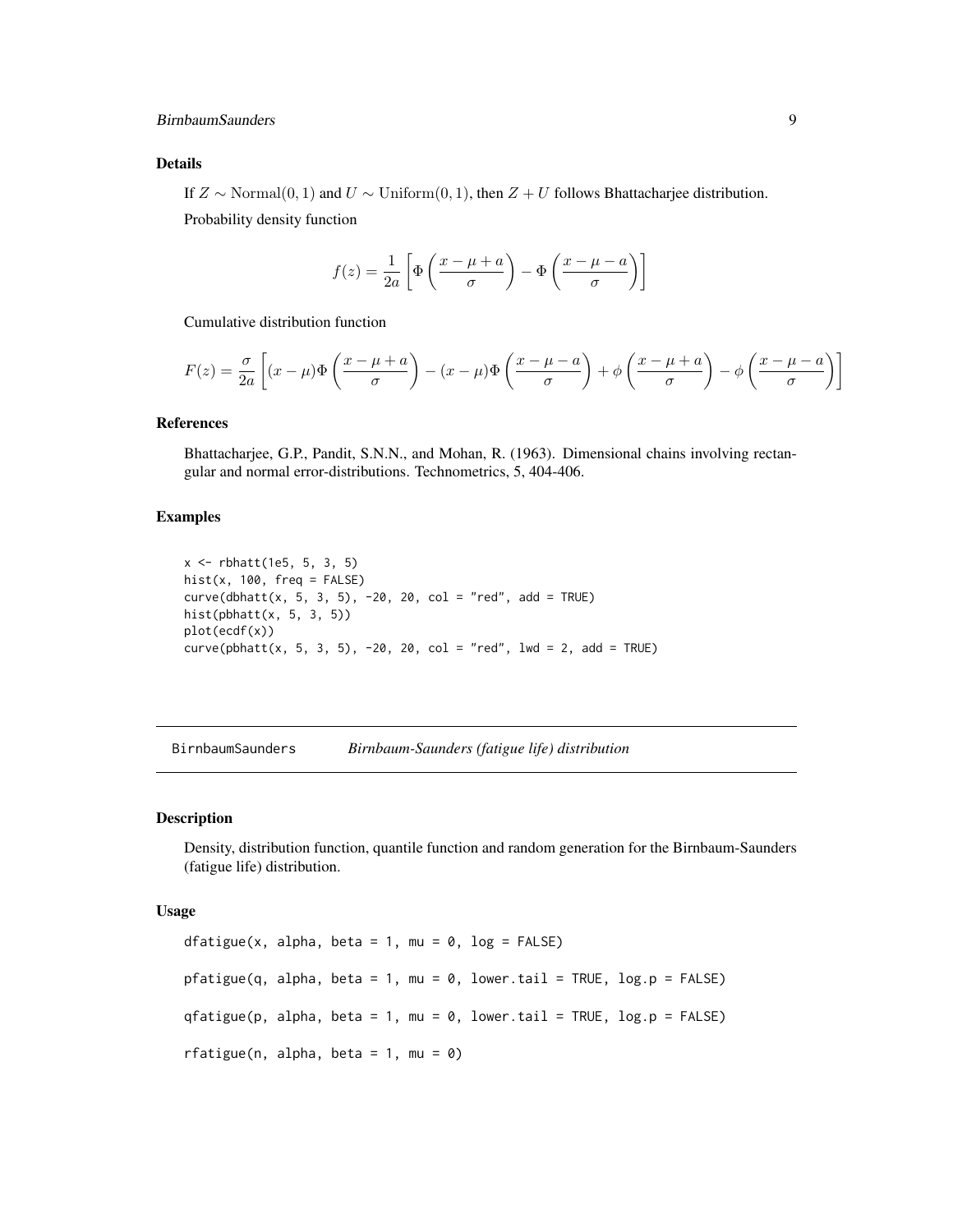### Details

If $Z \sim \mathrm{Normal}(0, 1)$ and $U \sim \mathrm{Uniform}(0, 1)$, then $Z + U$ follows Bhattacharjee distribution.

Probability density function

$$f(z) = \frac{1}{2a} \left[ \Phi\left( \frac{x - \mu + a}{\sigma} \right) - \Phi\left( \frac{x - \mu - a}{\sigma} \right) \right]$$

Cumulative distribution function

$$F(z) = \frac{\sigma}{2a} \left[ (x - \mu)\Phi\left( \frac{x - \mu + a}{\sigma} \right) - (x - \mu)\Phi\left( \frac{x - \mu - a}{\sigma} \right) + \phi\left( \frac{x - \mu + a}{\sigma} \right) - \phi\left( \frac{x - \mu - a}{\sigma} \right) \right]$$

### References

Bhattacharjee, G.P., Pandit, S.N.N., and Mohan, R. (1963). Dimensional chains involving rectangular and normal error-distributions. Technometrics, 5, 404-406.

### Examples

```
x <- rbhatt(1e5, 5, 3, 5)
hist(x, 100, freq = FALSE)
curve(dbhatt(x, 5, 3, 5), -20, 20, col = "red", add = TRUE)
hist(pbhatt(x, 5, 3, 5))
plot(ecdf(x))
curve(pbhatt(x, 5, 3, 5), -20, 20, col = "red", lwd = 2, add = TRUE)
```

---

## BirnbaumSaunders *Birnbaum-Saunders (fatigue life) distribution*

---

### Description

Density, distribution function, quantile function and random generation for the Birnbaum-Saunders (fatigue life) distribution.

### Usage

```
dfatigue(x, alpha, beta = 1, mu = 0, log = FALSE)

pfatigue(q, alpha, beta = 1, mu = 0, lower.tail = TRUE, log.p = FALSE)

qfatigue(p, alpha, beta = 1, mu = 0, lower.tail = TRUE, log.p = FALSE)

rfatigue(n, alpha, beta = 1, mu = 0)
```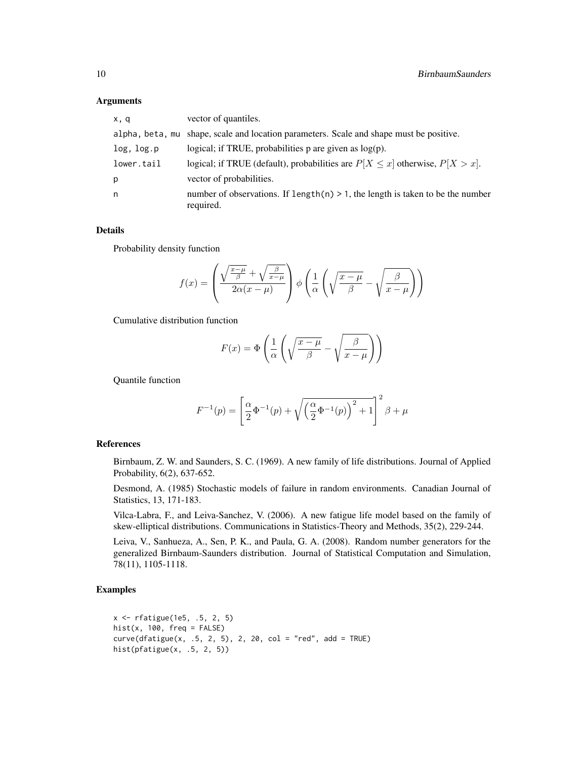### Arguments

| | |
|---|---|
| x, q | vector of quantiles. |
| alpha, beta, mu | shape, scale and location parameters. Scale and shape must be positive. |
| log, log.p | logical; if TRUE, probabilities p are given as log(p). |
| lower.tail | logical; if TRUE (default), probabilities are $P[X \le x]$ otherwise, $P[X > x]$. |
| p | vector of probabilities. |
| n | number of observations. If length(n) > 1, the length is taken to be the number required. |

### Details

Probability density function

$$f(x) = \left( \frac{\sqrt{\frac{x-\mu}{\beta}} + \sqrt{\frac{\beta}{x-\mu}}}{2\alpha(x-\mu)} \right) \phi \left( \frac{1}{\alpha} \left( \sqrt{\frac{x-\mu}{\beta}} - \sqrt{\frac{\beta}{x-\mu}} \right) \right)$$

Cumulative distribution function

$$F(x) = \Phi \left( \frac{1}{\alpha} \left( \sqrt{\frac{x-\mu}{\beta}} - \sqrt{\frac{\beta}{x-\mu}} \right) \right)$$

Quantile function

$$F^{-1}(p) = \left[ \frac{\alpha}{2} \Phi^{-1}(p) + \sqrt{\left( \frac{\alpha}{2} \Phi^{-1}(p) \right)^2 + 1} \right]^2 \beta + \mu$$

### References

Birnbaum, Z. W. and Saunders, S. C. (1969). A new family of life distributions. Journal of Applied Probability, 6(2), 637-652.

Desmond, A. (1985) Stochastic models of failure in random environments. Canadian Journal of Statistics, 13, 171-183.

Vilca-Labra, F., and Leiva-Sanchez, V. (2006). A new fatigue life model based on the family of skew-elliptical distributions. Communications in Statistics-Theory and Methods, 35(2), 229-244.

Leiva, V., Sanhueza, A., Sen, P. K., and Paula, G. A. (2008). Random number generators for the generalized Birnbaum-Saunders distribution. Journal of Statistical Computation and Simulation, 78(11), 1105-1118.

### Examples

```
x <- rfatigue(1e5, .5, 2, 5)
hist(x, 100, freq = FALSE)
curve(dfatigue(x, .5, 2, 5), 2, 20, col = "red", add = TRUE)
hist(pfatigue(x, .5, 2, 5))
```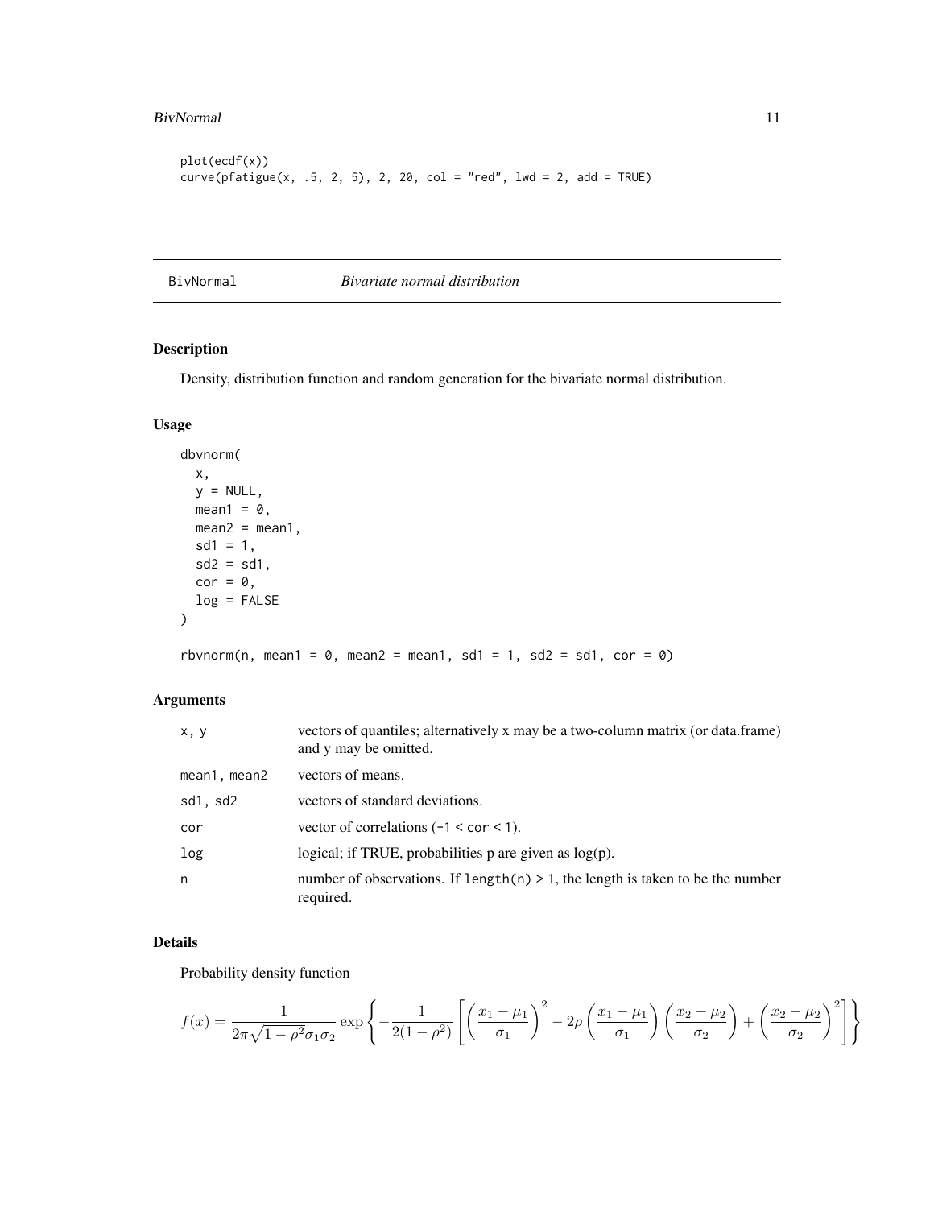```
plot(ecdf(x))
curve(pfatigue(x, .5, 2, 5), 2, 20, col = "red", lwd = 2, add = TRUE)
```

## BivNormal *Bivariate normal distribution*

### Description

Density, distribution function and random generation for the bivariate normal distribution.

### Usage

```
dbvnorm(
  x,
  y = NULL,
  mean1 = 0,
  mean2 = mean1,
  sd1 = 1,
  sd2 = sd1,
  cor = 0,
  log = FALSE
)

rbvnorm(n, mean1 = 0, mean2 = mean1, sd1 = 1, sd2 = sd1, cor = 0)
```

### Arguments

| | |
|---|---|
| x, y | vectors of quantiles; alternatively x may be a two-column matrix (or data.frame) and y may be omitted. |
| mean1, mean2 | vectors of means. |
| sd1, sd2 | vectors of standard deviations. |
| cor | vector of correlations (-1 < cor < 1). |
| log | logical; if TRUE, probabilities p are given as log(p). |
| n | number of observations. If length(n) > 1, the length is taken to be the number required. |

### Details

Probability density function

$$f(x) = \frac{1}{2\pi\sqrt{1-\rho^2}\sigma_1\sigma_2} \exp\left\{ -\frac{1}{2(1-\rho^2)} \left[ \left(\frac{x_1-\mu_1}{\sigma_1}\right)^2 - 2\rho\left(\frac{x_1-\mu_1}{\sigma_1}\right)\left(\frac{x_2-\mu_2}{\sigma_2}\right) + \left(\frac{x_2-\mu_2}{\sigma_2}\right)^2 \right] \right\}$$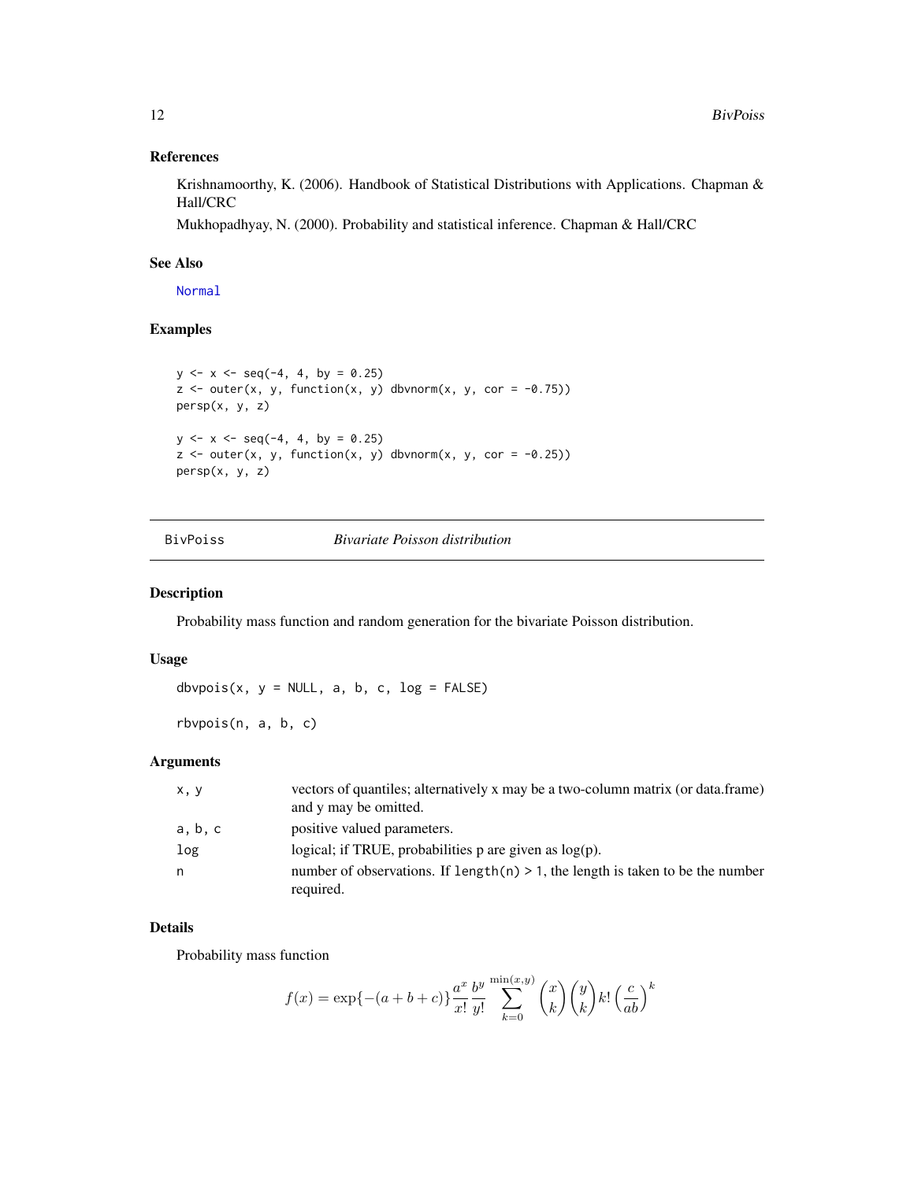## References

Krishnamoorthy, K. (2006). Handbook of Statistical Distributions with Applications. Chapman & Hall/CRC

Mukhopadhyay, N. (2000). Probability and statistical inference. Chapman & Hall/CRC

## See Also

Normal

## Examples

```
y <- x <- seq(-4, 4, by = 0.25)
z <- outer(x, y, function(x, y) dbvnorm(x, y, cor = -0.75))
persp(x, y, z)

y <- x <- seq(-4, 4, by = 0.25)
z <- outer(x, y, function(x, y) dbvnorm(x, y, cor = -0.25))
persp(x, y, z)
```

---

# BivPoiss — *Bivariate Poisson distribution*

## Description

Probability mass function and random generation for the bivariate Poisson distribution.

## Usage

```
dbvpois(x, y = NULL, a, b, c, log = FALSE)

rbvpois(n, a, b, c)
```

## Arguments

| | |
|---|---|
| x, y | vectors of quantiles; alternatively x may be a two-column matrix (or data.frame) and y may be omitted. |
| a, b, c | positive valued parameters. |
| log | logical; if TRUE, probabilities p are given as log(p). |
| n | number of observations. If `length(n) > 1`, the length is taken to be the number required. |

## Details

Probability mass function

$$f(x) = \exp\{-(a+b+c)\} \frac{a^x}{x!} \frac{b^y}{y!} \sum_{k=0}^{\min(x,y)} \binom{x}{k} \binom{y}{k} k! \left(\frac{c}{ab}\right)^k$$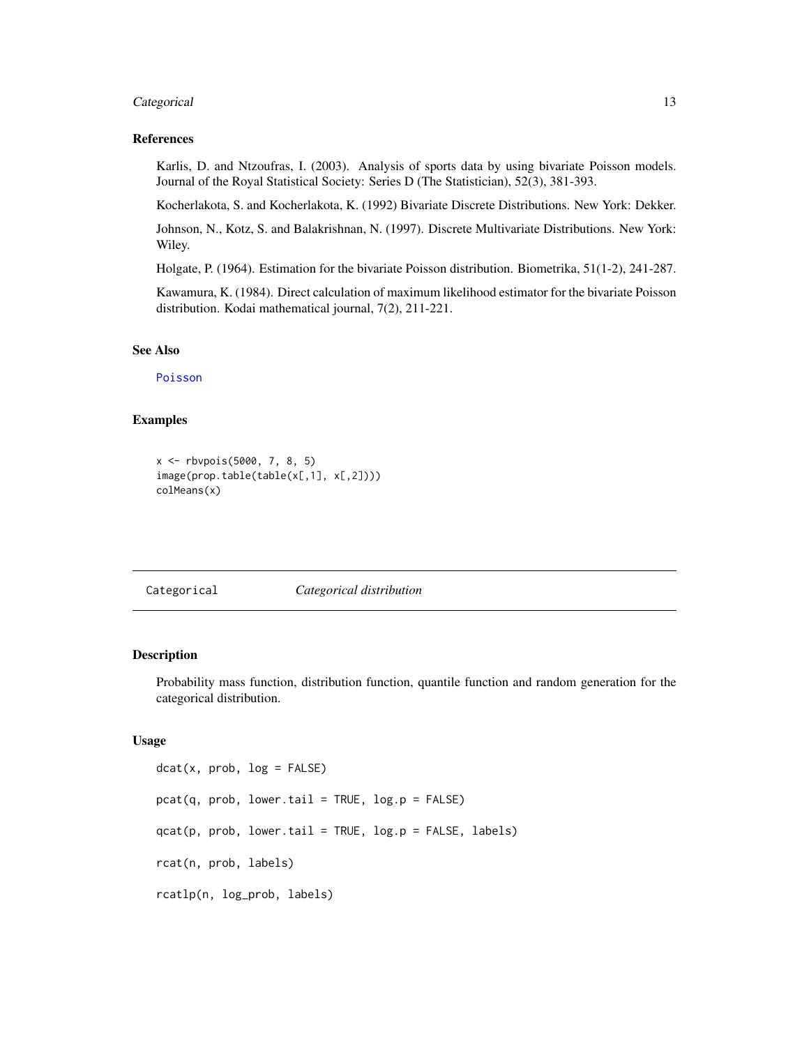### References

Karlis, D. and Ntzoufras, I. (2003). Analysis of sports data by using bivariate Poisson models. Journal of the Royal Statistical Society: Series D (The Statistician), 52(3), 381-393.

Kocherlakota, S. and Kocherlakota, K. (1992) Bivariate Discrete Distributions. New York: Dekker.

Johnson, N., Kotz, S. and Balakrishnan, N. (1997). Discrete Multivariate Distributions. New York: Wiley.

Holgate, P. (1964). Estimation for the bivariate Poisson distribution. Biometrika, 51(1-2), 241-287.

Kawamura, K. (1984). Direct calculation of maximum likelihood estimator for the bivariate Poisson distribution. Kodai mathematical journal, 7(2), 211-221.

### See Also

Poisson

### Examples

```
x <- rbvpois(5000, 7, 8, 5)
image(prop.table(table(x[,1], x[,2])))
colMeans(x)
```

---

## Categorical — *Categorical distribution*

### Description

Probability mass function, distribution function, quantile function and random generation for the categorical distribution.

### Usage

```
dcat(x, prob, log = FALSE)

pcat(q, prob, lower.tail = TRUE, log.p = FALSE)

qcat(p, prob, lower.tail = TRUE, log.p = FALSE, labels)

rcat(n, prob, labels)

rcatlp(n, log_prob, labels)
```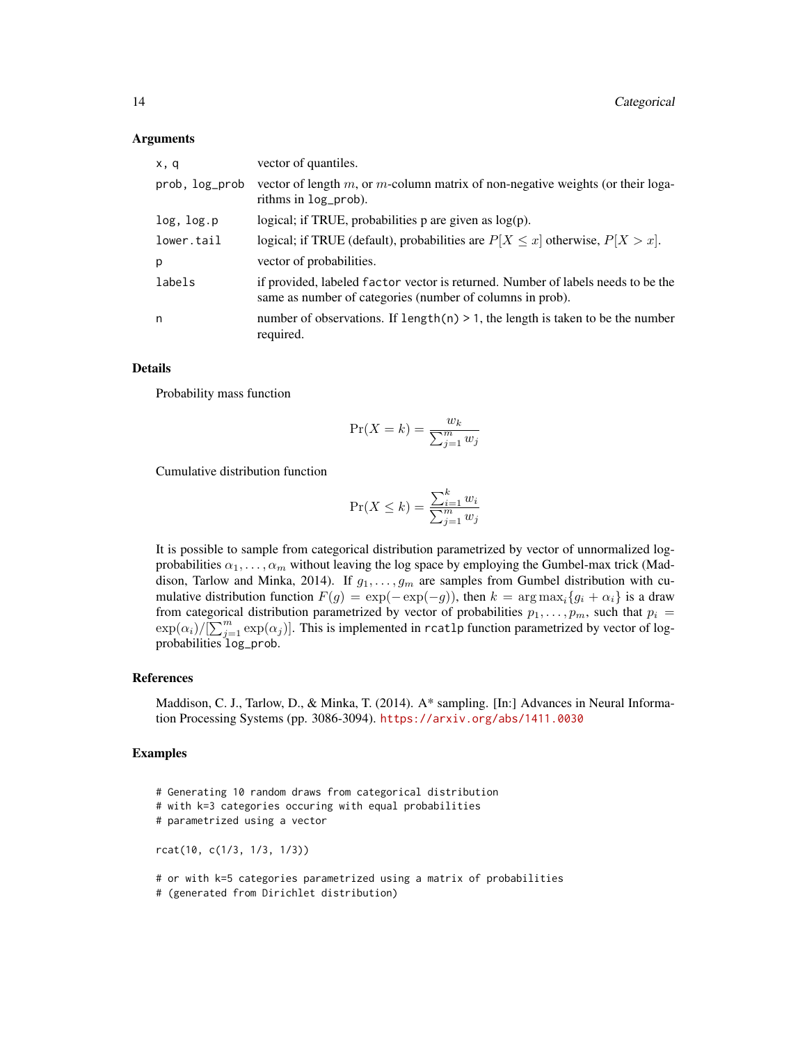### Arguments

| | |
|---|---|
| x, q | vector of quantiles. |
| prob, log_prob | vector of length $m$, or $m$-column matrix of non-negative weights (or their logarithms in log_prob). |
| log, log.p | logical; if TRUE, probabilities p are given as log(p). |
| lower.tail | logical; if TRUE (default), probabilities are $P[X \le x]$ otherwise, $P[X > x]$. |
| p | vector of probabilities. |
| labels | if provided, labeled factor vector is returned. Number of labels needs to be the same as number of categories (number of columns in prob). |
| n | number of observations. If length(n) > 1, the length is taken to be the number required. |

### Details

Probability mass function

$$\Pr(X = k) = \frac{w_k}{\sum_{j=1}^m w_j}$$

Cumulative distribution function

$$\Pr(X \le k) = \frac{\sum_{i=1}^k w_i}{\sum_{j=1}^m w_j}$$

It is possible to sample from categorical distribution parametrized by vector of unnormalized log-probabilities $\alpha_1, \dots, \alpha_m$ without leaving the log space by employing the Gumbel-max trick (Maddison, Tarlow and Minka, 2014). If $g_1, \dots, g_m$ are samples from Gumbel distribution with cumulative distribution function $F(g) = \exp(-\exp(-g))$, then $k = \arg\max_i \{g_i + \alpha_i\}$ is a draw from categorical distribution parametrized by vector of probabilities $p_1, \dots, p_m$, such that $p_i = \exp(\alpha_i)/[\sum_{j=1}^m \exp(\alpha_j)]$. This is implemented in rcatlp function parametrized by vector of log-probabilities log_prob.

### References

Maddison, C. J., Tarlow, D., & Minka, T. (2014). A* sampling. [In:] Advances in Neural Information Processing Systems (pp. 3086-3094). https://arxiv.org/abs/1411.0030

### Examples

```
# Generating 10 random draws from categorical distribution
# with k=3 categories occuring with equal probabilities
# parametrized using a vector

rcat(10, c(1/3, 1/3, 1/3))

# or with k=5 categories parametrized using a matrix of probabilities
# (generated from Dirichlet distribution)
```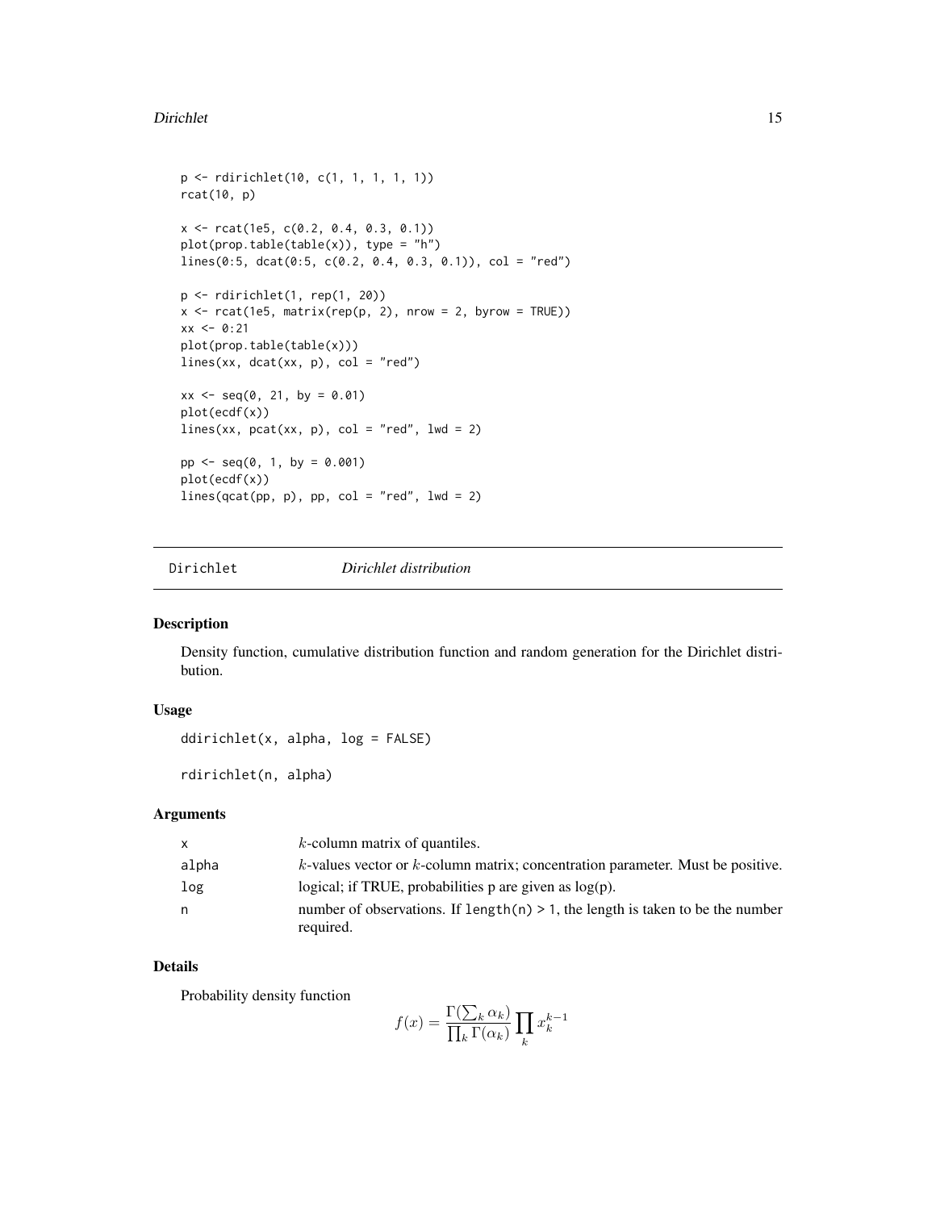```
p <- rdirichlet(10, c(1, 1, 1, 1, 1))
rcat(10, p)

x <- rcat(1e5, c(0.2, 0.4, 0.3, 0.1))
plot(prop.table(table(x)), type = "h")
lines(0:5, dcat(0:5, c(0.2, 0.4, 0.3, 0.1)), col = "red")

p <- rdirichlet(1, rep(1, 20))
x <- rcat(1e5, matrix(rep(p, 2), nrow = 2, byrow = TRUE))
xx <- 0:21
plot(prop.table(table(x)))
lines(xx, dcat(xx, p), col = "red")

xx <- seq(0, 21, by = 0.01)
plot(ecdf(x))
lines(xx, pcat(xx, p), col = "red", lwd = 2)

pp <- seq(0, 1, by = 0.001)
plot(ecdf(x))
lines(qcat(pp, p), pp, col = "red", lwd = 2)
```

---

Dirichlet *Dirichlet distribution*

---

## Description

Density function, cumulative distribution function and random generation for the Dirichlet distribution.

## Usage

```
ddirichlet(x, alpha, log = FALSE)

rdirichlet(n, alpha)
```

## Arguments

| | |
|---|---|
| x | $k$-column matrix of quantiles. |
| alpha | $k$-values vector or $k$-column matrix; concentration parameter. Must be positive. |
| log | logical; if TRUE, probabilities p are given as log(p). |
| n | number of observations. If `length(n) > 1`, the length is taken to be the number required. |

## Details

Probability density function

$$f(x) = \frac{\Gamma(\sum_k \alpha_k)}{\prod_k \Gamma(\alpha_k)} \prod_k x_k^{k-1}$$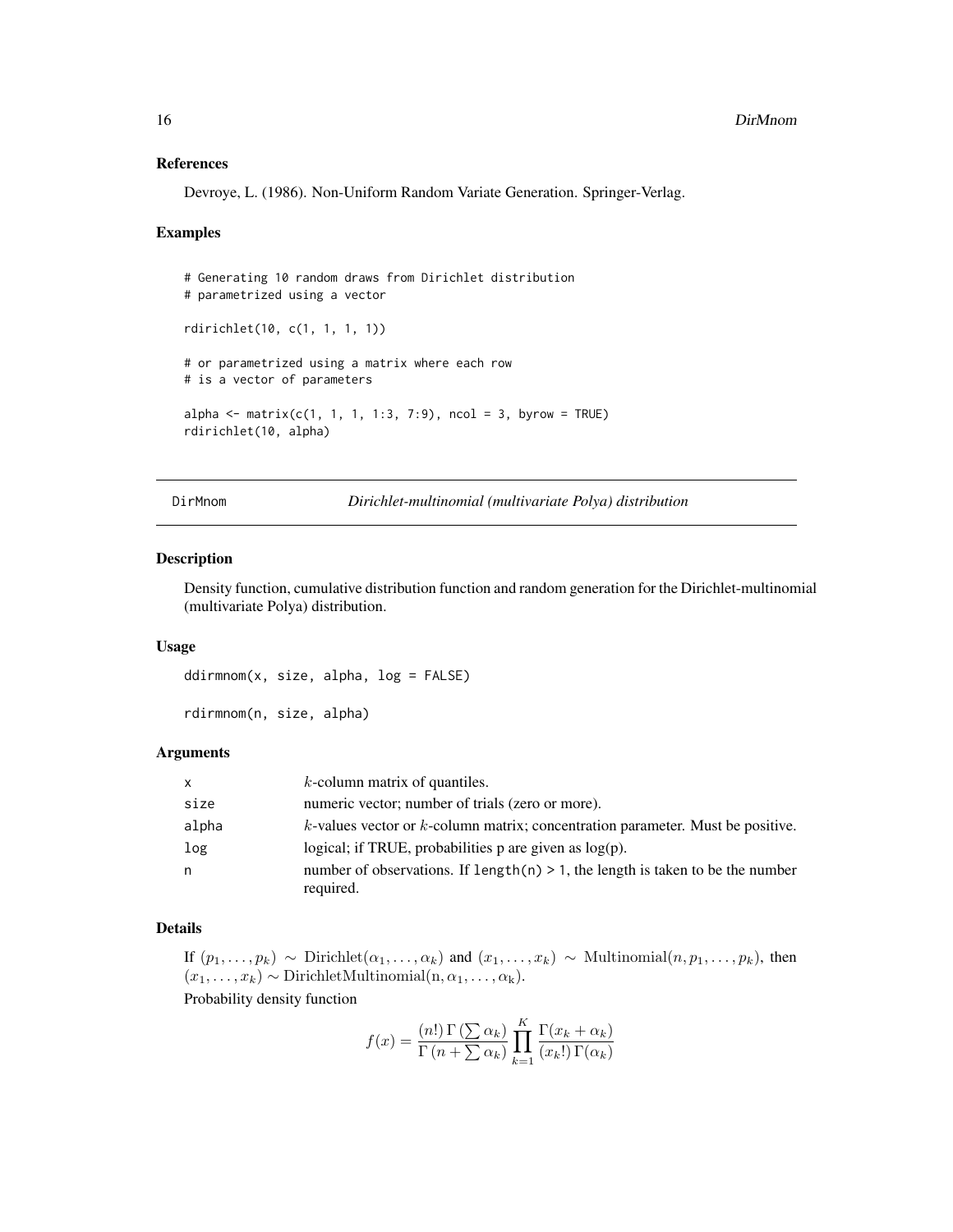### References

Devroye, L. (1986). Non-Uniform Random Variate Generation. Springer-Verlag.

### Examples

```
# Generating 10 random draws from Dirichlet distribution
# parametrized using a vector

rdirichlet(10, c(1, 1, 1, 1))

# or parametrized using a matrix where each row
# is a vector of parameters

alpha <- matrix(c(1, 1, 1, 1:3, 7:9), ncol = 3, byrow = TRUE)
rdirichlet(10, alpha)
```

---

## DirMnom — *Dirichlet-multinomial (multivariate Polya) distribution*

---

### Description

Density function, cumulative distribution function and random generation for the Dirichlet-multinomial (multivariate Polya) distribution.

### Usage

```
ddirmnom(x, size, alpha, log = FALSE)

rdirmnom(n, size, alpha)
```

### Arguments

| | |
|---|---|
| x | $k$-column matrix of quantiles. |
| size | numeric vector; number of trials (zero or more). |
| alpha | $k$-values vector or $k$-column matrix; concentration parameter. Must be positive. |
| log | logical; if TRUE, probabilities p are given as log(p). |
| n | number of observations. If `length(n) > 1`, the length is taken to be the number required. |

### Details

If $(p_1, \ldots, p_k) \sim \mathrm{Dirichlet}(\alpha_1, \ldots, \alpha_k)$ and $(x_1, \ldots, x_k) \sim \mathrm{Multinomial}(n, p_1, \ldots, p_k)$, then $(x_1, \ldots, x_k) \sim \mathrm{DirichletMultinomial(n, \alpha_1, \ldots, \alpha_k)}$.

Probability density function

$$f(x) = \frac{(n!)\,\Gamma\left(\sum \alpha_k\right)}{\Gamma\left(n + \sum \alpha_k\right)} \prod_{k=1}^{K} \frac{\Gamma(x_k + \alpha_k)}{(x_k!)\,\Gamma(\alpha_k)}$$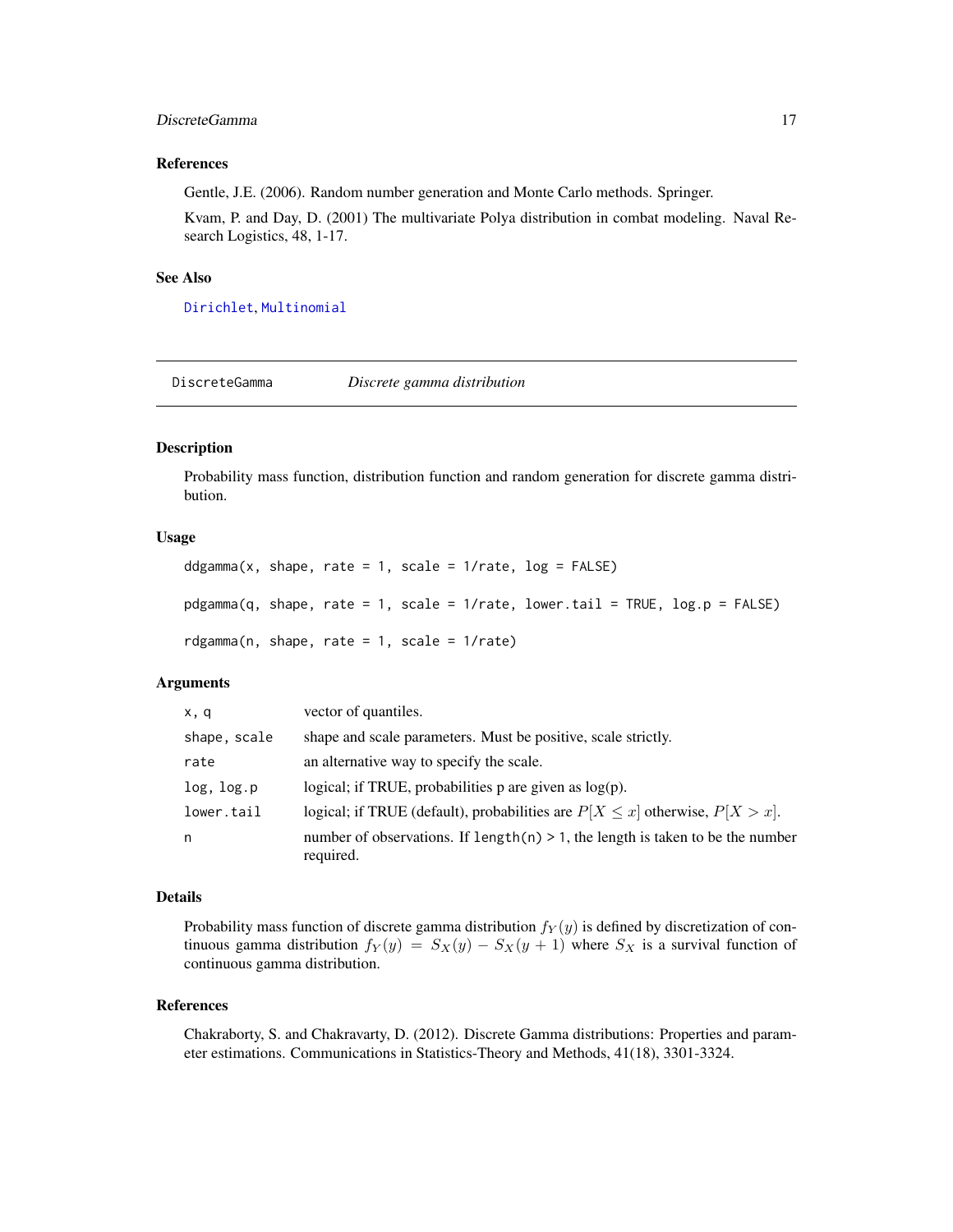### References

Gentle, J.E. (2006). Random number generation and Monte Carlo methods. Springer.

Kvam, P. and Day, D. (2001) The multivariate Polya distribution in combat modeling. Naval Research Logistics, 48, 1-17.

### See Also

Dirichlet, Multinomial

---

## DiscreteGamma *Discrete gamma distribution*

---

### Description

Probability mass function, distribution function and random generation for discrete gamma distribution.

### Usage

```
ddgamma(x, shape, rate = 1, scale = 1/rate, log = FALSE)

pdgamma(q, shape, rate = 1, scale = 1/rate, lower.tail = TRUE, log.p = FALSE)

rdgamma(n, shape, rate = 1, scale = 1/rate)
```

### Arguments

| | |
|---|---|
| x, q | vector of quantiles. |
| shape, scale | shape and scale parameters. Must be positive, scale strictly. |
| rate | an alternative way to specify the scale. |
| log, log.p | logical; if TRUE, probabilities p are given as log(p). |
| lower.tail | logical; if TRUE (default), probabilities are $P[X \leq x]$ otherwise, $P[X > x]$. |
| n | number of observations. If `length(n) > 1`, the length is taken to be the number required. |

### Details

Probability mass function of discrete gamma distribution $f_Y(y)$ is defined by discretization of continuous gamma distribution $f_Y(y) = S_X(y) - S_X(y+1)$ where $S_X$ is a survival function of continuous gamma distribution.

### References

Chakraborty, S. and Chakravarty, D. (2012). Discrete Gamma distributions: Properties and parameter estimations. Communications in Statistics-Theory and Methods, 41(18), 3301-3324.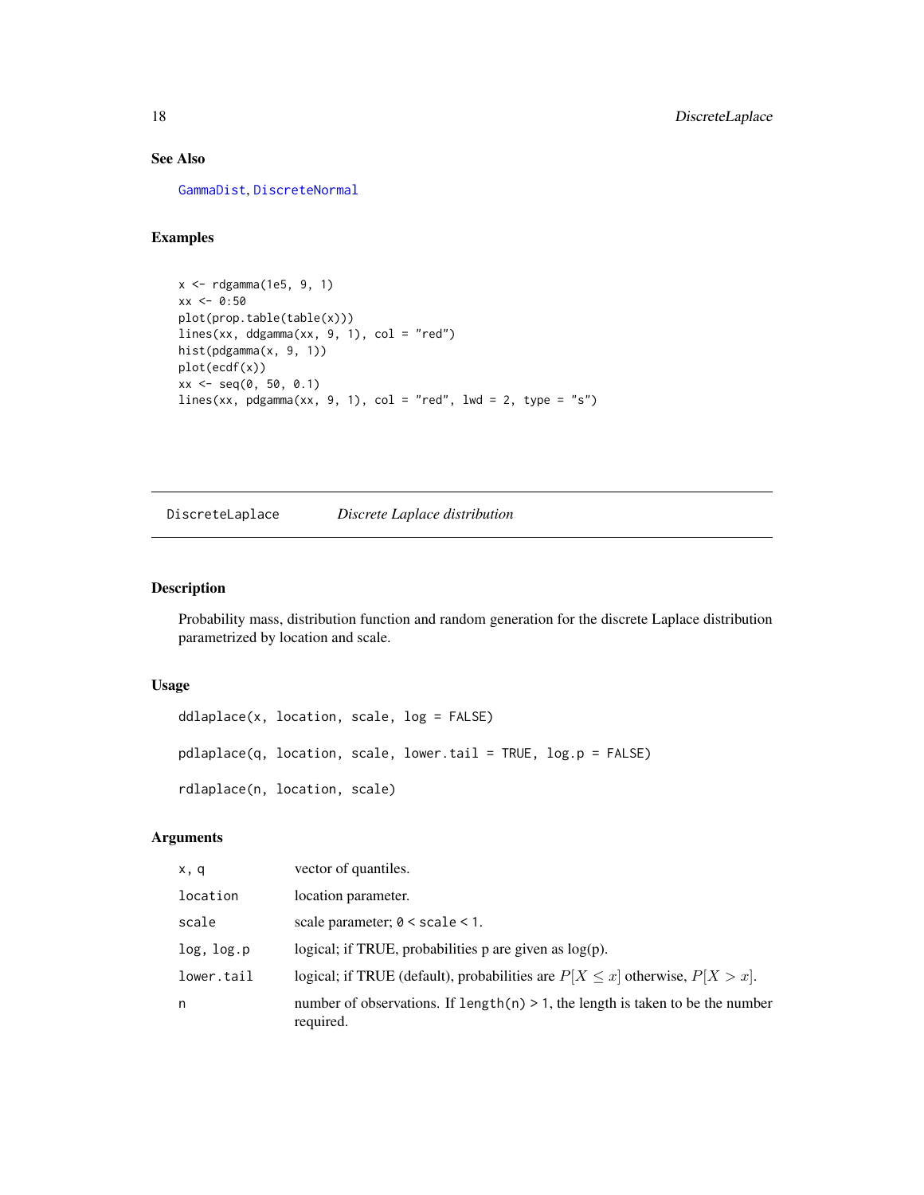## See Also

GammaDist, DiscreteNormal

## Examples

```
x <- rdgamma(1e5, 9, 1)
xx <- 0:50
plot(prop.table(table(x)))
lines(xx, ddgamma(xx, 9, 1), col = "red")
hist(pdgamma(x, 9, 1))
plot(ecdf(x))
xx <- seq(0, 50, 0.1)
lines(xx, pdgamma(xx, 9, 1), col = "red", lwd = 2, type = "s")
```

---

# DiscreteLaplace *Discrete Laplace distribution*

## Description

Probability mass, distribution function and random generation for the discrete Laplace distribution parametrized by location and scale.

## Usage

```
ddlaplace(x, location, scale, log = FALSE)

pdlaplace(q, location, scale, lower.tail = TRUE, log.p = FALSE)

rdlaplace(n, location, scale)
```

## Arguments

| | |
|---|---|
| x, q | vector of quantiles. |
| location | location parameter. |
| scale | scale parameter; 0 < scale < 1. |
| log, log.p | logical; if TRUE, probabilities p are given as log(p). |
| lower.tail | logical; if TRUE (default), probabilities are $P[X \leq x]$ otherwise, $P[X > x]$. |
| n | number of observations. If length(n) > 1, the length is taken to be the number required. |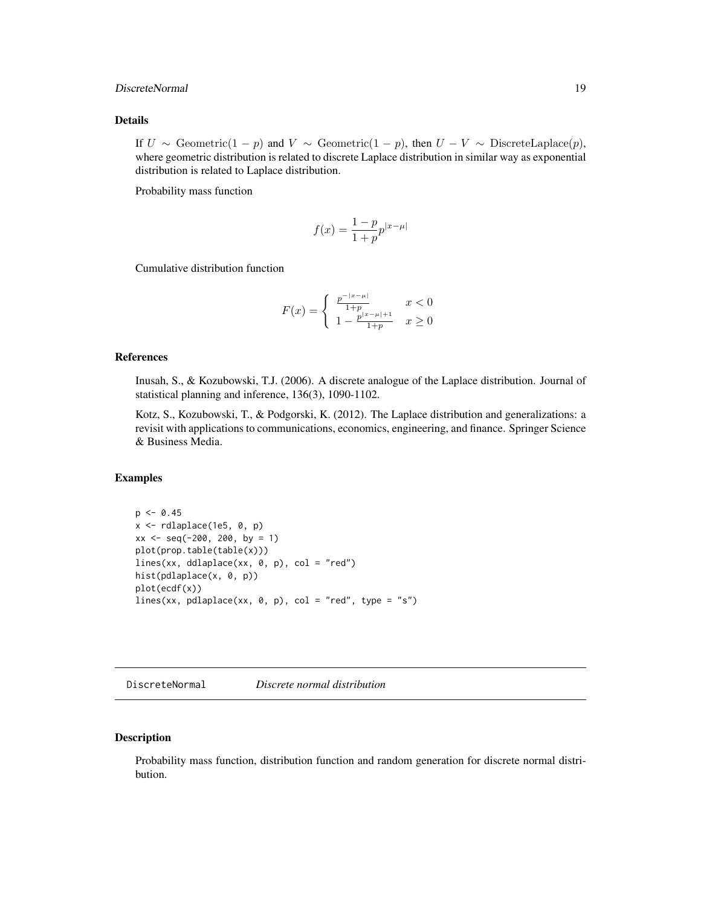### Details

If $U \sim \text{Geometric}(1-p)$ and $V \sim \text{Geometric}(1-p)$, then $U - V \sim \text{DiscreteLaplace}(p)$, where geometric distribution is related to discrete Laplace distribution in similar way as exponential distribution is related to Laplace distribution.

Probability mass function

$$f(x) = \frac{1-p}{1+p} p^{|x-\mu|}$$

Cumulative distribution function

$$F(x) = \left\{ \begin{array}{ll} \frac{p^{-|x-\mu|}}{1+p} & x < 0 \\ 1 - \frac{p^{|x-\mu|+1}}{1+p} & x \geq 0 \end{array} \right.$$

### References

Inusah, S., & Kozubowski, T.J. (2006). A discrete analogue of the Laplace distribution. Journal of statistical planning and inference, 136(3), 1090-1102.

Kotz, S., Kozubowski, T., & Podgorski, K. (2012). The Laplace distribution and generalizations: a revisit with applications to communications, economics, engineering, and finance. Springer Science & Business Media.

### Examples

```
p <- 0.45
x <- rdlaplace(1e5, 0, p)
xx <- seq(-200, 200, by = 1)
plot(prop.table(table(x)))
lines(xx, ddlaplace(xx, 0, p), col = "red")
hist(pdlaplace(x, 0, p))
plot(ecdf(x))
lines(xx, pdlaplace(xx, 0, p), col = "red", type = "s")
```

---

## DiscreteNormal *Discrete normal distribution*

### Description

Probability mass function, distribution function and random generation for discrete normal distribution.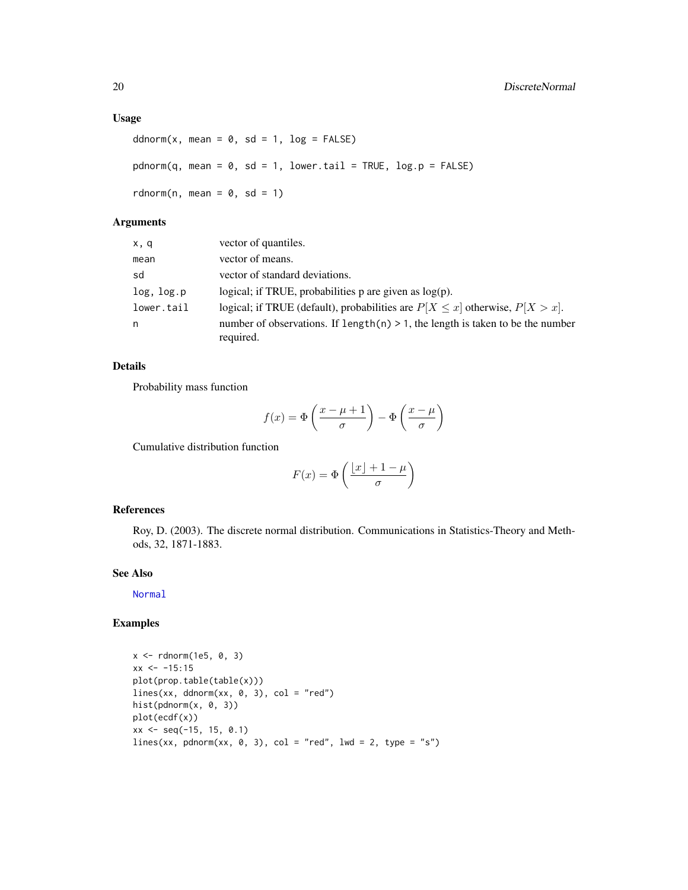## Usage

```
ddnorm(x, mean = 0, sd = 1, log = FALSE)

pdnorm(q, mean = 0, sd = 1, lower.tail = TRUE, log.p = FALSE)

rdnorm(n, mean = 0, sd = 1)
```

## Arguments

| | |
|---|---|
| `x, q` | vector of quantiles. |
| `mean` | vector of means. |
| `sd` | vector of standard deviations. |
| `log, log.p` | logical; if TRUE, probabilities p are given as log(p). |
| `lower.tail` | logical; if TRUE (default), probabilities are $P[X \le x]$ otherwise, $P[X > x]$. |
| `n` | number of observations. If `length(n) > 1`, the length is taken to be the number required. |

## Details

Probability mass function

$$f(x) = \Phi\left(\frac{x - \mu + 1}{\sigma}\right) - \Phi\left(\frac{x - \mu}{\sigma}\right)$$

Cumulative distribution function

$$F(x) = \Phi\left(\frac{\lfloor x \rfloor + 1 - \mu}{\sigma}\right)$$

## References

Roy, D. (2003). The discrete normal distribution. Communications in Statistics-Theory and Methods, 32, 1871-1883.

## See Also

Normal

## Examples

```
x <- rdnorm(1e5, 0, 3)
xx <- -15:15
plot(prop.table(table(x)))
lines(xx, ddnorm(xx, 0, 3), col = "red")
hist(pdnorm(x, 0, 3))
plot(ecdf(x))
xx <- seq(-15, 15, 0.1)
lines(xx, pdnorm(xx, 0, 3), col = "red", lwd = 2, type = "s")
```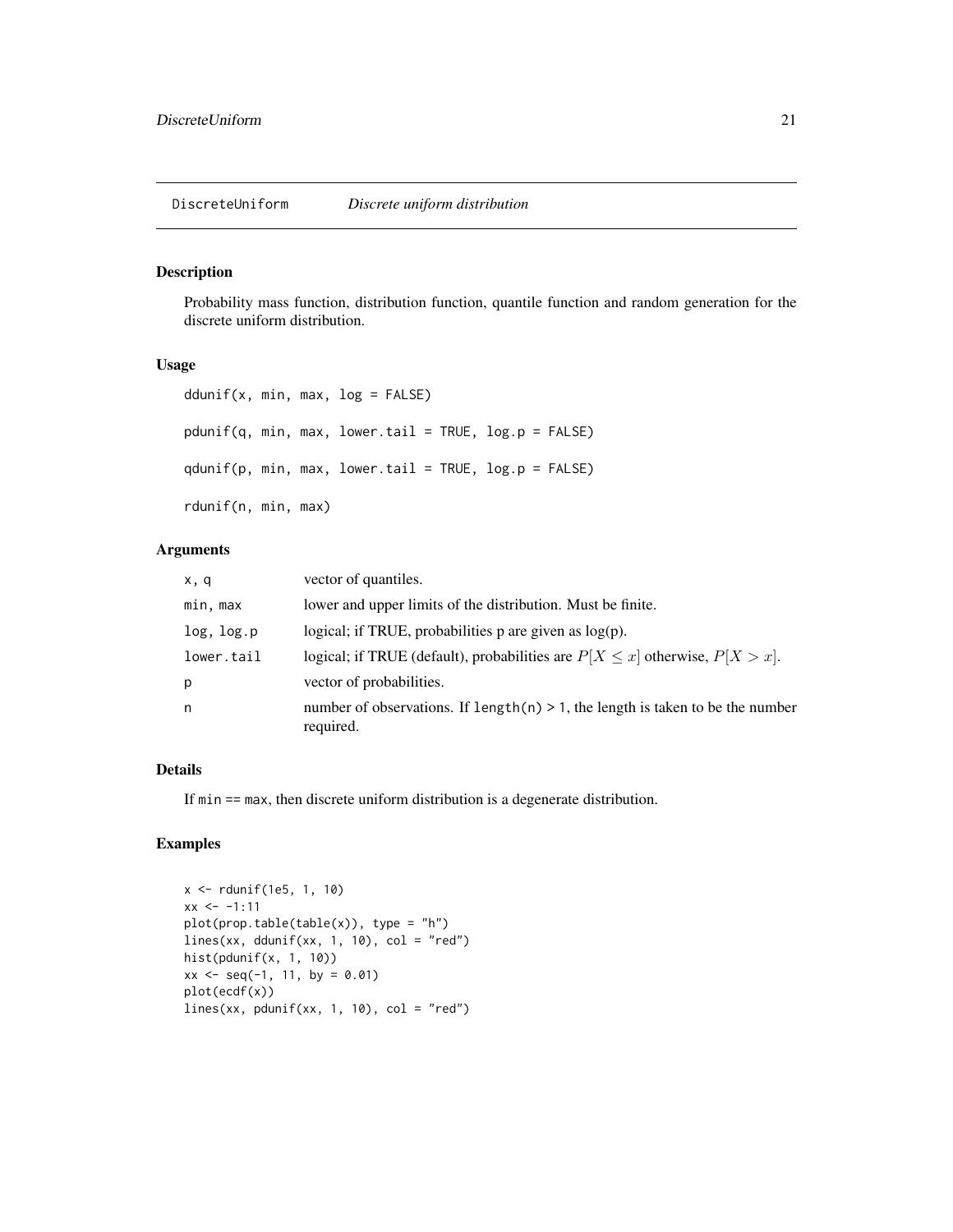# DiscreteUniform *Discrete uniform distribution*

## Description

Probability mass function, distribution function, quantile function and random generation for the discrete uniform distribution.

## Usage

```
ddunif(x, min, max, log = FALSE)

pdunif(q, min, max, lower.tail = TRUE, log.p = FALSE)

qdunif(p, min, max, lower.tail = TRUE, log.p = FALSE)

rdunif(n, min, max)
```

## Arguments

| | |
|---|---|
| `x, q` | vector of quantiles. |
| `min, max` | lower and upper limits of the distribution. Must be finite. |
| `log, log.p` | logical; if TRUE, probabilities p are given as log(p). |
| `lower.tail` | logical; if TRUE (default), probabilities are $P[X \leq x]$ otherwise, $P[X > x]$. |
| `p` | vector of probabilities. |
| `n` | number of observations. If `length(n) > 1`, the length is taken to be the number required. |

## Details

If `min == max`, then discrete uniform distribution is a degenerate distribution.

## Examples

```
x <- rdunif(1e5, 1, 10)
xx <- -1:11
plot(prop.table(table(x)), type = "h")
lines(xx, ddunif(xx, 1, 10), col = "red")
hist(pdunif(x, 1, 10))
xx <- seq(-1, 11, by = 0.01)
plot(ecdf(x))
lines(xx, pdunif(xx, 1, 10), col = "red")
```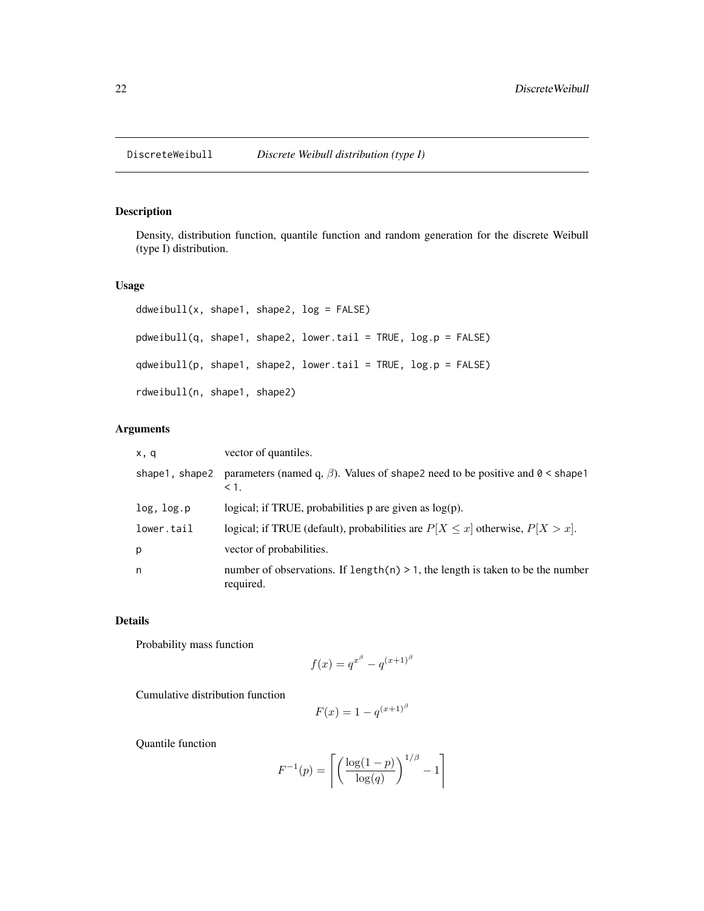## DiscreteWeibull *Discrete Weibull distribution (type I)*

### Description

Density, distribution function, quantile function and random generation for the discrete Weibull (type I) distribution.

### Usage

```
ddweibull(x, shape1, shape2, log = FALSE)

pdweibull(q, shape1, shape2, lower.tail = TRUE, log.p = FALSE)

qdweibull(p, shape1, shape2, lower.tail = TRUE, log.p = FALSE)

rdweibull(n, shape1, shape2)
```

### Arguments

| | |
|---|---|
| x, q | vector of quantiles. |
| shape1, shape2 | parameters (named q, $\beta$). Values of shape2 need to be positive and 0 < shape1 < 1. |
| log, log.p | logical; if TRUE, probabilities p are given as log(p). |
| lower.tail | logical; if TRUE (default), probabilities are $P[X \leq x]$ otherwise, $P[X > x]$. |
| p | vector of probabilities. |
| n | number of observations. If length(n) > 1, the length is taken to be the number required. |

### Details

Probability mass function

$$f(x) = q^{x^\beta} - q^{(x+1)^\beta}$$

Cumulative distribution function

$$F(x) = 1 - q^{(x+1)^\beta}$$

Quantile function

$$F^{-1}(p) = \left\lceil \left( \frac{\log(1-p)}{\log(q)} \right)^{1/\beta} - 1 \right\rceil$$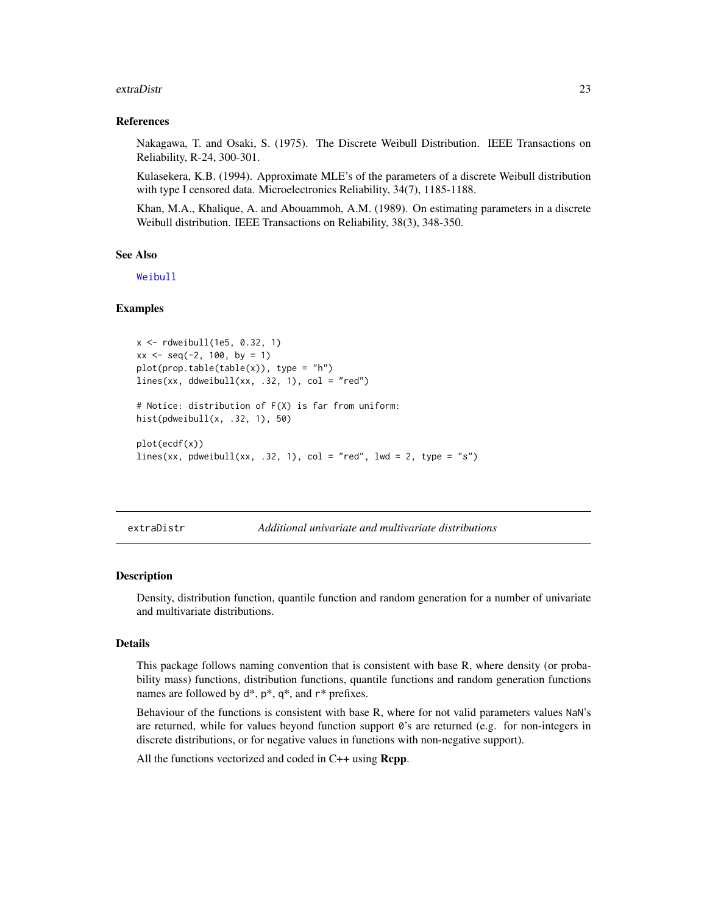### References

Nakagawa, T. and Osaki, S. (1975). The Discrete Weibull Distribution. IEEE Transactions on Reliability, R-24, 300-301.

Kulasekera, K.B. (1994). Approximate MLE's of the parameters of a discrete Weibull distribution with type I censored data. Microelectronics Reliability, 34(7), 1185-1188.

Khan, M.A., Khalique, A. and Abouammoh, A.M. (1989). On estimating parameters in a discrete Weibull distribution. IEEE Transactions on Reliability, 38(3), 348-350.

### See Also

Weibull

### Examples

```
x <- rdweibull(1e5, 0.32, 1)
xx <- seq(-2, 100, by = 1)
plot(prop.table(table(x)), type = "h")
lines(xx, ddweibull(xx, .32, 1), col = "red")

# Notice: distribution of F(X) is far from uniform:
hist(pdweibull(x, .32, 1), 50)

plot(ecdf(x))
lines(xx, pdweibull(xx, .32, 1), col = "red", lwd = 2, type = "s")
```

---

## extraDistr — *Additional univariate and multivariate distributions*

### Description

Density, distribution function, quantile function and random generation for a number of univariate and multivariate distributions.

### Details

This package follows naming convention that is consistent with base R, where density (or probability mass) functions, distribution functions, quantile functions and random generation functions names are followed by d*, p*, q*, and r* prefixes.

Behaviour of the functions is consistent with base R, where for not valid parameters values NaN's are returned, while for values beyond function support 0's are returned (e.g. for non-integers in discrete distributions, or for negative values in functions with non-negative support).

All the functions vectorized and coded in C++ using **Rcpp**.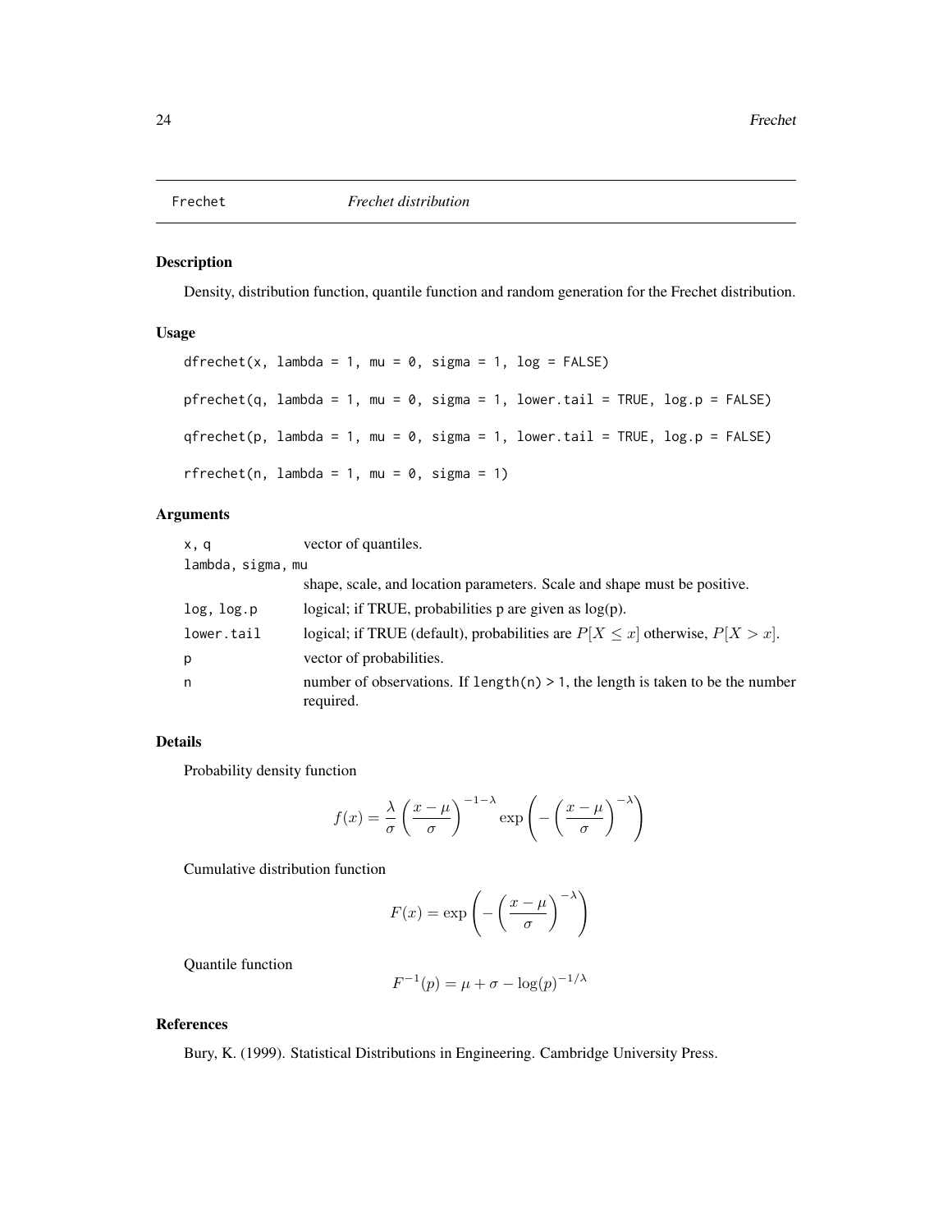Frechet *Frechet distribution*

## Description

Density, distribution function, quantile function and random generation for the Frechet distribution.

## Usage

```
dfrechet(x, lambda = 1, mu = 0, sigma = 1, log = FALSE)

pfrechet(q, lambda = 1, mu = 0, sigma = 1, lower.tail = TRUE, log.p = FALSE)

qfrechet(p, lambda = 1, mu = 0, sigma = 1, lower.tail = TRUE, log.p = FALSE)

rfrechet(n, lambda = 1, mu = 0, sigma = 1)
```

## Arguments

| | |
|---|---|
| `x, q` | vector of quantiles. |
| `lambda, sigma, mu` | shape, scale, and location parameters. Scale and shape must be positive. |
| `log, log.p` | logical; if TRUE, probabilities p are given as log(p). |
| `lower.tail` | logical; if TRUE (default), probabilities are $P[X \leq x]$ otherwise, $P[X > x]$. |
| `p` | vector of probabilities. |
| `n` | number of observations. If `length(n) > 1`, the length is taken to be the number required. |

## Details

Probability density function

$$f(x) = \frac{\lambda}{\sigma} \left( \frac{x - \mu}{\sigma} \right)^{-1-\lambda} \exp\left( -\left( \frac{x - \mu}{\sigma} \right)^{-\lambda} \right)$$

Cumulative distribution function

$$F(x) = \exp\left( -\left( \frac{x - \mu}{\sigma} \right)^{-\lambda} \right)$$

Quantile function

$$F^{-1}(p) = \mu + \sigma - \log(p)^{-1/\lambda}$$

## References

Bury, K. (1999). Statistical Distributions in Engineering. Cambridge University Press.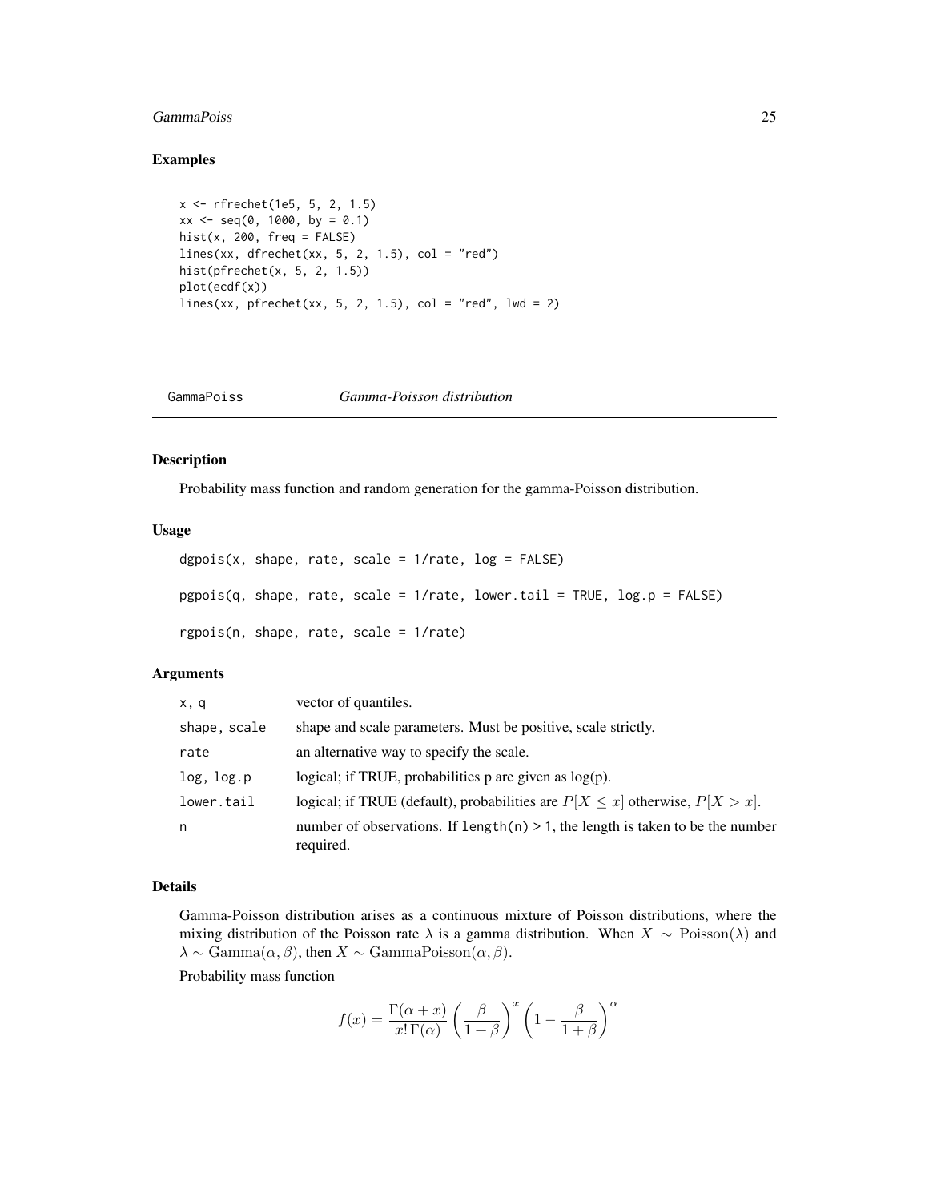## Examples

```
x <- rfrechet(1e5, 5, 2, 1.5)
xx <- seq(0, 1000, by = 0.1)
hist(x, 200, freq = FALSE)
lines(xx, dfrechet(xx, 5, 2, 1.5), col = "red")
hist(pfrechet(x, 5, 2, 1.5))
plot(ecdf(x))
lines(xx, pfrechet(xx, 5, 2, 1.5), col = "red", lwd = 2)
```

---

# GammaPoiss *Gamma-Poisson distribution*

---

## Description

Probability mass function and random generation for the gamma-Poisson distribution.

## Usage

```
dgpois(x, shape, rate, scale = 1/rate, log = FALSE)

pgpois(q, shape, rate, scale = 1/rate, lower.tail = TRUE, log.p = FALSE)

rgpois(n, shape, rate, scale = 1/rate)
```

## Arguments

| | |
|---|---|
| `x, q` | vector of quantiles. |
| `shape, scale` | shape and scale parameters. Must be positive, scale strictly. |
| `rate` | an alternative way to specify the scale. |
| `log, log.p` | logical; if TRUE, probabilities p are given as log(p). |
| `lower.tail` | logical; if TRUE (default), probabilities are $P[X \leq x]$ otherwise, $P[X > x]$. |
| `n` | number of observations. If `length(n) > 1`, the length is taken to be the number required. |

## Details

Gamma-Poisson distribution arises as a continuous mixture of Poisson distributions, where the mixing distribution of the Poisson rate $\lambda$ is a gamma distribution. When $X \sim \mathrm{Poisson}(\lambda)$ and $\lambda \sim \mathrm{Gamma}(\alpha, \beta)$, then $X \sim \mathrm{GammaPoisson}(\alpha, \beta)$.

Probability mass function

$$f(x) = \frac{\Gamma(\alpha + x)}{x! \, \Gamma(\alpha)} \left( \frac{\beta}{1 + \beta} \right)^x \left( 1 - \frac{\beta}{1 + \beta} \right)^\alpha$$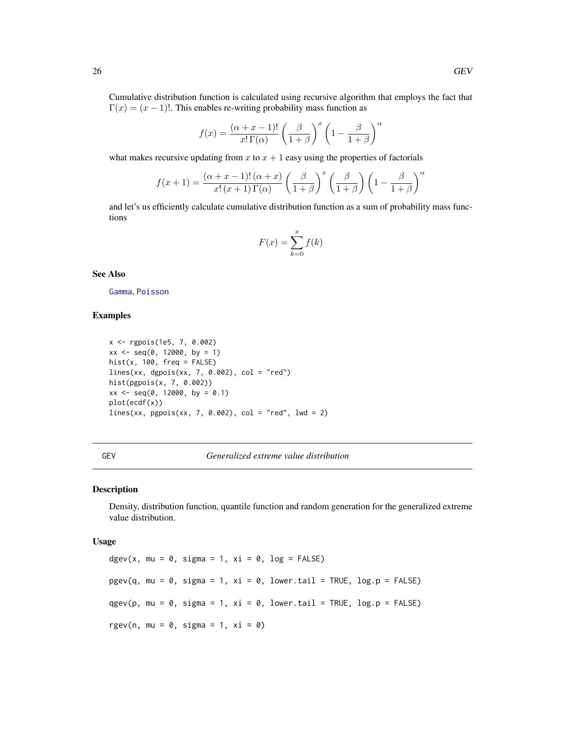Cumulative distribution function is calculated using recursive algorithm that employs the fact that $\Gamma(x) = (x-1)!$. This enables re-writing probability mass function as

$$f(x) = \frac{(\alpha + x - 1)!}{x! \, \Gamma(\alpha)} \left( \frac{\beta}{1+\beta} \right)^x \left( 1 - \frac{\beta}{1+\beta} \right)^\alpha$$

what makes recursive updating from $x$ to $x+1$ easy using the properties of factorials

$$f(x+1) = \frac{(\alpha + x - 1)! \, (\alpha + x)}{x! \, (x+1) \, \Gamma(\alpha)} \left( \frac{\beta}{1+\beta} \right)^x \left( \frac{\beta}{1+\beta} \right) \left( 1 - \frac{\beta}{1+\beta} \right)^\alpha$$

and let's us efficiently calculate cumulative distribution function as a sum of probability mass functions

$$F(x) = \sum_{k=0}^{x} f(k)$$

## See Also

Gamma, Poisson

## Examples

```
x <- rgpois(1e5, 7, 0.002)
xx <- seq(0, 12000, by = 1)
hist(x, 100, freq = FALSE)
lines(xx, dgpois(xx, 7, 0.002), col = "red")
hist(pgpois(x, 7, 0.002))
xx <- seq(0, 12000, by = 0.1)
plot(ecdf(x))
lines(xx, pgpois(xx, 7, 0.002), col = "red", lwd = 2)
```

---

# GEV — *Generalized extreme value distribution*

## Description

Density, distribution function, quantile function and random generation for the generalized extreme value distribution.

## Usage

```
dgev(x, mu = 0, sigma = 1, xi = 0, log = FALSE)

pgev(q, mu = 0, sigma = 1, xi = 0, lower.tail = TRUE, log.p = FALSE)

qgev(p, mu = 0, sigma = 1, xi = 0, lower.tail = TRUE, log.p = FALSE)

rgev(n, mu = 0, sigma = 1, xi = 0)
```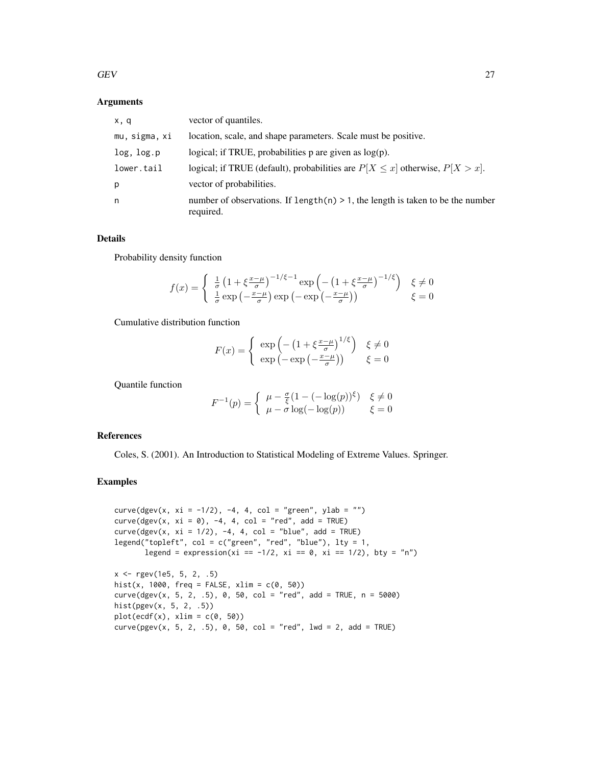## Arguments

| | |
|---|---|
| x, q | vector of quantiles. |
| mu, sigma, xi | location, scale, and shape parameters. Scale must be positive. |
| log, log.p | logical; if TRUE, probabilities p are given as log(p). |
| lower.tail | logical; if TRUE (default), probabilities are $P[X \leq x]$ otherwise, $P[X > x]$. |
| p | vector of probabilities. |
| n | number of observations. If length(n) > 1, the length is taken to be the number required. |

## Details

Probability density function

$$f(x) = \begin{cases} \frac{1}{\sigma}\left(1 + \xi \frac{x-\mu}{\sigma}\right)^{-1/\xi - 1} \exp\left(-\left(1 + \xi \frac{x-\mu}{\sigma}\right)^{-1/\xi}\right) & \xi \neq 0 \\ \frac{1}{\sigma} \exp\left(-\frac{x-\mu}{\sigma}\right) \exp\left(-\exp\left(-\frac{x-\mu}{\sigma}\right)\right) & \xi = 0 \end{cases}$$

Cumulative distribution function

$$F(x) = \begin{cases} \exp\left(-\left(1 + \xi \frac{x-\mu}{\sigma}\right)^{1/\xi}\right) & \xi \neq 0 \\ \exp\left(-\exp\left(-\frac{x-\mu}{\sigma}\right)\right) & \xi = 0 \end{cases}$$

Quantile function

$$F^{-1}(p) = \begin{cases} \mu - \frac{\sigma}{\xi}(1 - (-\log(p))^{\xi}) & \xi \neq 0 \\ \mu - \sigma \log(-\log(p)) & \xi = 0 \end{cases}$$

## References

Coles, S. (2001). An Introduction to Statistical Modeling of Extreme Values. Springer.

## Examples

```
curve(dgev(x, xi = -1/2), -4, 4, col = "green", ylab = "")
curve(dgev(x, xi = 0), -4, 4, col = "red", add = TRUE)
curve(dgev(x, xi = 1/2), -4, 4, col = "blue", add = TRUE)
legend("topleft", col = c("green", "red", "blue"), lty = 1,
       legend = expression(xi == -1/2, xi == 0, xi == 1/2), bty = "n")

x <- rgev(1e5, 5, 2, .5)
hist(x, 1000, freq = FALSE, xlim = c(0, 50))
curve(dgev(x, 5, 2, .5), 0, 50, col = "red", add = TRUE, n = 5000)
hist(pgev(x, 5, 2, .5))
plot(ecdf(x), xlim = c(0, 50))
curve(pgev(x, 5, 2, .5), 0, 50, col = "red", lwd = 2, add = TRUE)
```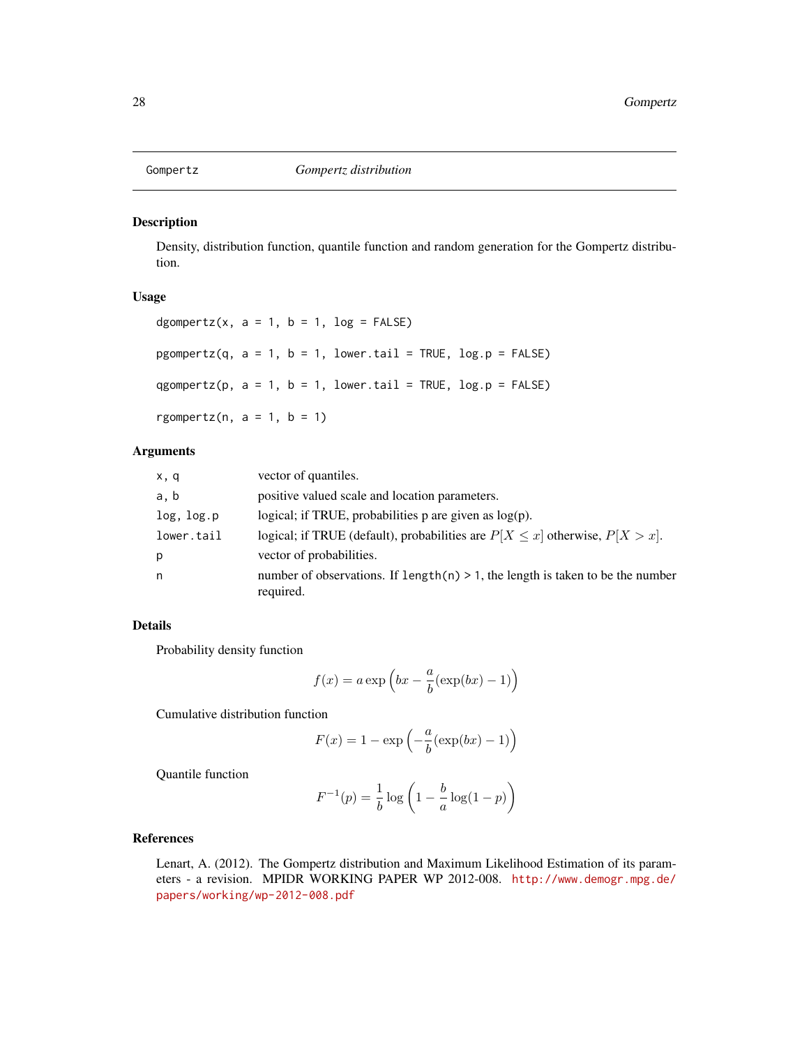## Gompertz *Gompertz distribution*

### Description

Density, distribution function, quantile function and random generation for the Gompertz distribution.

### Usage

```
dgompertz(x, a = 1, b = 1, log = FALSE)

pgompertz(q, a = 1, b = 1, lower.tail = TRUE, log.p = FALSE)

qgompertz(p, a = 1, b = 1, lower.tail = TRUE, log.p = FALSE)

rgompertz(n, a = 1, b = 1)
```

### Arguments

| | |
|---|---|
| `x, q` | vector of quantiles. |
| `a, b` | positive valued scale and location parameters. |
| `log, log.p` | logical; if TRUE, probabilities p are given as log(p). |
| `lower.tail` | logical; if TRUE (default), probabilities are $P[X \leq x]$ otherwise, $P[X > x]$. |
| `p` | vector of probabilities. |
| `n` | number of observations. If `length(n) > 1`, the length is taken to be the number required. |

### Details

Probability density function

$$f(x) = a \exp\left(bx - \frac{a}{b}(\exp(bx) - 1)\right)$$

Cumulative distribution function

$$F(x) = 1 - \exp\left(-\frac{a}{b}(\exp(bx) - 1)\right)$$

Quantile function

$$F^{-1}(p) = \frac{1}{b}\log\left(1 - \frac{b}{a}\log(1-p)\right)$$

### References

Lenart, A. (2012). The Gompertz distribution and Maximum Likelihood Estimation of its parameters - a revision. MPIDR WORKING PAPER WP 2012-008. http://www.demogr.mpg.de/papers/working/wp-2012-008.pdf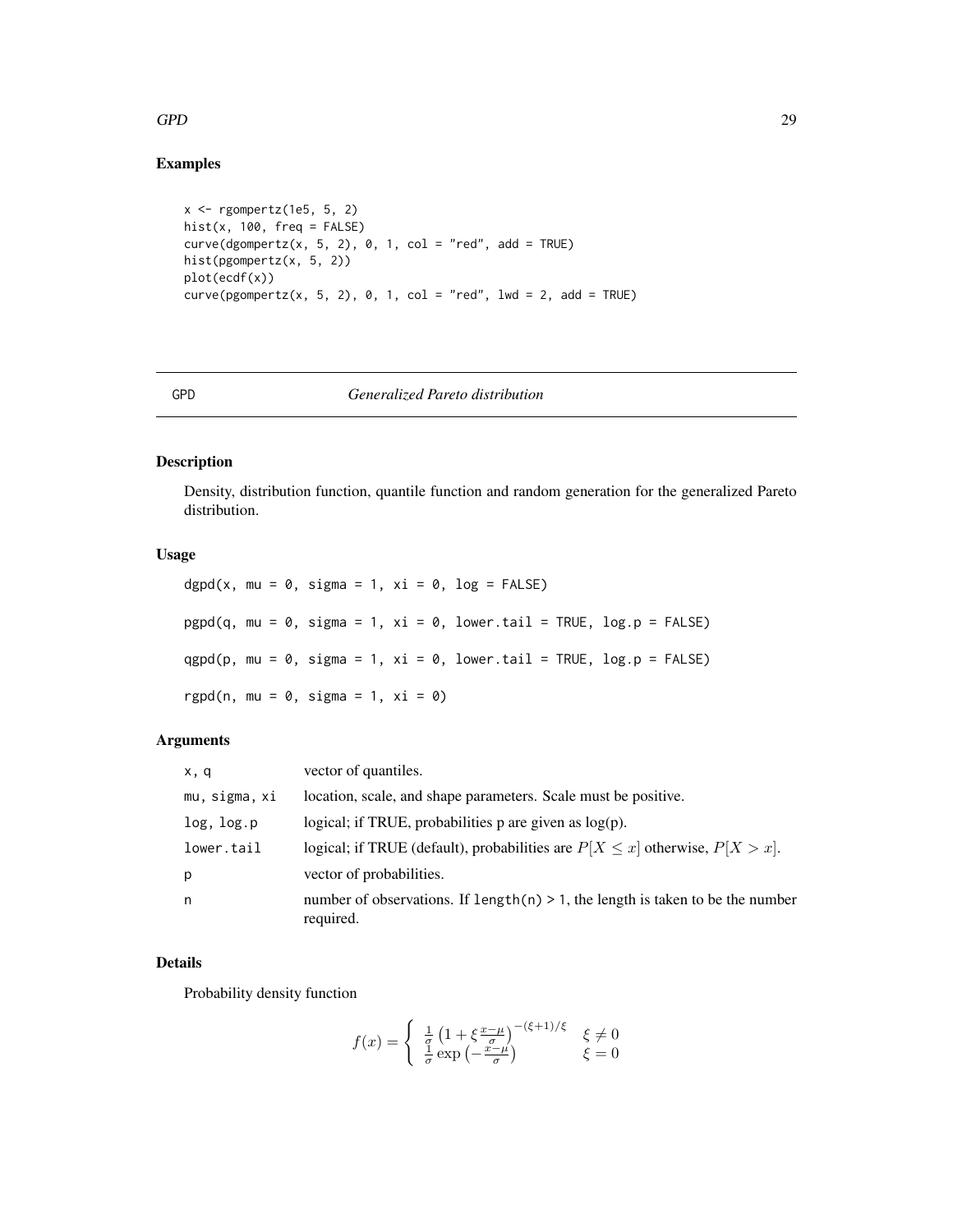## Examples

```
x <- rgompertz(1e5, 5, 2)
hist(x, 100, freq = FALSE)
curve(dgompertz(x, 5, 2), 0, 1, col = "red", add = TRUE)
hist(pgompertz(x, 5, 2))
plot(ecdf(x))
curve(pgompertz(x, 5, 2), 0, 1, col = "red", lwd = 2, add = TRUE)
```

---

# GPD — *Generalized Pareto distribution*

---

## Description

Density, distribution function, quantile function and random generation for the generalized Pareto distribution.

## Usage

```
dgpd(x, mu = 0, sigma = 1, xi = 0, log = FALSE)

pgpd(q, mu = 0, sigma = 1, xi = 0, lower.tail = TRUE, log.p = FALSE)

qgpd(p, mu = 0, sigma = 1, xi = 0, lower.tail = TRUE, log.p = FALSE)

rgpd(n, mu = 0, sigma = 1, xi = 0)
```

## Arguments

| | |
|---|---|
| `x, q` | vector of quantiles. |
| `mu, sigma, xi` | location, scale, and shape parameters. Scale must be positive. |
| `log, log.p` | logical; if TRUE, probabilities p are given as log(p). |
| `lower.tail` | logical; if TRUE (default), probabilities are $P[X \le x]$ otherwise, $P[X > x]$. |
| `p` | vector of probabilities. |
| `n` | number of observations. If `length(n) > 1`, the length is taken to be the number required. |

## Details

Probability density function

$$
f(x) = \begin{cases} \frac{1}{\sigma}\left(1 + \xi \frac{x-\mu}{\sigma}\right)^{-(\xi+1)/\xi} & \xi \neq 0 \\ \frac{1}{\sigma}\exp\left(-\frac{x-\mu}{\sigma}\right) & \xi = 0 \end{cases}
$$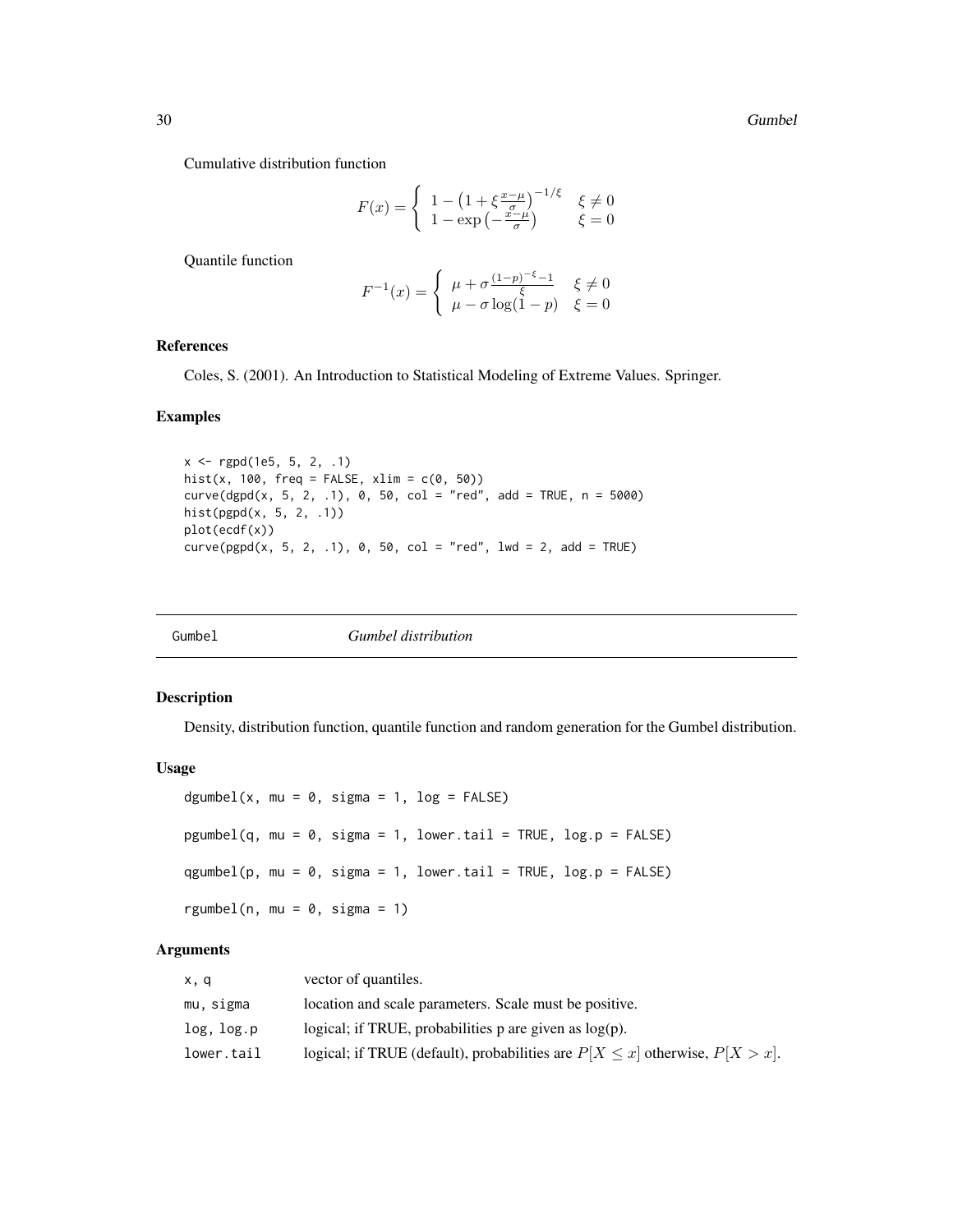Cumulative distribution function

$$F(x) = \begin{cases} 1 - \left(1 + \xi \frac{x-\mu}{\sigma}\right)^{-1/\xi} & \xi \neq 0 \\ 1 - \exp\left(-\frac{x-\mu}{\sigma}\right) & \xi = 0 \end{cases}$$

Quantile function

$$F^{-1}(x) = \begin{cases} \mu + \sigma \frac{(1-p)^{-\xi} - 1}{\xi} & \xi \neq 0 \\ \mu - \sigma \log(1-p) & \xi = 0 \end{cases}$$

### References

Coles, S. (2001). An Introduction to Statistical Modeling of Extreme Values. Springer.

### Examples

```
x <- rgpd(1e5, 5, 2, .1)
hist(x, 100, freq = FALSE, xlim = c(0, 50))
curve(dgpd(x, 5, 2, .1), 0, 50, col = "red", add = TRUE, n = 5000)
hist(pgpd(x, 5, 2, .1))
plot(ecdf(x))
curve(pgpd(x, 5, 2, .1), 0, 50, col = "red", lwd = 2, add = TRUE)
```

---

## Gumbel &emsp; *Gumbel distribution*

### Description

Density, distribution function, quantile function and random generation for the Gumbel distribution.

### Usage

```
dgumbel(x, mu = 0, sigma = 1, log = FALSE)

pgumbel(q, mu = 0, sigma = 1, lower.tail = TRUE, log.p = FALSE)

qgumbel(p, mu = 0, sigma = 1, lower.tail = TRUE, log.p = FALSE)

rgumbel(n, mu = 0, sigma = 1)
```

### Arguments

| | |
|---|---|
| x, q | vector of quantiles. |
| mu, sigma | location and scale parameters. Scale must be positive. |
| log, log.p | logical; if TRUE, probabilities p are given as log(p). |
| lower.tail | logical; if TRUE (default), probabilities are $P[X \leq x]$ otherwise, $P[X > x]$. |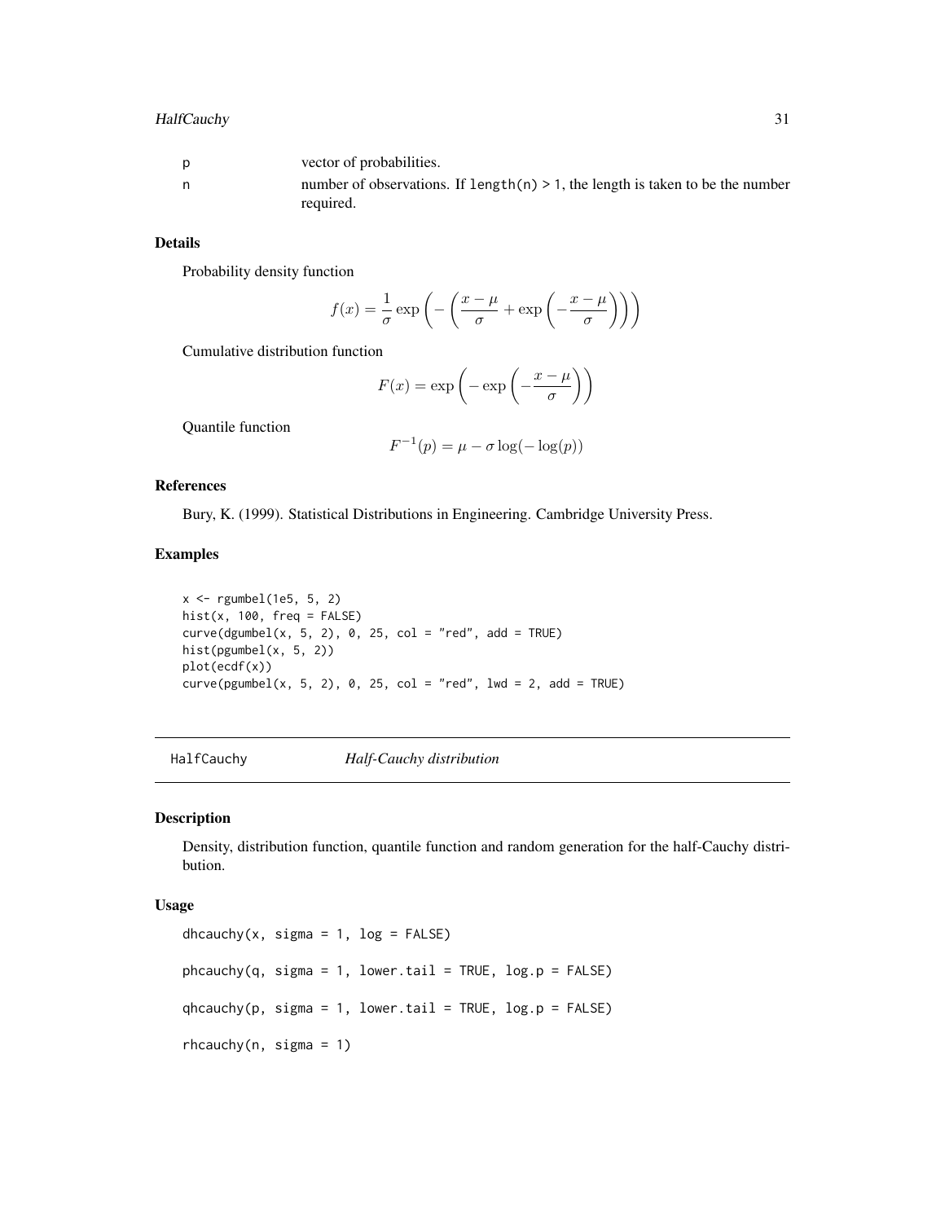| | |
|---|---|
| p | vector of probabilities. |
| n | number of observations. If `length(n) > 1`, the length is taken to be the number required. |

### Details

Probability density function

$$f(x) = \frac{1}{\sigma} \exp\left(-\left(\frac{x-\mu}{\sigma} + \exp\left(-\frac{x-\mu}{\sigma}\right)\right)\right)$$

Cumulative distribution function

$$F(x) = \exp\left(-\exp\left(-\frac{x-\mu}{\sigma}\right)\right)$$

Quantile function

$$F^{-1}(p) = \mu - \sigma \log(-\log(p))$$

### References

Bury, K. (1999). Statistical Distributions in Engineering. Cambridge University Press.

### Examples

```
x <- rgumbel(1e5, 5, 2)
hist(x, 100, freq = FALSE)
curve(dgumbel(x, 5, 2), 0, 25, col = "red", add = TRUE)
hist(pgumbel(x, 5, 2))
plot(ecdf(x))
curve(pgumbel(x, 5, 2), 0, 25, col = "red", lwd = 2, add = TRUE)
```

---

## HalfCauchy — *Half-Cauchy distribution*

### Description

Density, distribution function, quantile function and random generation for the half-Cauchy distribution.

### Usage

```
dhcauchy(x, sigma = 1, log = FALSE)

phcauchy(q, sigma = 1, lower.tail = TRUE, log.p = FALSE)

qhcauchy(p, sigma = 1, lower.tail = TRUE, log.p = FALSE)

rhcauchy(n, sigma = 1)
```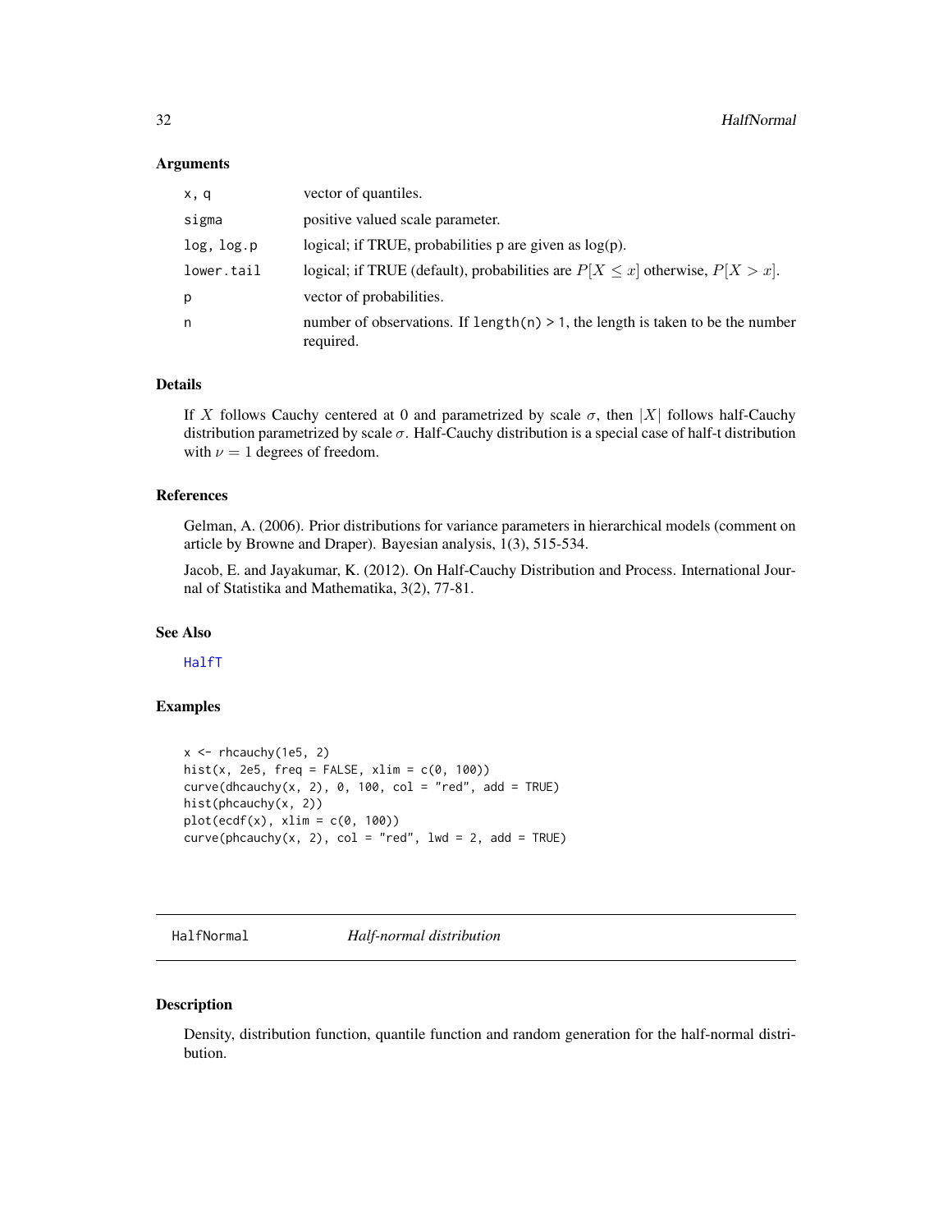### Arguments

| | |
|---|---|
| x, q | vector of quantiles. |
| sigma | positive valued scale parameter. |
| log, log.p | logical; if TRUE, probabilities p are given as log(p). |
| lower.tail | logical; if TRUE (default), probabilities are $P[X \le x]$ otherwise, $P[X > x]$. |
| p | vector of probabilities. |
| n | number of observations. If `length(n) > 1`, the length is taken to be the number required. |

### Details

If $X$ follows Cauchy centered at 0 and parametrized by scale $\sigma$, then $|X|$ follows half-Cauchy distribution parametrized by scale $\sigma$. Half-Cauchy distribution is a special case of half-t distribution with $\nu = 1$ degrees of freedom.

### References

Gelman, A. (2006). Prior distributions for variance parameters in hierarchical models (comment on article by Browne and Draper). Bayesian analysis, 1(3), 515-534.

Jacob, E. and Jayakumar, K. (2012). On Half-Cauchy Distribution and Process. International Journal of Statistika and Mathematika, 3(2), 77-81.

### See Also

HalfT

### Examples

```
x <- rhcauchy(1e5, 2)
hist(x, 2e5, freq = FALSE, xlim = c(0, 100))
curve(dhcauchy(x, 2), 0, 100, col = "red", add = TRUE)
hist(phcauchy(x, 2))
plot(ecdf(x), xlim = c(0, 100))
curve(phcauchy(x, 2), col = "red", lwd = 2, add = TRUE)
```

---

## HalfNormal &nbsp;&nbsp;&nbsp; *Half-normal distribution*

### Description

Density, distribution function, quantile function and random generation for the half-normal distribution.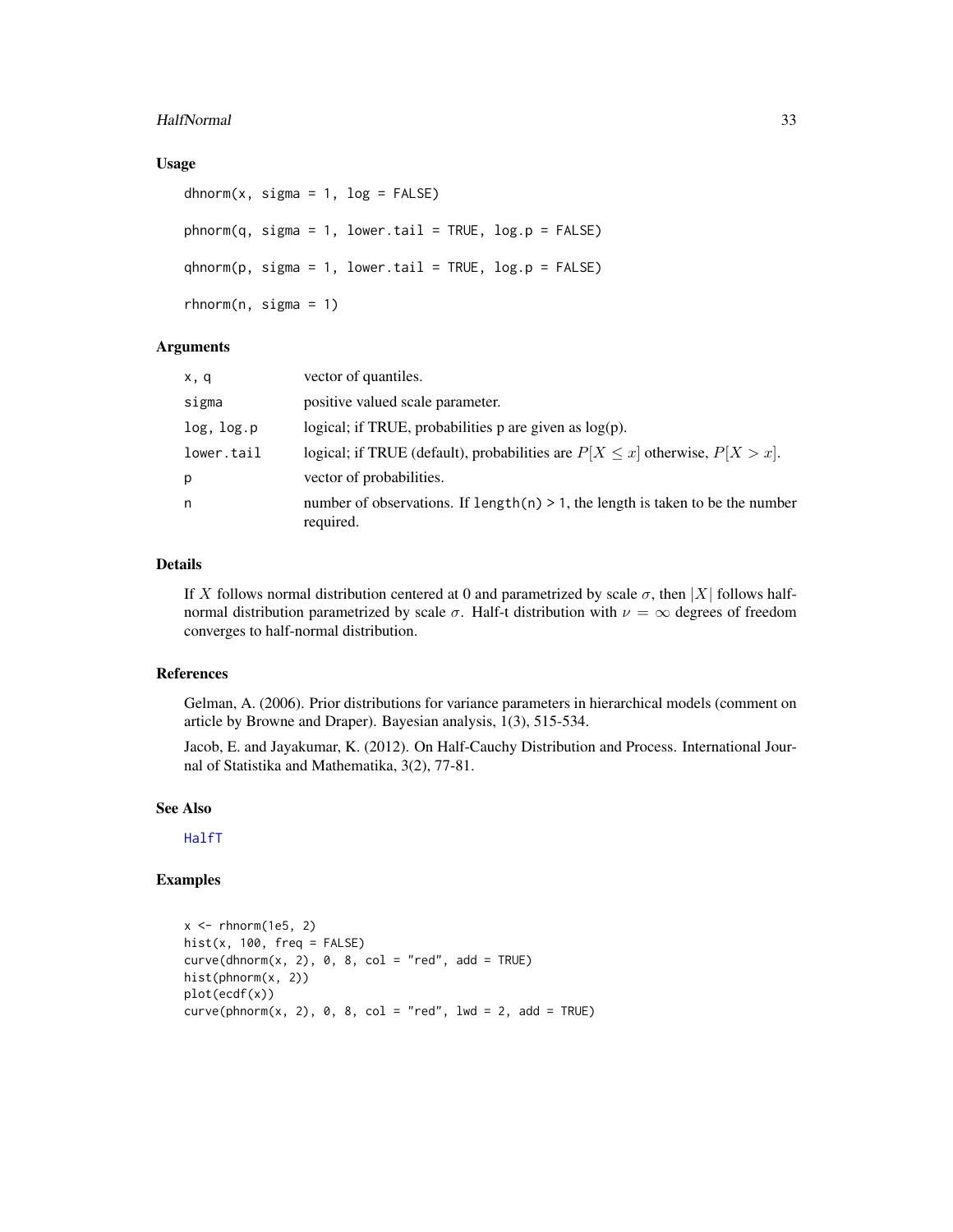### Usage

```
dhnorm(x, sigma = 1, log = FALSE)

phnorm(q, sigma = 1, lower.tail = TRUE, log.p = FALSE)

qhnorm(p, sigma = 1, lower.tail = TRUE, log.p = FALSE)

rhnorm(n, sigma = 1)
```

### Arguments

| | |
|---|---|
| `x, q` | vector of quantiles. |
| `sigma` | positive valued scale parameter. |
| `log, log.p` | logical; if TRUE, probabilities p are given as log(p). |
| `lower.tail` | logical; if TRUE (default), probabilities are $P[X \leq x]$ otherwise, $P[X > x]$. |
| `p` | vector of probabilities. |
| `n` | number of observations. If `length(n) > 1`, the length is taken to be the number required. |

### Details

If $X$ follows normal distribution centered at 0 and parametrized by scale $\sigma$, then $|X|$ follows half-normal distribution parametrized by scale $\sigma$. Half-t distribution with $\nu = \infty$ degrees of freedom converges to half-normal distribution.

### References

Gelman, A. (2006). Prior distributions for variance parameters in hierarchical models (comment on article by Browne and Draper). Bayesian analysis, 1(3), 515-534.

Jacob, E. and Jayakumar, K. (2012). On Half-Cauchy Distribution and Process. International Journal of Statistika and Mathematika, 3(2), 77-81.

### See Also

HalfT

### Examples

```
x <- rhnorm(1e5, 2)
hist(x, 100, freq = FALSE)
curve(dhnorm(x, 2), 0, 8, col = "red", add = TRUE)
hist(phnorm(x, 2))
plot(ecdf(x))
curve(phnorm(x, 2), 0, 8, col = "red", lwd = 2, add = TRUE)
```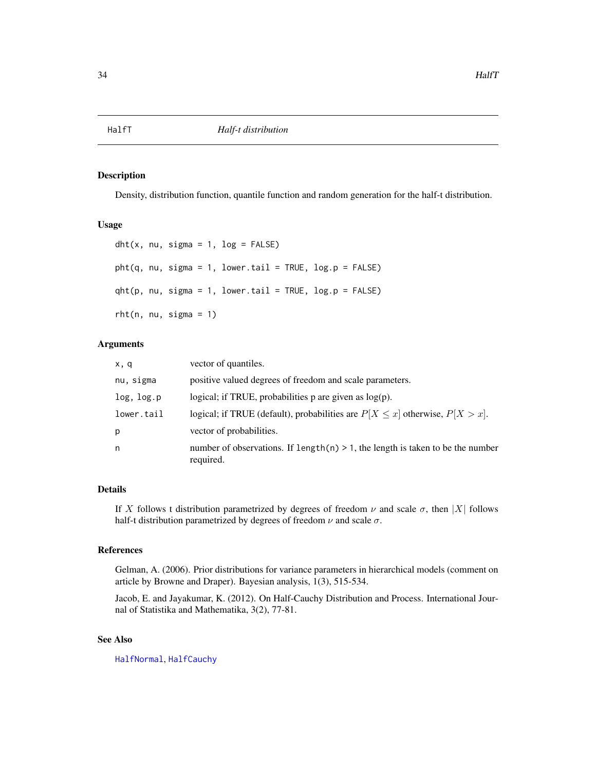HalfT *Half-t distribution*

## Description

Density, distribution function, quantile function and random generation for the half-t distribution.

## Usage

```
dht(x, nu, sigma = 1, log = FALSE)

pht(q, nu, sigma = 1, lower.tail = TRUE, log.p = FALSE)

qht(p, nu, sigma = 1, lower.tail = TRUE, log.p = FALSE)

rht(n, nu, sigma = 1)
```

## Arguments

| | |
|---|---|
| x, q | vector of quantiles. |
| nu, sigma | positive valued degrees of freedom and scale parameters. |
| log, log.p | logical; if TRUE, probabilities p are given as log(p). |
| lower.tail | logical; if TRUE (default), probabilities are $P[X \leq x]$ otherwise, $P[X > x]$. |
| p | vector of probabilities. |
| n | number of observations. If `length(n) > 1`, the length is taken to be the number required. |

## Details

If $X$ follows t distribution parametrized by degrees of freedom $\nu$ and scale $\sigma$, then $|X|$ follows half-t distribution parametrized by degrees of freedom $\nu$ and scale $\sigma$.

## References

Gelman, A. (2006). Prior distributions for variance parameters in hierarchical models (comment on article by Browne and Draper). Bayesian analysis, 1(3), 515-534.

Jacob, E. and Jayakumar, K. (2012). On Half-Cauchy Distribution and Process. International Journal of Statistika and Mathematika, 3(2), 77-81.

## See Also

HalfNormal, HalfCauchy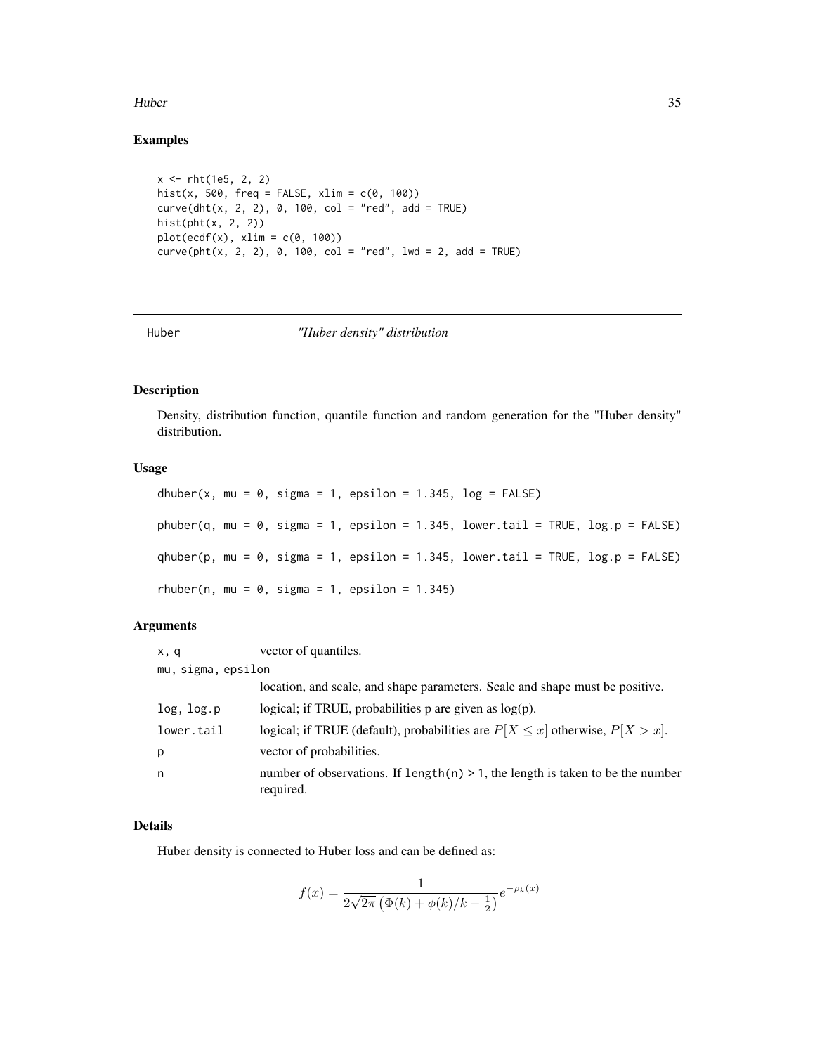## Examples

```
x <- rht(1e5, 2, 2)
hist(x, 500, freq = FALSE, xlim = c(0, 100))
curve(dht(x, 2, 2), 0, 100, col = "red", add = TRUE)
hist(pht(x, 2, 2))
plot(ecdf(x), xlim = c(0, 100))
curve(pht(x, 2, 2), 0, 100, col = "red", lwd = 2, add = TRUE)
```

---

# Huber *"Huber density" distribution*

---

## Description

Density, distribution function, quantile function and random generation for the "Huber density" distribution.

## Usage

```
dhuber(x, mu = 0, sigma = 1, epsilon = 1.345, log = FALSE)

phuber(q, mu = 0, sigma = 1, epsilon = 1.345, lower.tail = TRUE, log.p = FALSE)

qhuber(p, mu = 0, sigma = 1, epsilon = 1.345, lower.tail = TRUE, log.p = FALSE)

rhuber(n, mu = 0, sigma = 1, epsilon = 1.345)
```

## Arguments

| | |
|---|---|
| `x, q` | vector of quantiles. |
| `mu, sigma, epsilon` | location, and scale, and shape parameters. Scale and shape must be positive. |
| `log, log.p` | logical; if TRUE, probabilities p are given as log(p). |
| `lower.tail` | logical; if TRUE (default), probabilities are $P[X \leq x]$ otherwise, $P[X > x]$. |
| `p` | vector of probabilities. |
| `n` | number of observations. If `length(n) > 1`, the length is taken to be the number required. |

## Details

Huber density is connected to Huber loss and can be defined as:

$$f(x) = \frac{1}{2\sqrt{2\pi}\left(\Phi(k) + \phi(k)/k - \frac{1}{2}\right)} e^{-\rho_k(x)}$$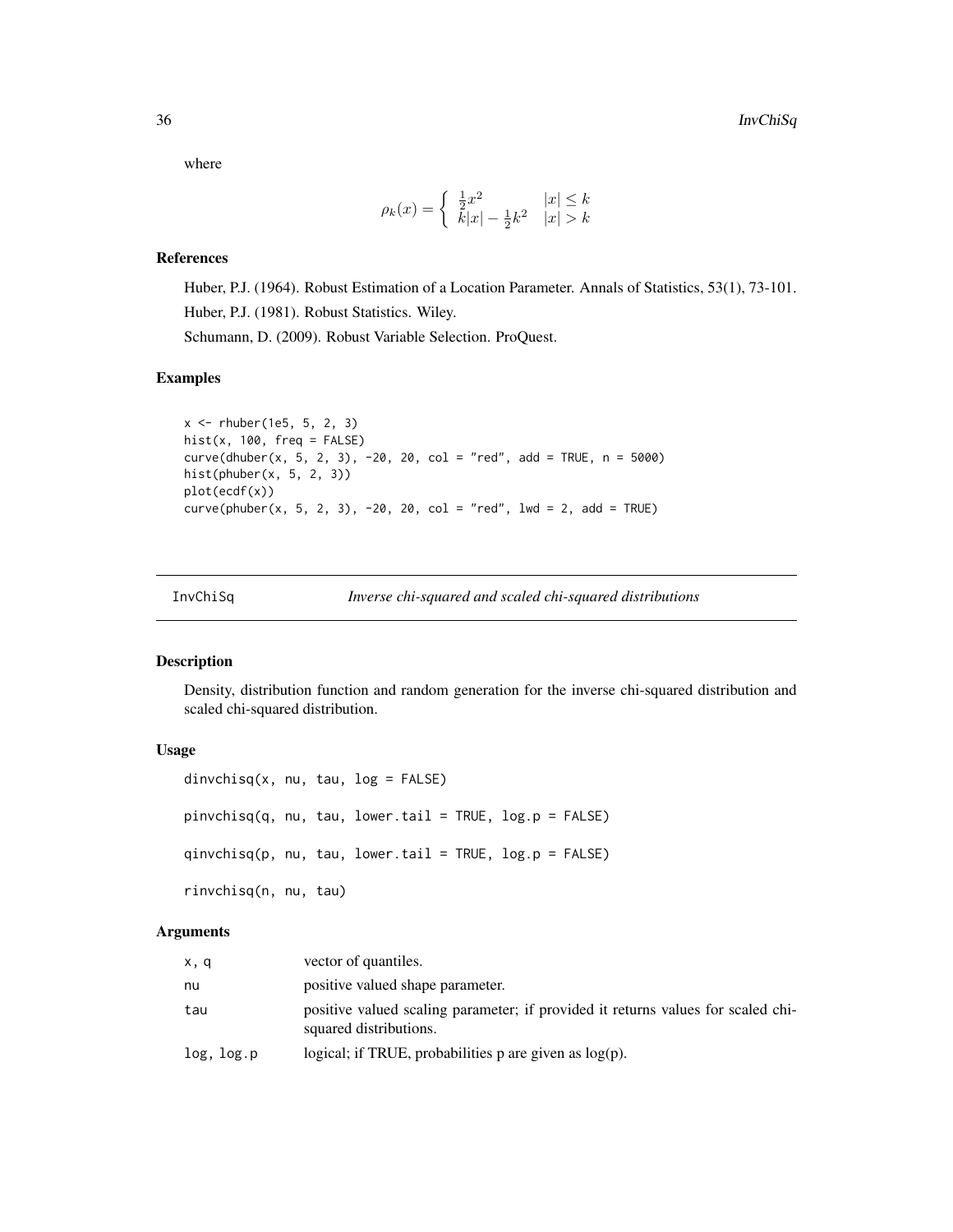where

$$\rho_k(x) = \begin{cases} \frac{1}{2}x^2 & |x| \le k \\ k|x| - \frac{1}{2}k^2 & |x| > k \end{cases}$$

### References

Huber, P.J. (1964). Robust Estimation of a Location Parameter. Annals of Statistics, 53(1), 73-101.

Huber, P.J. (1981). Robust Statistics. Wiley.

Schumann, D. (2009). Robust Variable Selection. ProQuest.

### Examples

```
x <- rhuber(1e5, 5, 2, 3)
hist(x, 100, freq = FALSE)
curve(dhuber(x, 5, 2, 3), -20, 20, col = "red", add = TRUE, n = 5000)
hist(phuber(x, 5, 2, 3))
plot(ecdf(x))
curve(phuber(x, 5, 2, 3), -20, 20, col = "red", lwd = 2, add = TRUE)
```

---

## InvChiSq — *Inverse chi-squared and scaled chi-squared distributions*

### Description

Density, distribution function and random generation for the inverse chi-squared distribution and scaled chi-squared distribution.

### Usage

```
dinvchisq(x, nu, tau, log = FALSE)

pinvchisq(q, nu, tau, lower.tail = TRUE, log.p = FALSE)

qinvchisq(p, nu, tau, lower.tail = TRUE, log.p = FALSE)

rinvchisq(n, nu, tau)
```

### Arguments

| | |
|---|---|
| x, q | vector of quantiles. |
| nu | positive valued shape parameter. |
| tau | positive valued scaling parameter; if provided it returns values for scaled chi-squared distributions. |
| log, log.p | logical; if TRUE, probabilities p are given as log(p). |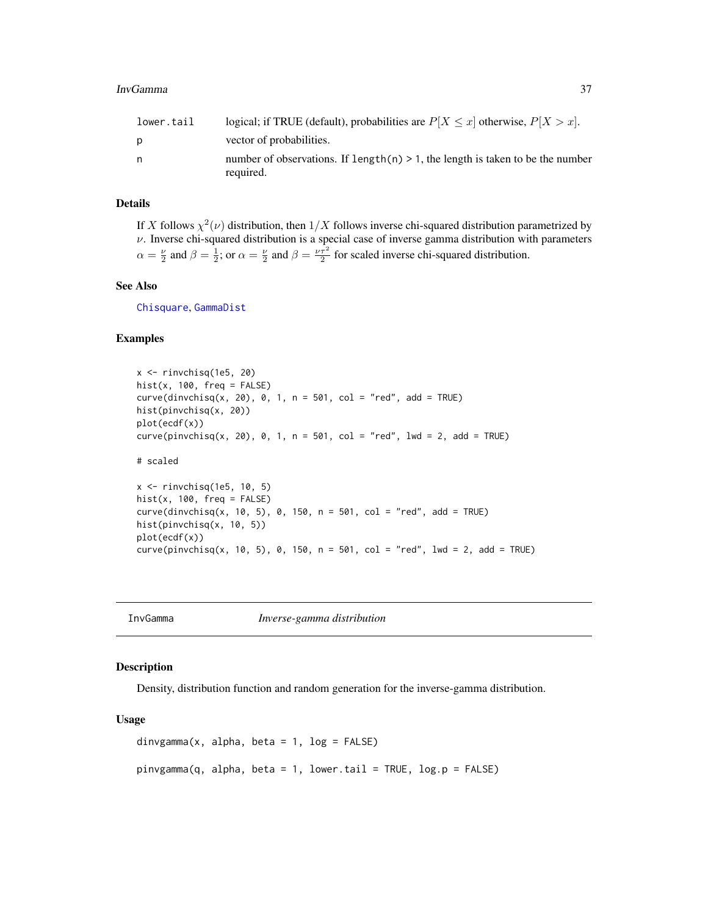| | |
|---|---|
| lower.tail | logical; if TRUE (default), probabilities are $P[X \le x]$ otherwise, $P[X > x]$. |
| p | vector of probabilities. |
| n | number of observations. If length(n) > 1, the length is taken to be the number required. |

### Details

If $X$ follows $\chi^2(\nu)$ distribution, then $1/X$ follows inverse chi-squared distribution parametrized by $\nu$. Inverse chi-squared distribution is a special case of inverse gamma distribution with parameters $\alpha = \frac{\nu}{2}$ and $\beta = \frac{1}{2}$; or $\alpha = \frac{\nu}{2}$ and $\beta = \frac{\nu\tau^2}{2}$ for scaled inverse chi-squared distribution.

### See Also

Chisquare, GammaDist

### Examples

```
x <- rinvchisq(1e5, 20)
hist(x, 100, freq = FALSE)
curve(dinvchisq(x, 20), 0, 1, n = 501, col = "red", add = TRUE)
hist(pinvchisq(x, 20))
plot(ecdf(x))
curve(pinvchisq(x, 20), 0, 1, n = 501, col = "red", lwd = 2, add = TRUE)

# scaled

x <- rinvchisq(1e5, 10, 5)
hist(x, 100, freq = FALSE)
curve(dinvchisq(x, 10, 5), 0, 150, n = 501, col = "red", add = TRUE)
hist(pinvchisq(x, 10, 5))
plot(ecdf(x))
curve(pinvchisq(x, 10, 5), 0, 150, n = 501, col = "red", lwd = 2, add = TRUE)
```

---

## InvGamma *Inverse-gamma distribution*

### Description

Density, distribution function and random generation for the inverse-gamma distribution.

### Usage

```
dinvgamma(x, alpha, beta = 1, log = FALSE)

pinvgamma(q, alpha, beta = 1, lower.tail = TRUE, log.p = FALSE)
```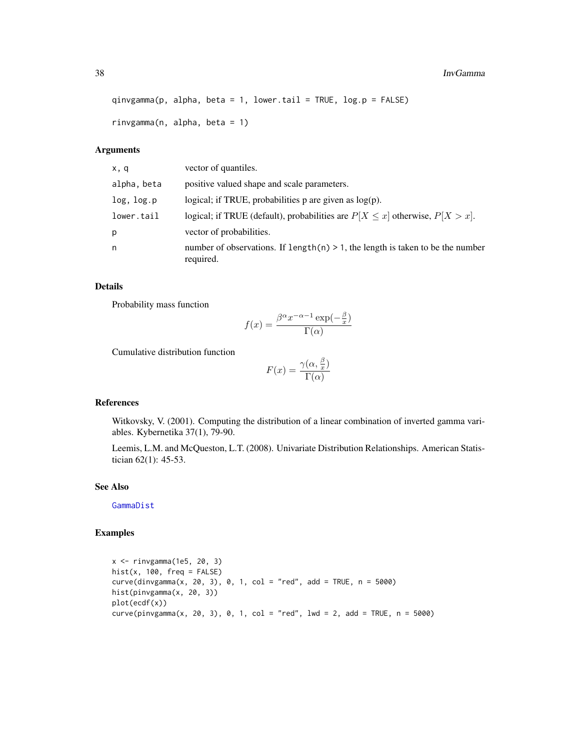```
qinvgamma(p, alpha, beta = 1, lower.tail = TRUE, log.p = FALSE)

rinvgamma(n, alpha, beta = 1)
```

### Arguments

| | |
|---|---|
| x, q | vector of quantiles. |
| alpha, beta | positive valued shape and scale parameters. |
| log, log.p | logical; if TRUE, probabilities p are given as log(p). |
| lower.tail | logical; if TRUE (default), probabilities are $P[X \leq x]$ otherwise, $P[X > x]$. |
| p | vector of probabilities. |
| n | number of observations. If `length(n) > 1`, the length is taken to be the number required. |

### Details

Probability mass function

$$f(x) = \frac{\beta^\alpha x^{-\alpha-1} \exp(-\frac{\beta}{x})}{\Gamma(\alpha)}$$

Cumulative distribution function

$$F(x) = \frac{\gamma(\alpha, \frac{\beta}{x})}{\Gamma(\alpha)}$$

### References

Witkovsky, V. (2001). Computing the distribution of a linear combination of inverted gamma variables. Kybernetika 37(1), 79-90.

Leemis, L.M. and McQueston, L.T. (2008). Univariate Distribution Relationships. American Statistician 62(1): 45-53.

### See Also

GammaDist

### Examples

```
x <- rinvgamma(1e5, 20, 3)
hist(x, 100, freq = FALSE)
curve(dinvgamma(x, 20, 3), 0, 1, col = "red", add = TRUE, n = 5000)
hist(pinvgamma(x, 20, 3))
plot(ecdf(x))
curve(pinvgamma(x, 20, 3), 0, 1, col = "red", lwd = 2, add = TRUE, n = 5000)
```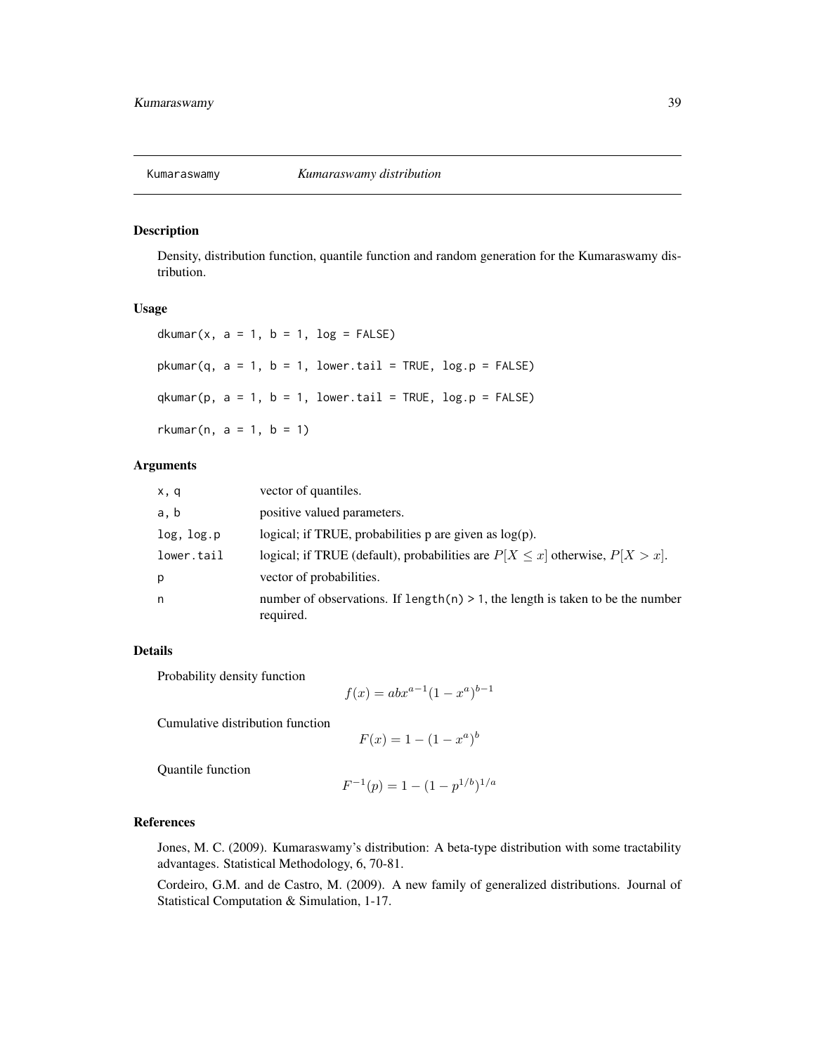## Kumaraswamy *Kumaraswamy distribution*

### Description

Density, distribution function, quantile function and random generation for the Kumaraswamy distribution.

### Usage

```
dkumar(x, a = 1, b = 1, log = FALSE)

pkumar(q, a = 1, b = 1, lower.tail = TRUE, log.p = FALSE)

qkumar(p, a = 1, b = 1, lower.tail = TRUE, log.p = FALSE)

rkumar(n, a = 1, b = 1)
```

### Arguments

| | |
|---|---|
| x, q | vector of quantiles. |
| a, b | positive valued parameters. |
| log, log.p | logical; if TRUE, probabilities p are given as log(p). |
| lower.tail | logical; if TRUE (default), probabilities are $P[X \leq x]$ otherwise, $P[X > x]$. |
| p | vector of probabilities. |
| n | number of observations. If `length(n) > 1`, the length is taken to be the number required. |

### Details

Probability density function

$$f(x) = abx^{a-1}(1 - x^a)^{b-1}$$

Cumulative distribution function

$$F(x) = 1 - (1 - x^a)^b$$

Quantile function

$$F^{-1}(p) = 1 - (1 - p^{1/b})^{1/a}$$

### References

Jones, M. C. (2009). Kumaraswamy's distribution: A beta-type distribution with some tractability advantages. Statistical Methodology, 6, 70-81.

Cordeiro, G.M. and de Castro, M. (2009). A new family of generalized distributions. Journal of Statistical Computation & Simulation, 1-17.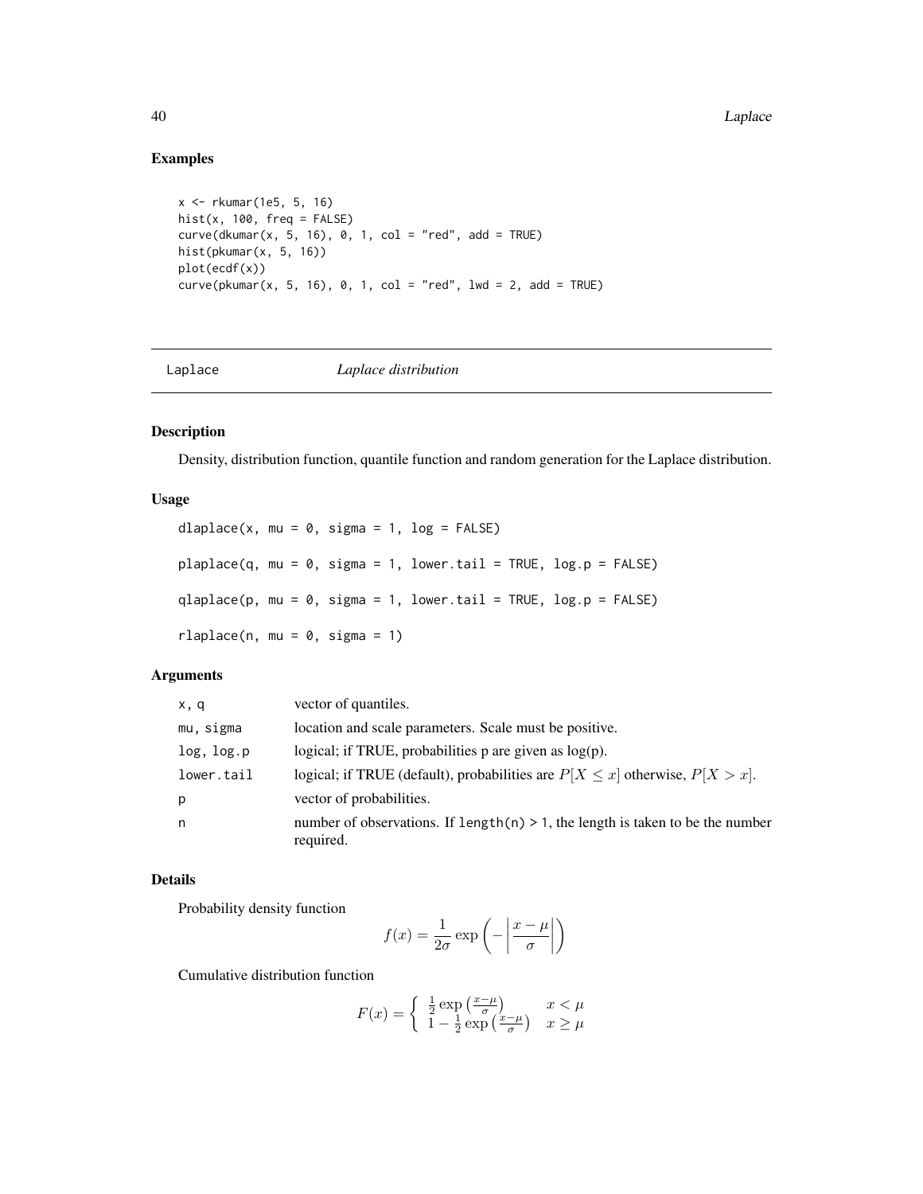### Examples

```
x <- rkumar(1e5, 5, 16)
hist(x, 100, freq = FALSE)
curve(dkumar(x, 5, 16), 0, 1, col = "red", add = TRUE)
hist(pkumar(x, 5, 16))
plot(ecdf(x))
curve(pkumar(x, 5, 16), 0, 1, col = "red", lwd = 2, add = TRUE)
```

## Laplace    *Laplace distribution*

### Description

Density, distribution function, quantile function and random generation for the Laplace distribution.

### Usage

```
dlaplace(x, mu = 0, sigma = 1, log = FALSE)

plaplace(q, mu = 0, sigma = 1, lower.tail = TRUE, log.p = FALSE)

qlaplace(p, mu = 0, sigma = 1, lower.tail = TRUE, log.p = FALSE)

rlaplace(n, mu = 0, sigma = 1)
```

### Arguments

| | |
|---|---|
| x, q | vector of quantiles. |
| mu, sigma | location and scale parameters. Scale must be positive. |
| log, log.p | logical; if TRUE, probabilities p are given as log(p). |
| lower.tail | logical; if TRUE (default), probabilities are $P[X \le x]$ otherwise, $P[X > x]$. |
| p | vector of probabilities. |
| n | number of observations. If length(n) > 1, the length is taken to be the number required. |

### Details

Probability density function

$$f(x) = \frac{1}{2\sigma} \exp\left( - \left| \frac{x - \mu}{\sigma} \right| \right)$$

Cumulative distribution function

$$F(x) = \left\{ \begin{array}{ll} \frac{1}{2} \exp\left(\frac{x-\mu}{\sigma}\right) & x < \mu \\ 1 - \frac{1}{2} \exp\left(\frac{x-\mu}{\sigma}\right) & x \ge \mu \end{array} \right.$$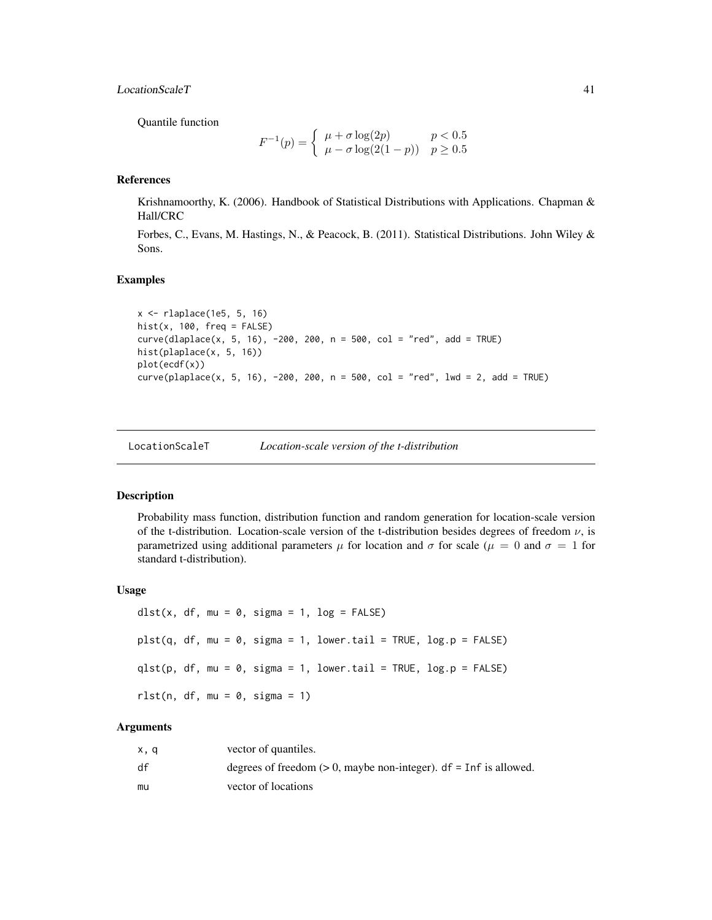Quantile function

$$F^{-1}(p) = \begin{cases} \mu + \sigma \log(2p) & p < 0.5 \\ \mu - \sigma \log(2(1-p)) & p \geq 0.5 \end{cases}$$

### References

Krishnamoorthy, K. (2006). Handbook of Statistical Distributions with Applications. Chapman & Hall/CRC

Forbes, C., Evans, M. Hastings, N., & Peacock, B. (2011). Statistical Distributions. John Wiley & Sons.

### Examples

```
x <- rlaplace(1e5, 5, 16)
hist(x, 100, freq = FALSE)
curve(dlaplace(x, 5, 16), -200, 200, n = 500, col = "red", add = TRUE)
hist(plaplace(x, 5, 16))
plot(ecdf(x))
curve(plaplace(x, 5, 16), -200, 200, n = 500, col = "red", lwd = 2, add = TRUE)
```

---

## LocationScaleT — *Location-scale version of the t-distribution*

### Description

Probability mass function, distribution function and random generation for location-scale version of the t-distribution. Location-scale version of the t-distribution besides degrees of freedom $\nu$, is parametrized using additional parameters $\mu$ for location and $\sigma$ for scale ($\mu = 0$ and $\sigma = 1$ for standard t-distribution).

### Usage

```
dlst(x, df, mu = 0, sigma = 1, log = FALSE)

plst(q, df, mu = 0, sigma = 1, lower.tail = TRUE, log.p = FALSE)

qlst(p, df, mu = 0, sigma = 1, lower.tail = TRUE, log.p = FALSE)

rlst(n, df, mu = 0, sigma = 1)
```

### Arguments

| | |
|---|---|
| x, q | vector of quantiles. |
| df | degrees of freedom (> 0, maybe non-integer). df = Inf is allowed. |
| mu | vector of locations |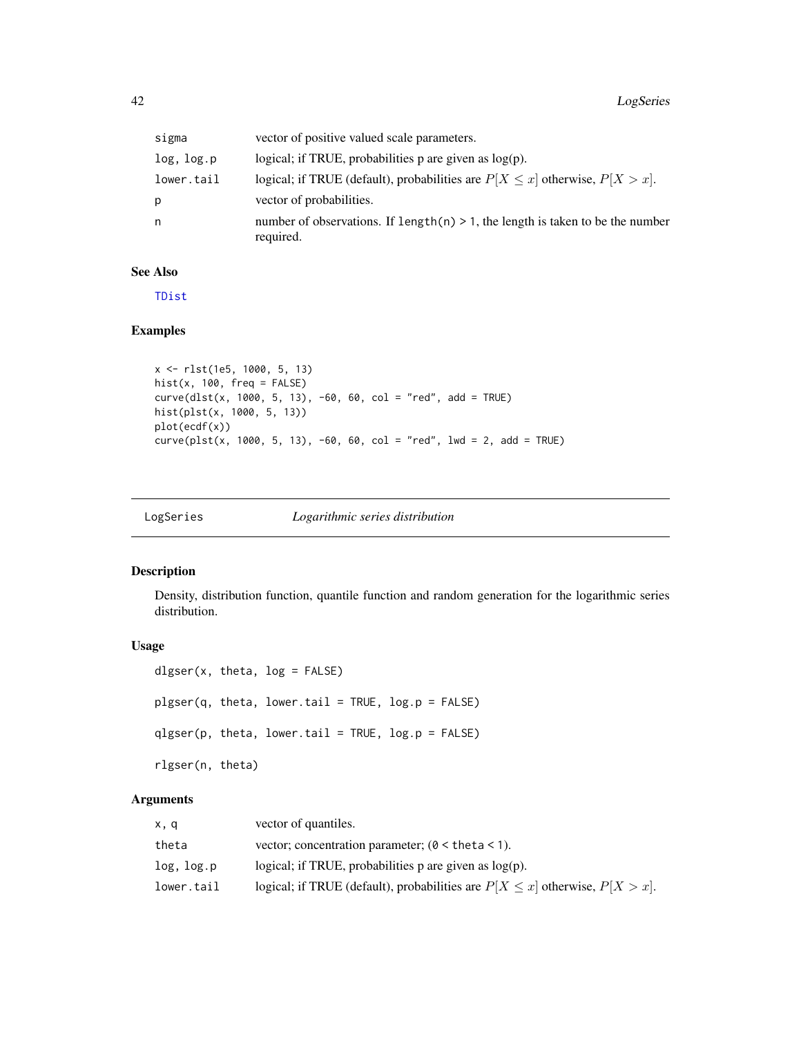| | |
|---|---|
| sigma | vector of positive valued scale parameters. |
| log, log.p | logical; if TRUE, probabilities p are given as log(p). |
| lower.tail | logical; if TRUE (default), probabilities are $P[X \leq x]$ otherwise, $P[X > x]$. |
| p | vector of probabilities. |
| n | number of observations. If length(n) > 1, the length is taken to be the number required. |

### See Also

TDist

### Examples

```
x <- rlst(1e5, 1000, 5, 13)
hist(x, 100, freq = FALSE)
curve(dlst(x, 1000, 5, 13), -60, 60, col = "red", add = TRUE)
hist(plst(x, 1000, 5, 13))
plot(ecdf(x))
curve(plst(x, 1000, 5, 13), -60, 60, col = "red", lwd = 2, add = TRUE)
```

---

## LogSeries *Logarithmic series distribution*

### Description

Density, distribution function, quantile function and random generation for the logarithmic series distribution.

### Usage

```
dlgser(x, theta, log = FALSE)

plgser(q, theta, lower.tail = TRUE, log.p = FALSE)

qlgser(p, theta, lower.tail = TRUE, log.p = FALSE)

rlgser(n, theta)
```

### Arguments

| | |
|---|---|
| x, q | vector of quantiles. |
| theta | vector; concentration parameter; (0 < theta < 1). |
| log, log.p | logical; if TRUE, probabilities p are given as log(p). |
| lower.tail | logical; if TRUE (default), probabilities are $P[X \leq x]$ otherwise, $P[X > x]$. |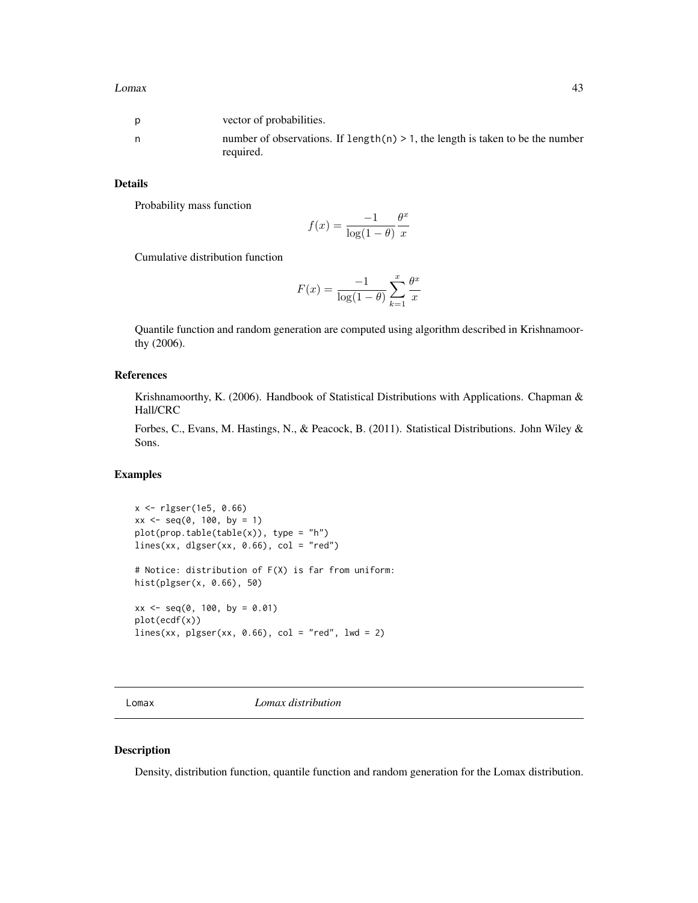| | |
|---|---|
| p | vector of probabilities. |
| n | number of observations. If `length(n) > 1`, the length is taken to be the number required. |

### Details

Probability mass function

$$f(x) = \frac{-1}{\log(1-\theta)} \frac{\theta^x}{x}$$

Cumulative distribution function

$$F(x) = \frac{-1}{\log(1-\theta)} \sum_{k=1}^{x} \frac{\theta^x}{x}$$

Quantile function and random generation are computed using algorithm described in Krishnamoorthy (2006).

### References

Krishnamoorthy, K. (2006). Handbook of Statistical Distributions with Applications. Chapman & Hall/CRC

Forbes, C., Evans, M. Hastings, N., & Peacock, B. (2011). Statistical Distributions. John Wiley & Sons.

### Examples

```
x <- rlgser(1e5, 0.66)
xx <- seq(0, 100, by = 1)
plot(prop.table(table(x)), type = "h")
lines(xx, dlgser(xx, 0.66), col = "red")

# Notice: distribution of F(X) is far from uniform:
hist(plgser(x, 0.66), 50)

xx <- seq(0, 100, by = 0.01)
plot(ecdf(x))
lines(xx, plgser(xx, 0.66), col = "red", lwd = 2)
```

---

## Lomax *Lomax distribution*

### Description

Density, distribution function, quantile function and random generation for the Lomax distribution.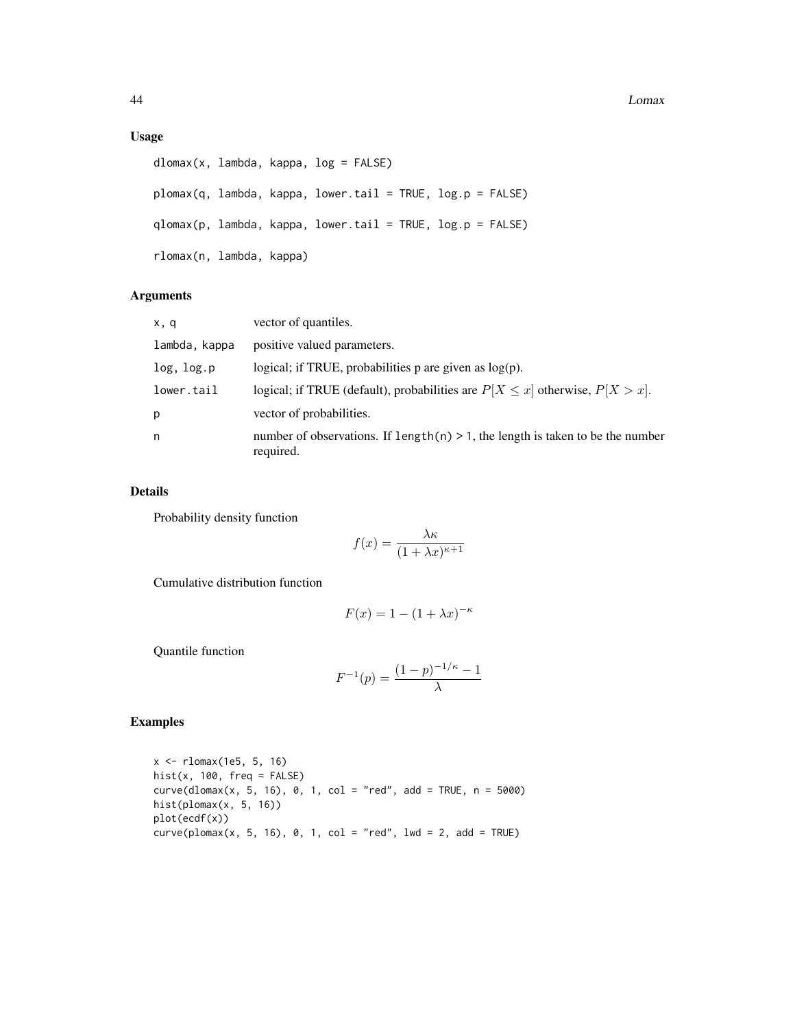## Usage

```
dlomax(x, lambda, kappa, log = FALSE)

plomax(q, lambda, kappa, lower.tail = TRUE, log.p = FALSE)

qlomax(p, lambda, kappa, lower.tail = TRUE, log.p = FALSE)

rlomax(n, lambda, kappa)
```

## Arguments

| | |
|---|---|
| x, q | vector of quantiles. |
| lambda, kappa | positive valued parameters. |
| log, log.p | logical; if TRUE, probabilities p are given as log(p). |
| lower.tail | logical; if TRUE (default), probabilities are $P[X \leq x]$ otherwise, $P[X > x]$. |
| p | vector of probabilities. |
| n | number of observations. If length(n) > 1, the length is taken to be the number required. |

## Details

Probability density function

$$f(x) = \frac{\lambda\kappa}{(1 + \lambda x)^{\kappa+1}}$$

Cumulative distribution function

$$F(x) = 1 - (1 + \lambda x)^{-\kappa}$$

Quantile function

$$F^{-1}(p) = \frac{(1 - p)^{-1/\kappa} - 1}{\lambda}$$

## Examples

```
x <- rlomax(1e5, 5, 16)
hist(x, 100, freq = FALSE)
curve(dlomax(x, 5, 16), 0, 1, col = "red", add = TRUE, n = 5000)
hist(plomax(x, 5, 16))
plot(ecdf(x))
curve(plomax(x, 5, 16), 0, 1, col = "red", lwd = 2, add = TRUE)
```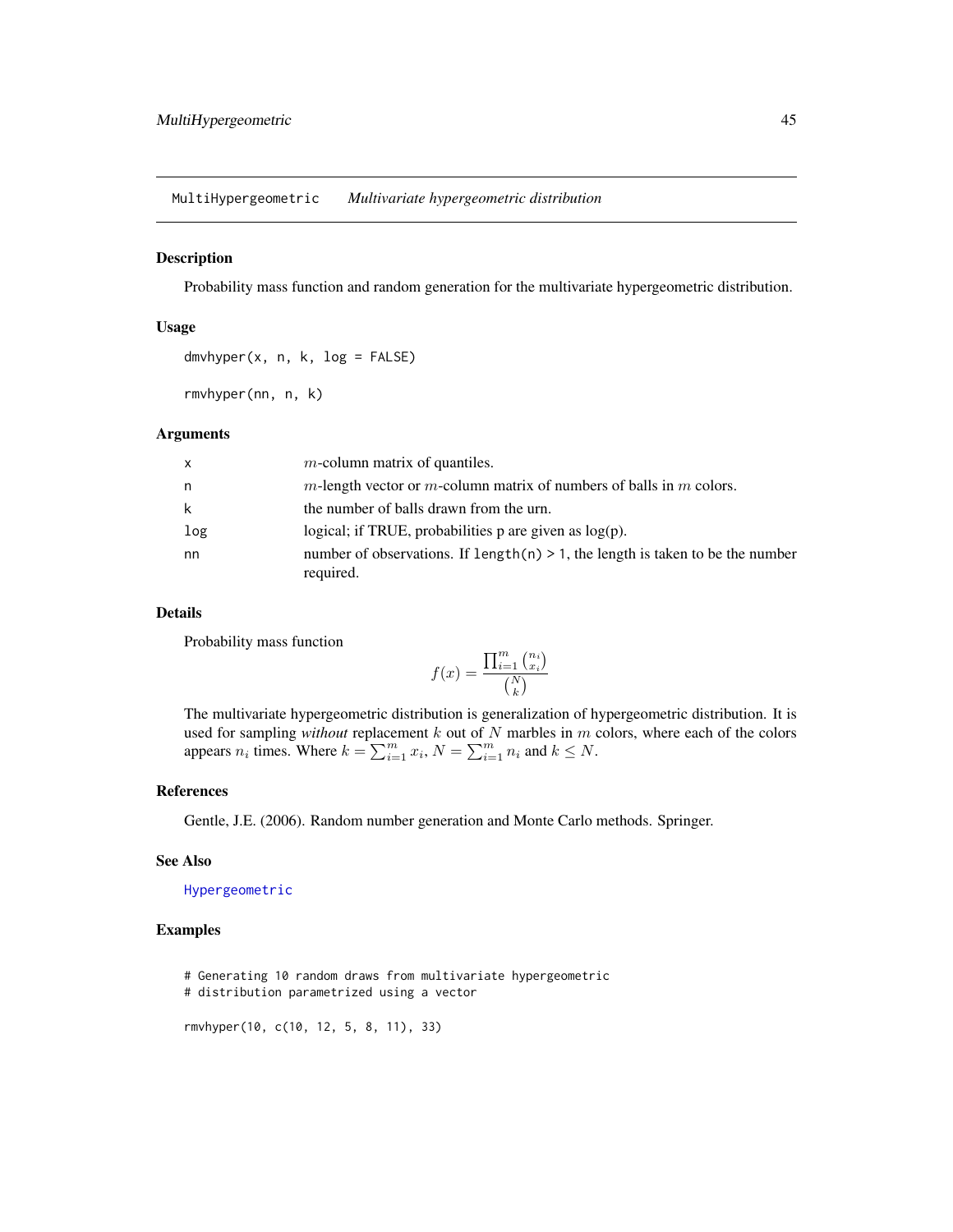# MultiHypergeometric — *Multivariate hypergeometric distribution*

## Description

Probability mass function and random generation for the multivariate hypergeometric distribution.

## Usage

```
dmvhyper(x, n, k, log = FALSE)

rmvhyper(nn, n, k)
```

## Arguments

| | |
|---|---|
| x | $m$-column matrix of quantiles. |
| n | $m$-length vector or $m$-column matrix of numbers of balls in $m$ colors. |
| k | the number of balls drawn from the urn. |
| log | logical; if TRUE, probabilities p are given as log(p). |
| nn | number of observations. If `length(n) > 1`, the length is taken to be the number required. |

## Details

Probability mass function

$$f(x) = \frac{\prod_{i=1}^{m} \binom{n_i}{x_i}}{\binom{N}{k}}$$

The multivariate hypergeometric distribution is generalization of hypergeometric distribution. It is used for sampling *without* replacement $k$ out of $N$ marbles in $m$ colors, where each of the colors appears $n_i$ times. Where $k = \sum_{i=1}^{m} x_i$, $N = \sum_{i=1}^{m} n_i$ and $k \leq N$.

## References

Gentle, J.E. (2006). Random number generation and Monte Carlo methods. Springer.

## See Also

Hypergeometric

## Examples

```
# Generating 10 random draws from multivariate hypergeometric
# distribution parametrized using a vector

rmvhyper(10, c(10, 12, 5, 8, 11), 33)
```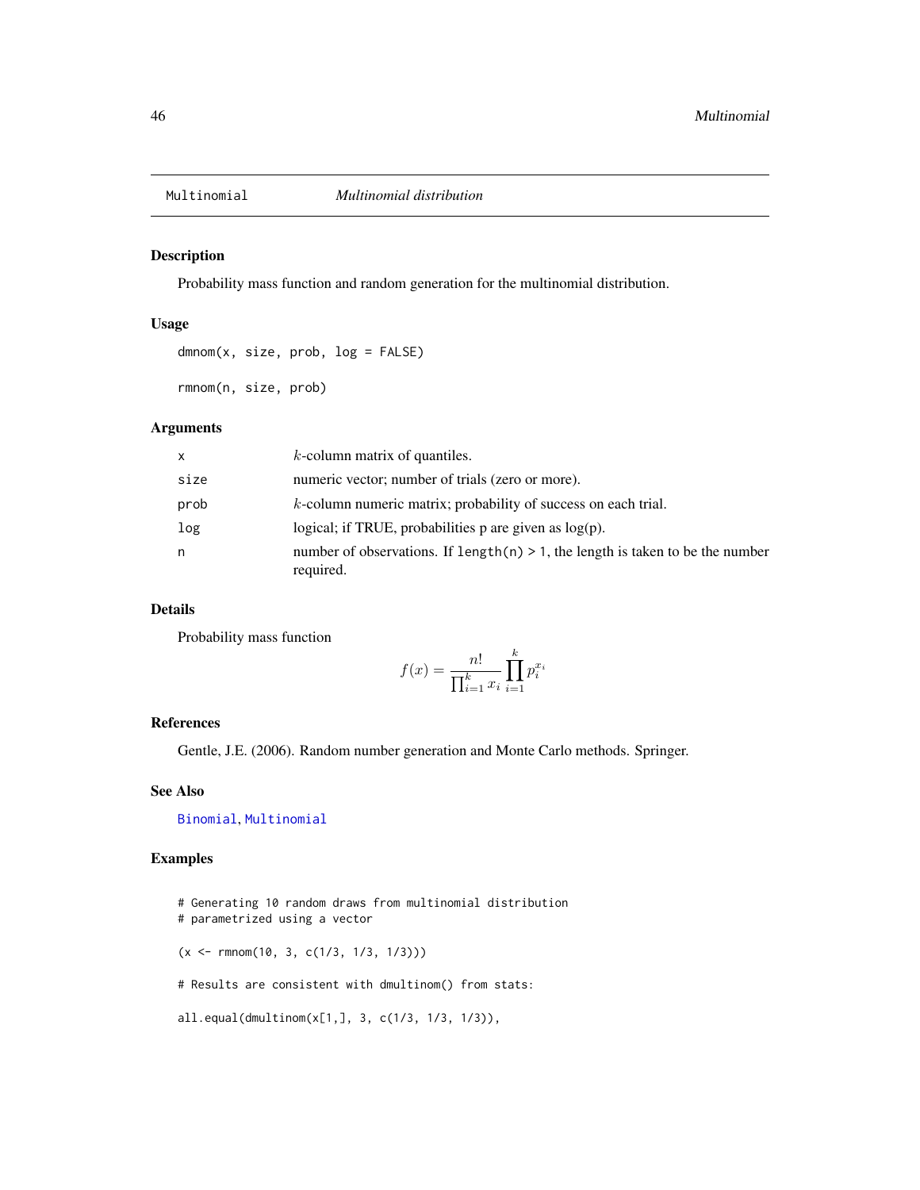# Multinomial — *Multinomial distribution*

## Description

Probability mass function and random generation for the multinomial distribution.

## Usage

```
dmnom(x, size, prob, log = FALSE)

rmnom(n, size, prob)
```

## Arguments

| | |
|---|---|
| x | $k$-column matrix of quantiles. |
| size | numeric vector; number of trials (zero or more). |
| prob | $k$-column numeric matrix; probability of success on each trial. |
| log | logical; if TRUE, probabilities p are given as log(p). |
| n | number of observations. If `length(n) > 1`, the length is taken to be the number required. |

## Details

Probability mass function

$$f(x) = \frac{n!}{\prod_{i=1}^{k} x_i} \prod_{i=1}^{k} p_i^{x_i}$$

## References

Gentle, J.E. (2006). Random number generation and Monte Carlo methods. Springer.

## See Also

Binomial, Multinomial

## Examples

```
# Generating 10 random draws from multinomial distribution
# parametrized using a vector

(x <- rmnom(10, 3, c(1/3, 1/3, 1/3)))

# Results are consistent with dmultinom() from stats:

all.equal(dmultinom(x[1,], 3, c(1/3, 1/3, 1/3)),
```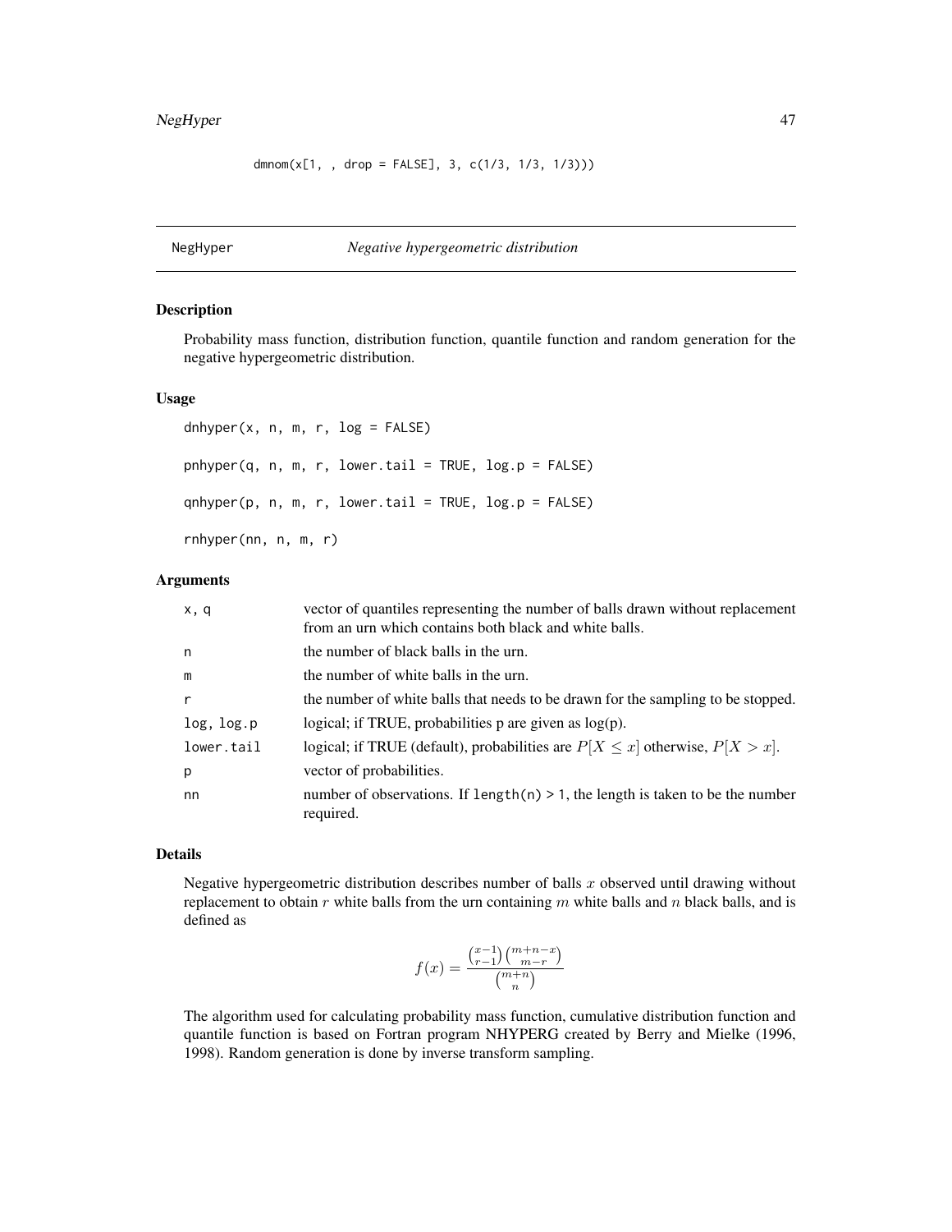```
dmnom(x[1, , drop = FALSE], 3, c(1/3, 1/3, 1/3)))
```

---

## NegHyper — *Negative hypergeometric distribution*

### Description

Probability mass function, distribution function, quantile function and random generation for the negative hypergeometric distribution.

### Usage

```
dnhyper(x, n, m, r, log = FALSE)

pnhyper(q, n, m, r, lower.tail = TRUE, log.p = FALSE)

qnhyper(p, n, m, r, lower.tail = TRUE, log.p = FALSE)

rnhyper(nn, n, m, r)
```

### Arguments

| | |
|---|---|
| `x, q` | vector of quantiles representing the number of balls drawn without replacement from an urn which contains both black and white balls. |
| `n` | the number of black balls in the urn. |
| `m` | the number of white balls in the urn. |
| `r` | the number of white balls that needs to be drawn for the sampling to be stopped. |
| `log, log.p` | logical; if TRUE, probabilities p are given as log(p). |
| `lower.tail` | logical; if TRUE (default), probabilities are $P[X \leq x]$ otherwise, $P[X > x]$. |
| `p` | vector of probabilities. |
| `nn` | number of observations. If `length(n) > 1`, the length is taken to be the number required. |

### Details

Negative hypergeometric distribution describes number of balls $x$ observed until drawing without replacement to obtain $r$ white balls from the urn containing $m$ white balls and $n$ black balls, and is defined as

$$f(x) = \frac{\binom{x-1}{r-1}\binom{m+n-x}{m-r}}{\binom{m+n}{n}}$$

The algorithm used for calculating probability mass function, cumulative distribution function and quantile function is based on Fortran program NHYPERG created by Berry and Mielke (1996, 1998). Random generation is done by inverse transform sampling.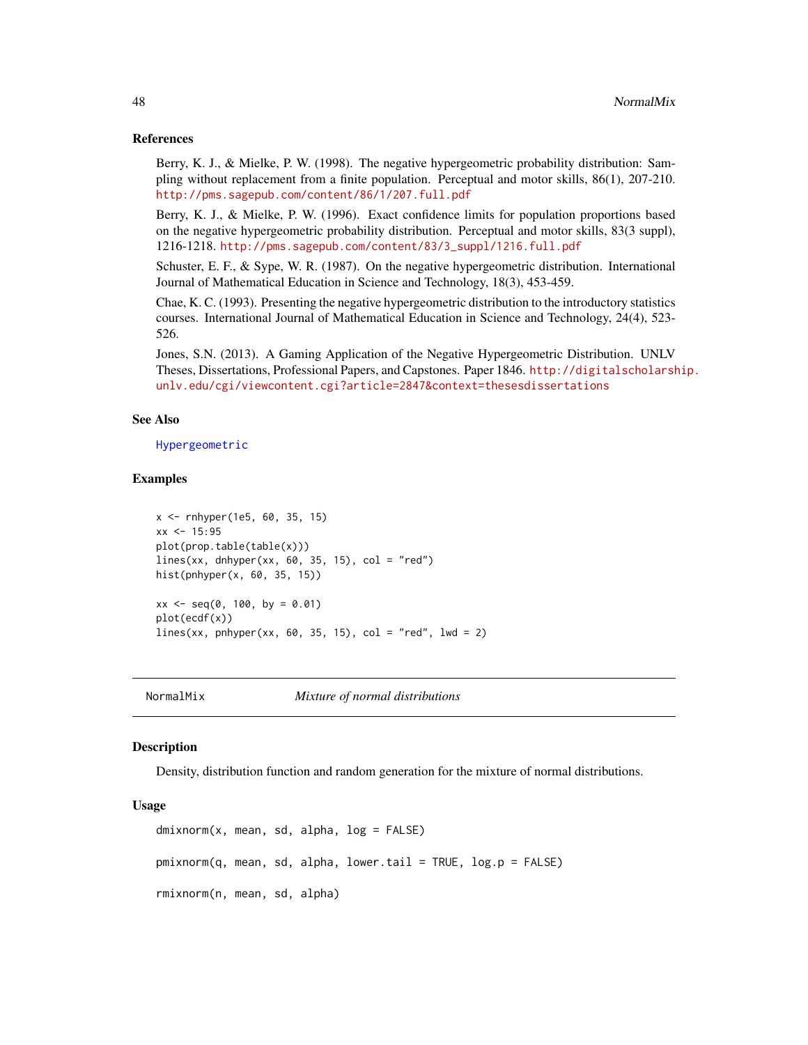### References

Berry, K. J., & Mielke, P. W. (1998). The negative hypergeometric probability distribution: Sampling without replacement from a finite population. Perceptual and motor skills, 86(1), 207-210. http://pms.sagepub.com/content/86/1/207.full.pdf

Berry, K. J., & Mielke, P. W. (1996). Exact confidence limits for population proportions based on the negative hypergeometric probability distribution. Perceptual and motor skills, 83(3 suppl), 1216-1218. http://pms.sagepub.com/content/83/3_suppl/1216.full.pdf

Schuster, E. F., & Sype, W. R. (1987). On the negative hypergeometric distribution. International Journal of Mathematical Education in Science and Technology, 18(3), 453-459.

Chae, K. C. (1993). Presenting the negative hypergeometric distribution to the introductory statistics courses. International Journal of Mathematical Education in Science and Technology, 24(4), 523-526.

Jones, S.N. (2013). A Gaming Application of the Negative Hypergeometric Distribution. UNLV Theses, Dissertations, Professional Papers, and Capstones. Paper 1846. http://digitalscholarship.unlv.edu/cgi/viewcontent.cgi?article=2847&context=thesesdissertations

### See Also

Hypergeometric

### Examples

```
x <- rnhyper(1e5, 60, 35, 15)
xx <- 15:95
plot(prop.table(table(x)))
lines(xx, dnhyper(xx, 60, 35, 15), col = "red")
hist(pnhyper(x, 60, 35, 15))

xx <- seq(0, 100, by = 0.01)
plot(ecdf(x))
lines(xx, pnhyper(xx, 60, 35, 15), col = "red", lwd = 2)
```

---

## NormalMix *Mixture of normal distributions*

---

### Description

Density, distribution function and random generation for the mixture of normal distributions.

### Usage

```
dmixnorm(x, mean, sd, alpha, log = FALSE)

pmixnorm(q, mean, sd, alpha, lower.tail = TRUE, log.p = FALSE)

rmixnorm(n, mean, sd, alpha)
```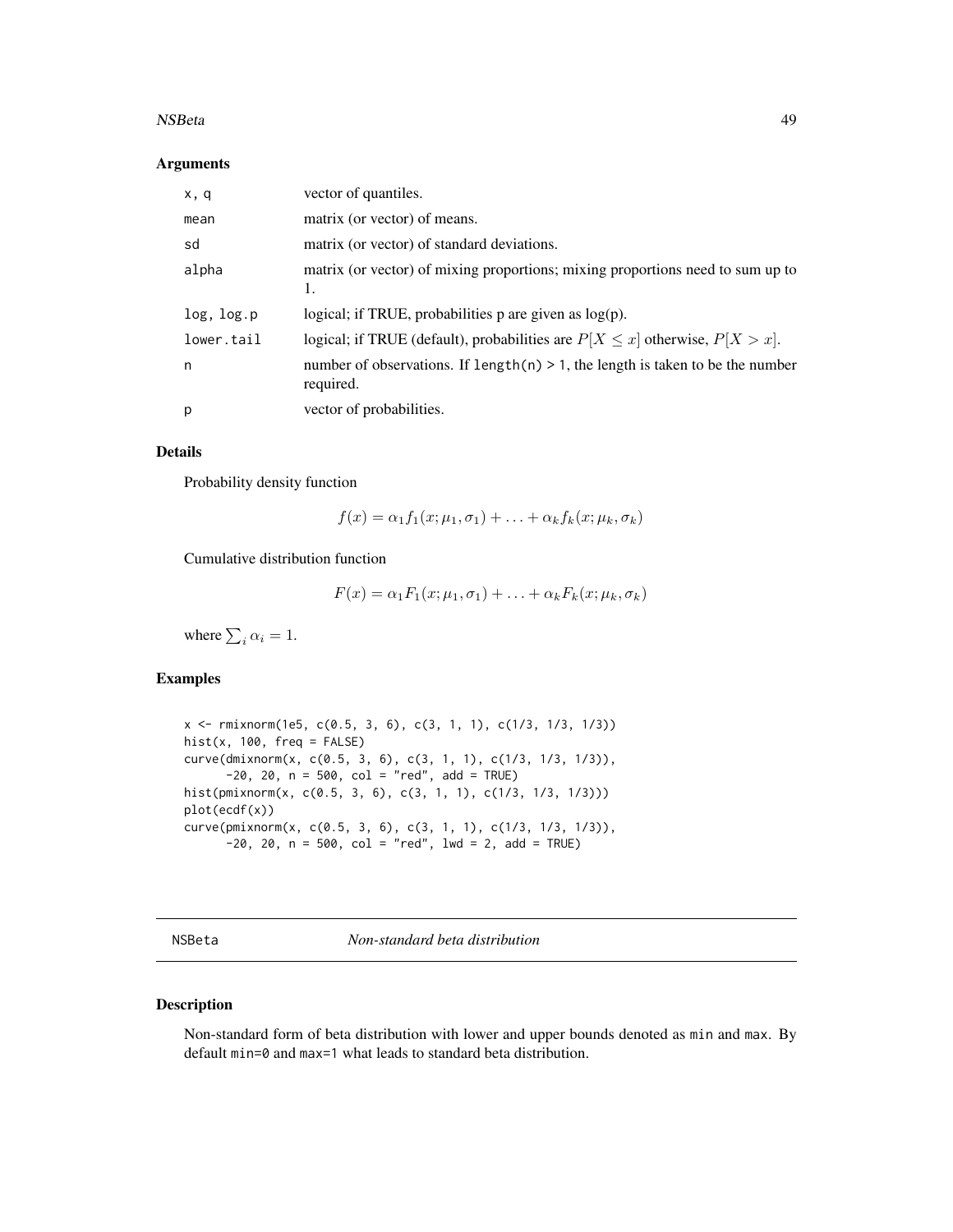### Arguments

| | |
|---|---|
| `x, q` | vector of quantiles. |
| `mean` | matrix (or vector) of means. |
| `sd` | matrix (or vector) of standard deviations. |
| `alpha` | matrix (or vector) of mixing proportions; mixing proportions need to sum up to 1. |
| `log, log.p` | logical; if TRUE, probabilities p are given as log(p). |
| `lower.tail` | logical; if TRUE (default), probabilities are $P[X \leq x]$ otherwise, $P[X > x]$. |
| `n` | number of observations. If `length(n) > 1`, the length is taken to be the number required. |
| `p` | vector of probabilities. |

### Details

Probability density function

$$f(x) = \alpha_1 f_1(x; \mu_1, \sigma_1) + \ldots + \alpha_k f_k(x; \mu_k, \sigma_k)$$

Cumulative distribution function

$$F(x) = \alpha_1 F_1(x; \mu_1, \sigma_1) + \ldots + \alpha_k F_k(x; \mu_k, \sigma_k)$$

where $\sum_i \alpha_i = 1$.

### Examples

```
x <- rmixnorm(1e5, c(0.5, 3, 6), c(3, 1, 1), c(1/3, 1/3, 1/3))
hist(x, 100, freq = FALSE)
curve(dmixnorm(x, c(0.5, 3, 6), c(3, 1, 1), c(1/3, 1/3, 1/3)),
      -20, 20, n = 500, col = "red", add = TRUE)
hist(pmixnorm(x, c(0.5, 3, 6), c(3, 1, 1), c(1/3, 1/3, 1/3)))
plot(ecdf(x))
curve(pmixnorm(x, c(0.5, 3, 6), c(3, 1, 1), c(1/3, 1/3, 1/3)),
      -20, 20, n = 500, col = "red", lwd = 2, add = TRUE)
```

---

## NSBeta — *Non-standard beta distribution*

### Description

Non-standard form of beta distribution with lower and upper bounds denoted as `min` and `max`. By default `min=0` and `max=1` what leads to standard beta distribution.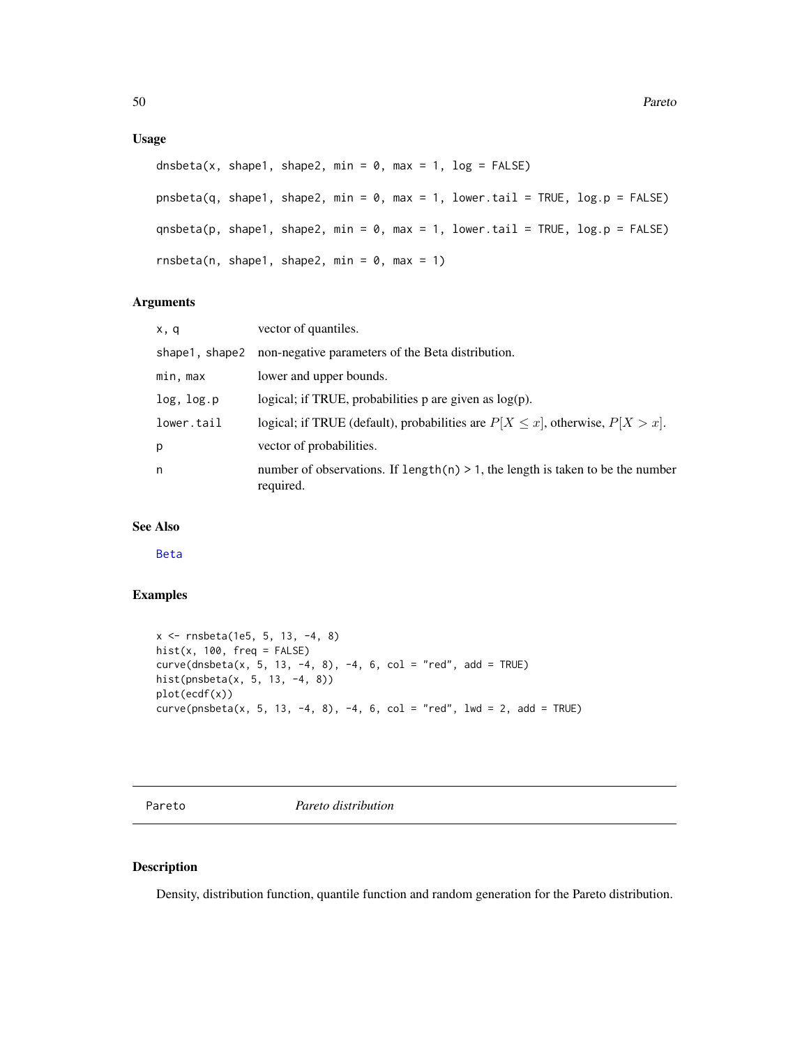## Usage

```
dnsbeta(x, shape1, shape2, min = 0, max = 1, log = FALSE)

pnsbeta(q, shape1, shape2, min = 0, max = 1, lower.tail = TRUE, log.p = FALSE)

qnsbeta(p, shape1, shape2, min = 0, max = 1, lower.tail = TRUE, log.p = FALSE)

rnsbeta(n, shape1, shape2, min = 0, max = 1)
```

## Arguments

| | |
|---|---|
| `x, q` | vector of quantiles. |
| `shape1, shape2` | non-negative parameters of the Beta distribution. |
| `min, max` | lower and upper bounds. |
| `log, log.p` | logical; if TRUE, probabilities p are given as log(p). |
| `lower.tail` | logical; if TRUE (default), probabilities are $P[X \leq x]$, otherwise, $P[X > x]$. |
| `p` | vector of probabilities. |
| `n` | number of observations. If `length(n) > 1`, the length is taken to be the number required. |

## See Also

Beta

## Examples

```
x <- rnsbeta(1e5, 5, 13, -4, 8)
hist(x, 100, freq = FALSE)
curve(dnsbeta(x, 5, 13, -4, 8), -4, 6, col = "red", add = TRUE)
hist(pnsbeta(x, 5, 13, -4, 8))
plot(ecdf(x))
curve(pnsbeta(x, 5, 13, -4, 8), -4, 6, col = "red", lwd = 2, add = TRUE)
```

---

# Pareto &nbsp;&nbsp;&nbsp; *Pareto distribution*

## Description

Density, distribution function, quantile function and random generation for the Pareto distribution.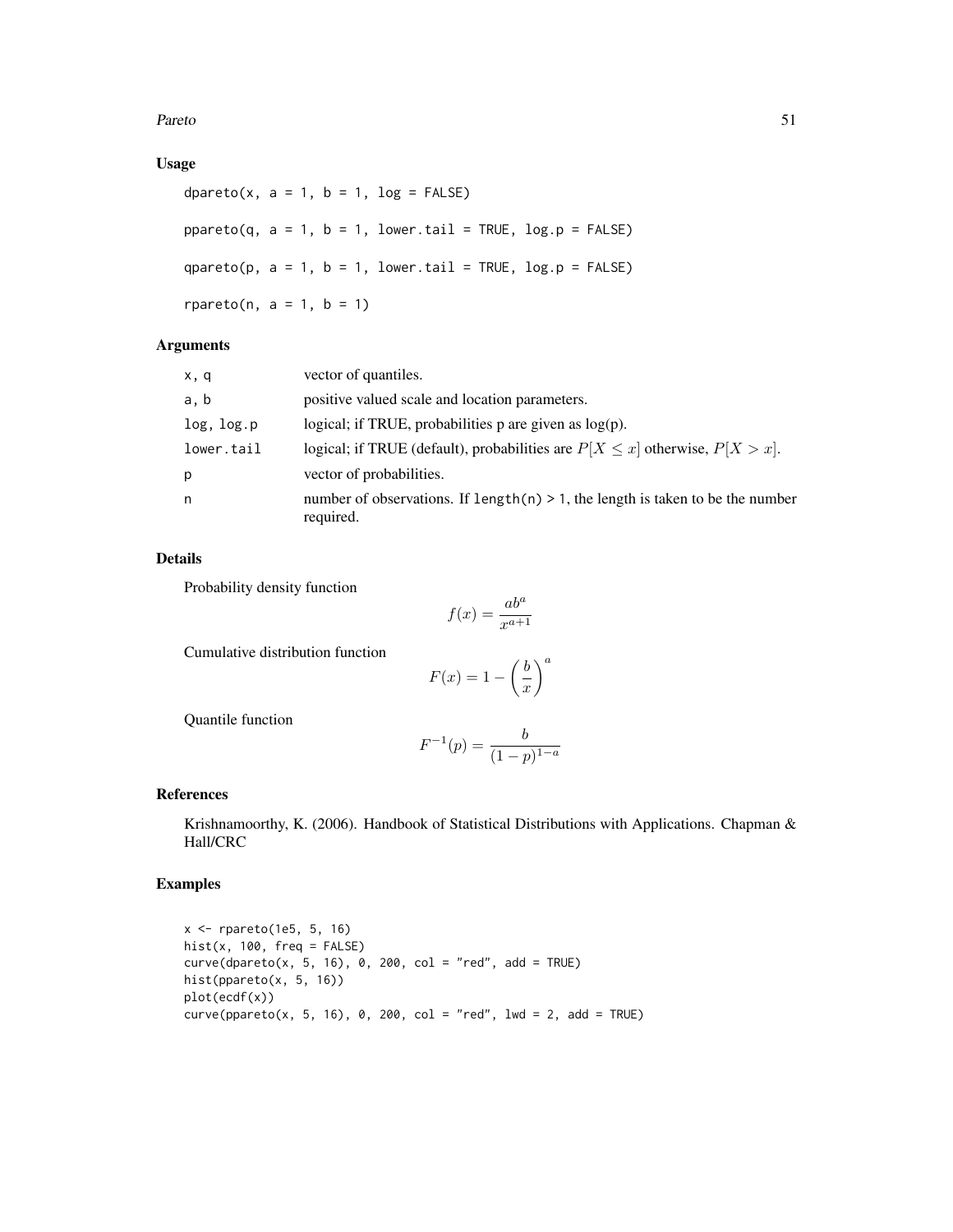## Usage

```
dpareto(x, a = 1, b = 1, log = FALSE)

ppareto(q, a = 1, b = 1, lower.tail = TRUE, log.p = FALSE)

qpareto(p, a = 1, b = 1, lower.tail = TRUE, log.p = FALSE)

rpareto(n, a = 1, b = 1)
```

## Arguments

| | |
|---|---|
| x, q | vector of quantiles. |
| a, b | positive valued scale and location parameters. |
| log, log.p | logical; if TRUE, probabilities p are given as log(p). |
| lower.tail | logical; if TRUE (default), probabilities are $P[X \le x]$ otherwise, $P[X > x]$. |
| p | vector of probabilities. |
| n | number of observations. If length(n) > 1, the length is taken to be the number required. |

## Details

Probability density function

$$f(x) = \frac{ab^a}{x^{a+1}}$$

Cumulative distribution function

$$F(x) = 1 - \left(\frac{b}{x}\right)^a$$

Quantile function

$$F^{-1}(p) = \frac{b}{(1-p)^{1-a}}$$

## References

Krishnamoorthy, K. (2006). Handbook of Statistical Distributions with Applications. Chapman & Hall/CRC

## Examples

```
x <- rpareto(1e5, 5, 16)
hist(x, 100, freq = FALSE)
curve(dpareto(x, 5, 16), 0, 200, col = "red", add = TRUE)
hist(ppareto(x, 5, 16))
plot(ecdf(x))
curve(ppareto(x, 5, 16), 0, 200, col = "red", lwd = 2, add = TRUE)
```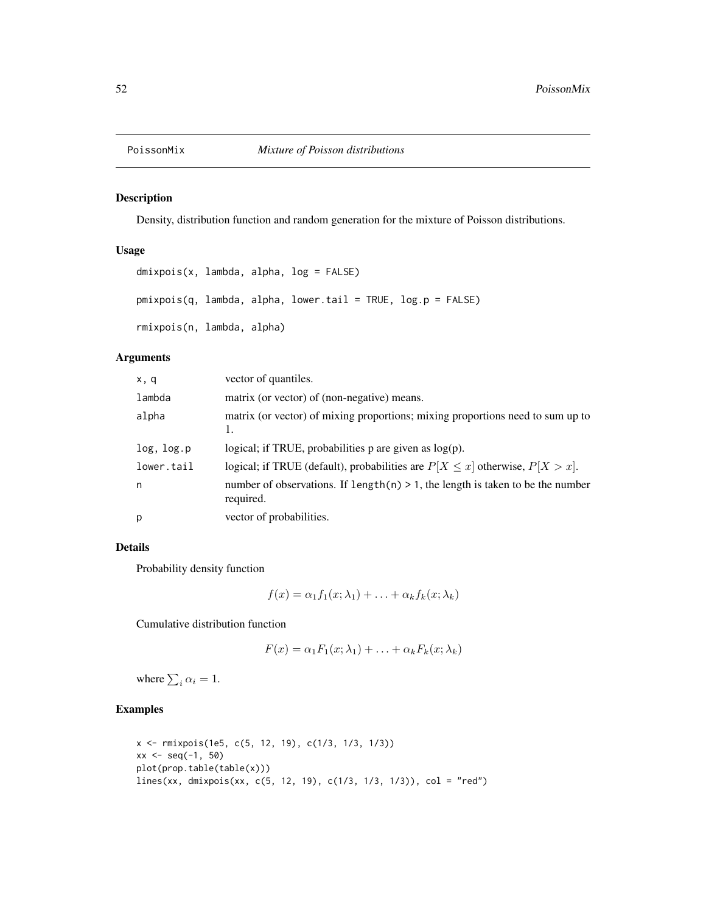# PoissonMix *Mixture of Poisson distributions*

## Description

Density, distribution function and random generation for the mixture of Poisson distributions.

## Usage

```
dmixpois(x, lambda, alpha, log = FALSE)

pmixpois(q, lambda, alpha, lower.tail = TRUE, log.p = FALSE)

rmixpois(n, lambda, alpha)
```

## Arguments

| | |
|---|---|
| x, q | vector of quantiles. |
| lambda | matrix (or vector) of (non-negative) means. |
| alpha | matrix (or vector) of mixing proportions; mixing proportions need to sum up to 1. |
| log, log.p | logical; if TRUE, probabilities p are given as log(p). |
| lower.tail | logical; if TRUE (default), probabilities are $P[X \le x]$ otherwise, $P[X > x]$. |
| n | number of observations. If `length(n) > 1`, the length is taken to be the number required. |
| p | vector of probabilities. |

## Details

Probability density function

$$f(x) = \alpha_1 f_1(x; \lambda_1) + \ldots + \alpha_k f_k(x; \lambda_k)$$

Cumulative distribution function

$$F(x) = \alpha_1 F_1(x; \lambda_1) + \ldots + \alpha_k F_k(x; \lambda_k)$$

where $\sum_i \alpha_i = 1$.

## Examples

```
x <- rmixpois(1e5, c(5, 12, 19), c(1/3, 1/3, 1/3))
xx <- seq(-1, 50)
plot(prop.table(table(x)))
lines(xx, dmixpois(xx, c(5, 12, 19), c(1/3, 1/3, 1/3)), col = "red")
```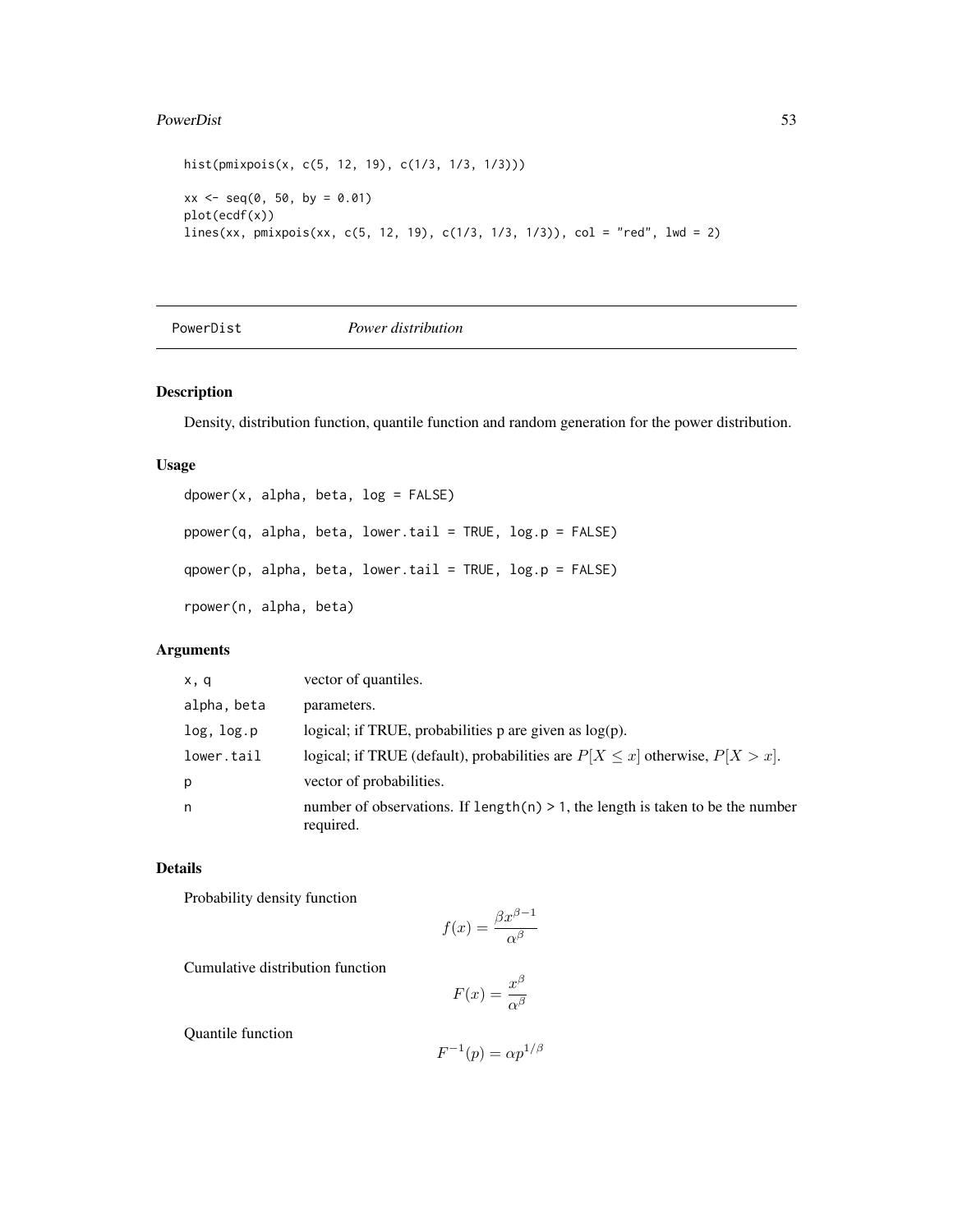```
hist(pmixpois(x, c(5, 12, 19), c(1/3, 1/3, 1/3)))

xx <- seq(0, 50, by = 0.01)
plot(ecdf(x))
lines(xx, pmixpois(xx, c(5, 12, 19), c(1/3, 1/3, 1/3)), col = "red", lwd = 2)
```

---

PowerDist *Power distribution*

---

## Description

Density, distribution function, quantile function and random generation for the power distribution.

## Usage

```
dpower(x, alpha, beta, log = FALSE)

ppower(q, alpha, beta, lower.tail = TRUE, log.p = FALSE)

qpower(p, alpha, beta, lower.tail = TRUE, log.p = FALSE)

rpower(n, alpha, beta)
```

## Arguments

| | |
|---|---|
| x, q | vector of quantiles. |
| alpha, beta | parameters. |
| log, log.p | logical; if TRUE, probabilities p are given as log(p). |
| lower.tail | logical; if TRUE (default), probabilities are $P[X \le x]$ otherwise, $P[X > x]$. |
| p | vector of probabilities. |
| n | number of observations. If `length(n) > 1`, the length is taken to be the number required. |

## Details

Probability density function

$$f(x) = \frac{\beta x^{\beta-1}}{\alpha^{\beta}}$$

Cumulative distribution function

$$F(x) = \frac{x^{\beta}}{\alpha^{\beta}}$$

Quantile function

$$F^{-1}(p) = \alpha p^{1/\beta}$$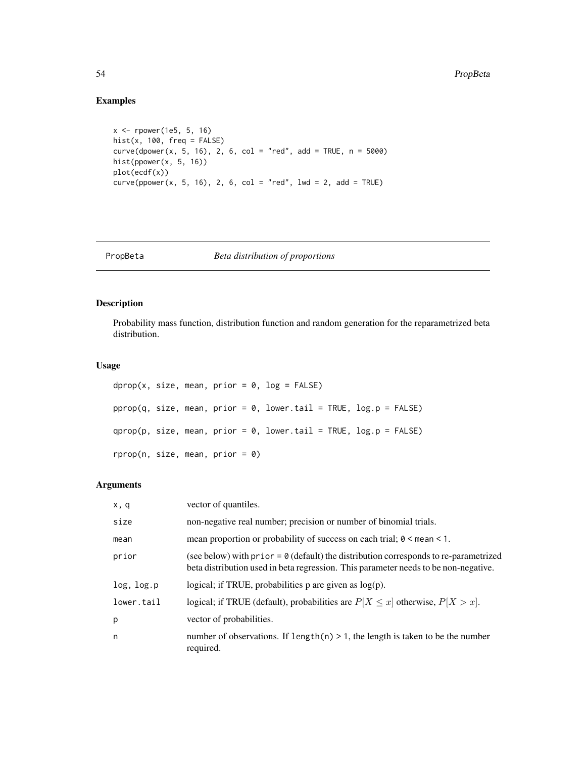## Examples

```
x <- rpower(1e5, 5, 16)
hist(x, 100, freq = FALSE)
curve(dpower(x, 5, 16), 2, 6, col = "red", add = TRUE, n = 5000)
hist(ppower(x, 5, 16))
plot(ecdf(x))
curve(ppower(x, 5, 16), 2, 6, col = "red", lwd = 2, add = TRUE)
```

---

# PropBeta — *Beta distribution of proportions*

---

## Description

Probability mass function, distribution function and random generation for the reparametrized beta distribution.

## Usage

```
dprop(x, size, mean, prior = 0, log = FALSE)

pprop(q, size, mean, prior = 0, lower.tail = TRUE, log.p = FALSE)

qprop(p, size, mean, prior = 0, lower.tail = TRUE, log.p = FALSE)

rprop(n, size, mean, prior = 0)
```

## Arguments

| | |
|---|---|
| x, q | vector of quantiles. |
| size | non-negative real number; precision or number of binomial trials. |
| mean | mean proportion or probability of success on each trial; `0 < mean < 1`. |
| prior | (see below) with `prior = 0` (default) the distribution corresponds to re-parametrized beta distribution used in beta regression. This parameter needs to be non-negative. |
| log, log.p | logical; if TRUE, probabilities p are given as log(p). |
| lower.tail | logical; if TRUE (default), probabilities are $P[X \leq x]$ otherwise, $P[X > x]$. |
| p | vector of probabilities. |
| n | number of observations. If `length(n) > 1`, the length is taken to be the number required. |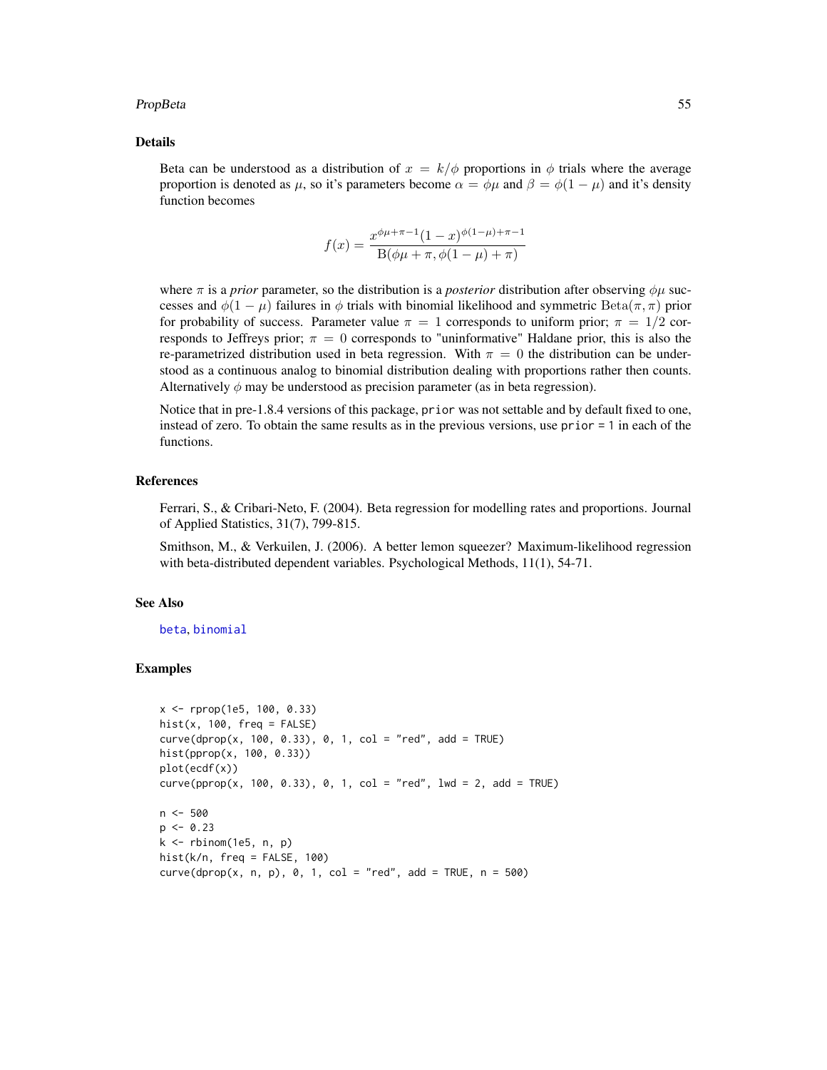## Details

Beta can be understood as a distribution of $x = k/\phi$ proportions in $\phi$ trials where the average proportion is denoted as $\mu$, so it's parameters become $\alpha = \phi\mu$ and $\beta = \phi(1-\mu)$ and it's density function becomes

$$f(x) = \frac{x^{\phi\mu+\pi-1}(1-x)^{\phi(1-\mu)+\pi-1}}{\mathrm{B}(\phi\mu+\pi, \phi(1-\mu)+\pi)}$$

where $\pi$ is a *prior* parameter, so the distribution is a *posterior* distribution after observing $\phi\mu$ successes and $\phi(1-\mu)$ failures in $\phi$ trials with binomial likelihood and symmetric $\mathrm{Beta}(\pi, \pi)$ prior for probability of success. Parameter value $\pi = 1$ corresponds to uniform prior; $\pi = 1/2$ corresponds to Jeffreys prior; $\pi = 0$ corresponds to "uninformative" Haldane prior, this is also the re-parametrized distribution used in beta regression. With $\pi = 0$ the distribution can be understood as a continuous analog to binomial distribution dealing with proportions rather then counts. Alternatively $\phi$ may be understood as precision parameter (as in beta regression).

Notice that in pre-1.8.4 versions of this package, `prior` was not settable and by default fixed to one, instead of zero. To obtain the same results as in the previous versions, use `prior = 1` in each of the functions.

## References

Ferrari, S., & Cribari-Neto, F. (2004). Beta regression for modelling rates and proportions. Journal of Applied Statistics, 31(7), 799-815.

Smithson, M., & Verkuilen, J. (2006). A better lemon squeezer? Maximum-likelihood regression with beta-distributed dependent variables. Psychological Methods, 11(1), 54-71.

## See Also

beta, binomial

## Examples

```
x <- rprop(1e5, 100, 0.33)
hist(x, 100, freq = FALSE)
curve(dprop(x, 100, 0.33), 0, 1, col = "red", add = TRUE)
hist(pprop(x, 100, 0.33))
plot(ecdf(x))
curve(pprop(x, 100, 0.33), 0, 1, col = "red", lwd = 2, add = TRUE)

n <- 500
p <- 0.23
k <- rbinom(1e5, n, p)
hist(k/n, freq = FALSE, 100)
curve(dprop(x, n, p), 0, 1, col = "red", add = TRUE, n = 500)
```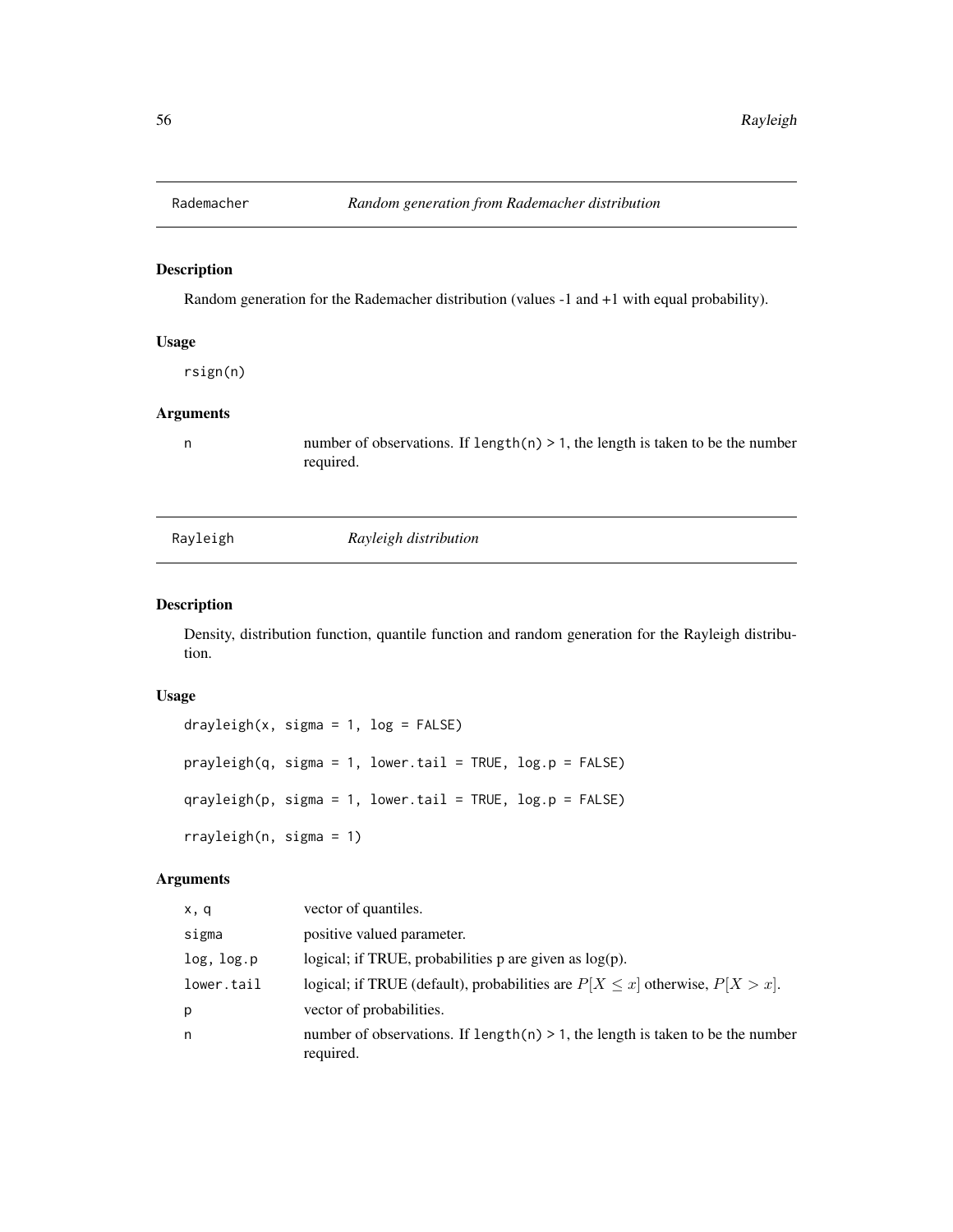## Rademacher *Random generation from Rademacher distribution*

### Description

Random generation for the Rademacher distribution (values -1 and +1 with equal probability).

### Usage

```
rsign(n)
```

### Arguments

| | |
|---|---|
| n | number of observations. If `length(n) > 1`, the length is taken to be the number required. |

## Rayleigh *Rayleigh distribution*

### Description

Density, distribution function, quantile function and random generation for the Rayleigh distribution.

### Usage

```
drayleigh(x, sigma = 1, log = FALSE)

prayleigh(q, sigma = 1, lower.tail = TRUE, log.p = FALSE)

qrayleigh(p, sigma = 1, lower.tail = TRUE, log.p = FALSE)

rrayleigh(n, sigma = 1)
```

### Arguments

| | |
|---|---|
| x, q | vector of quantiles. |
| sigma | positive valued parameter. |
| log, log.p | logical; if TRUE, probabilities p are given as log(p). |
| lower.tail | logical; if TRUE (default), probabilities are $P[X \leq x]$ otherwise, $P[X > x]$. |
| p | vector of probabilities. |
| n | number of observations. If `length(n) > 1`, the length is taken to be the number required. |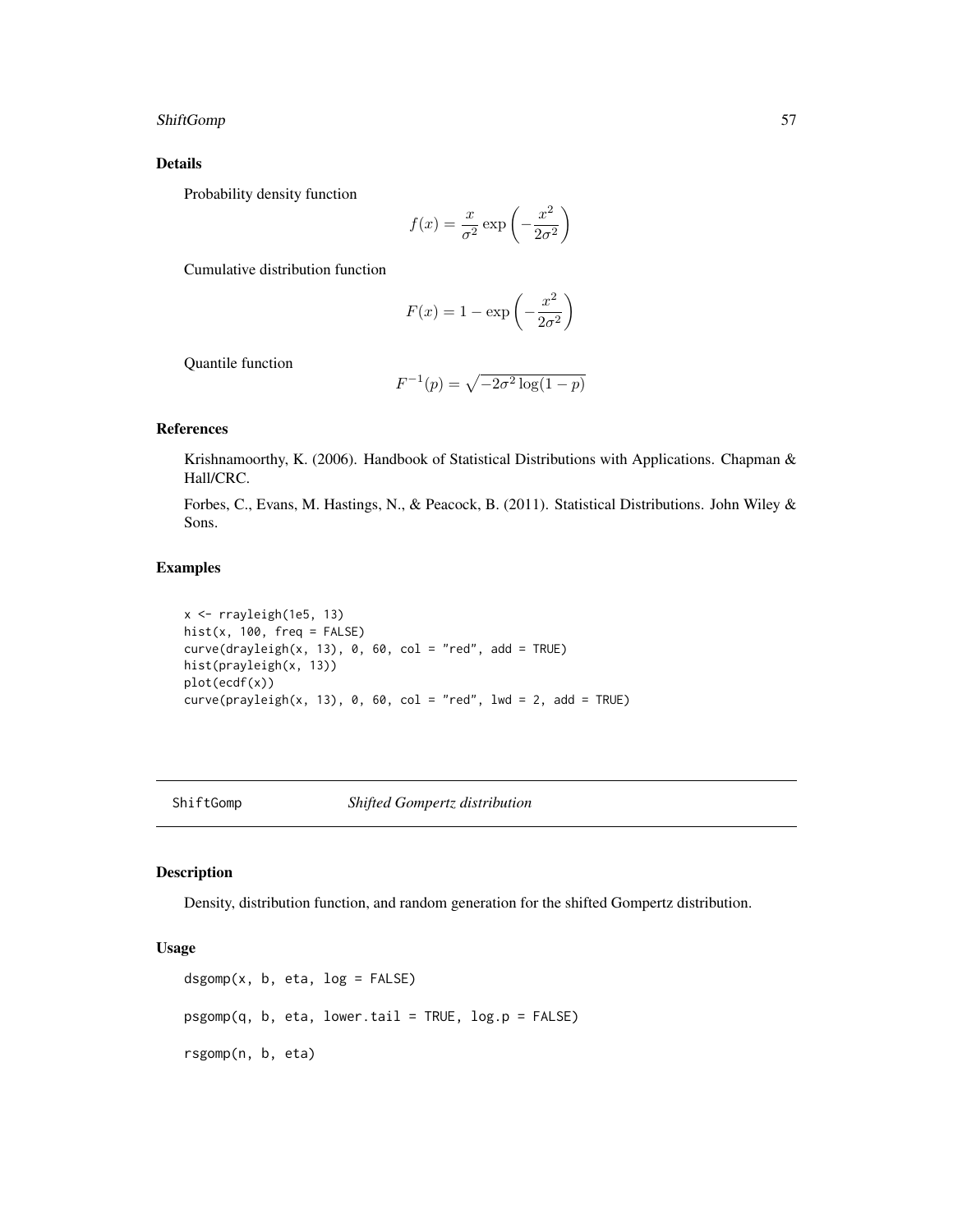### Details

Probability density function

$$f(x) = \frac{x}{\sigma^2} \exp\left(-\frac{x^2}{2\sigma^2}\right)$$

Cumulative distribution function

$$F(x) = 1 - \exp\left(-\frac{x^2}{2\sigma^2}\right)$$

Quantile function

$$F^{-1}(p) = \sqrt{-2\sigma^2 \log(1-p)}$$

### References

Krishnamoorthy, K. (2006). Handbook of Statistical Distributions with Applications. Chapman & Hall/CRC.

Forbes, C., Evans, M. Hastings, N., & Peacock, B. (2011). Statistical Distributions. John Wiley & Sons.

### Examples

```
x <- rrayleigh(1e5, 13)
hist(x, 100, freq = FALSE)
curve(drayleigh(x, 13), 0, 60, col = "red", add = TRUE)
hist(prayleigh(x, 13))
plot(ecdf(x))
curve(prayleigh(x, 13), 0, 60, col = "red", lwd = 2, add = TRUE)
```

---

## ShiftGomp *Shifted Gompertz distribution*

### Description

Density, distribution function, and random generation for the shifted Gompertz distribution.

### Usage

```
dsgomp(x, b, eta, log = FALSE)

psgomp(q, b, eta, lower.tail = TRUE, log.p = FALSE)

rsgomp(n, b, eta)
```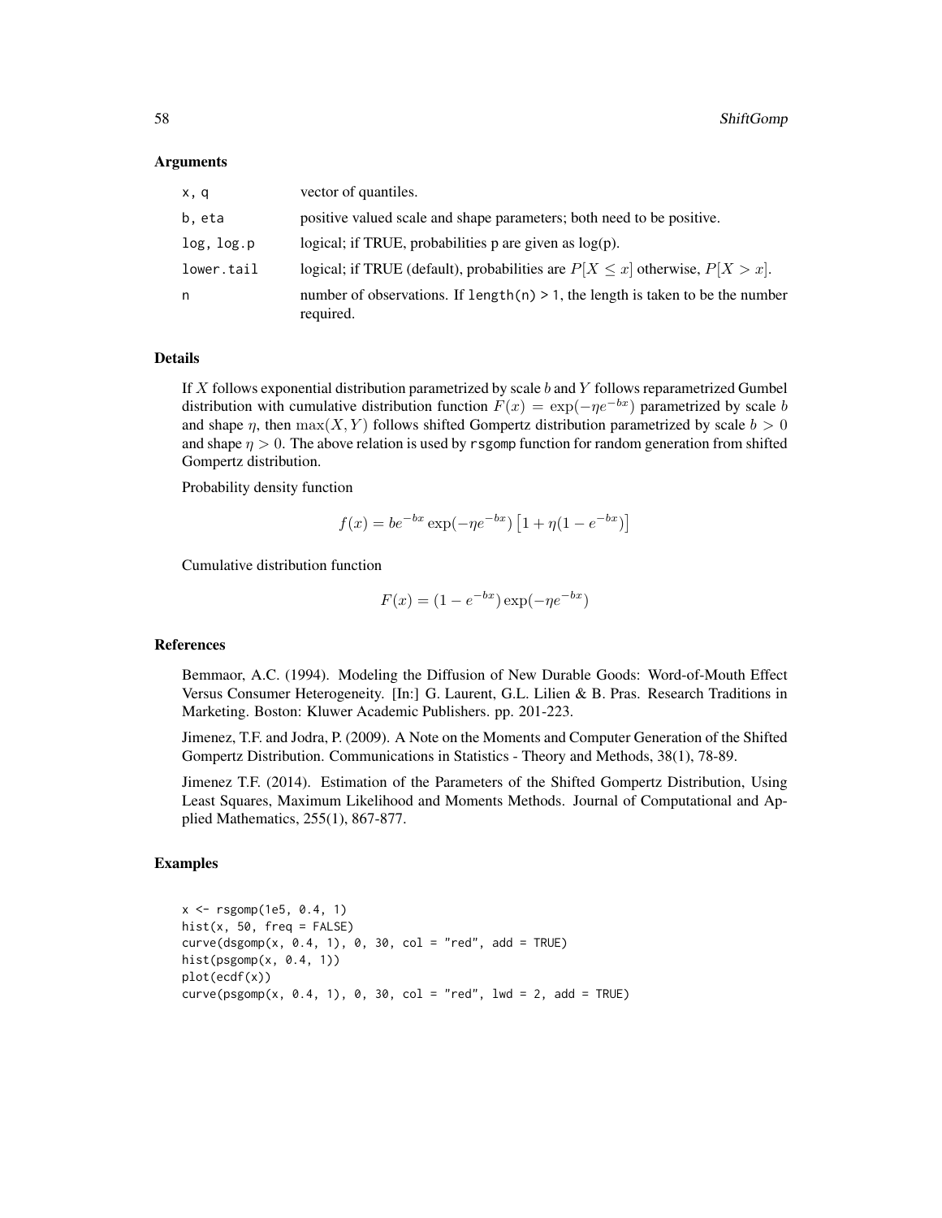### Arguments

| | |
|---|---|
| `x, q` | vector of quantiles. |
| `b, eta` | positive valued scale and shape parameters; both need to be positive. |
| `log, log.p` | logical; if TRUE, probabilities p are given as log(p). |
| `lower.tail` | logical; if TRUE (default), probabilities are $P[X \leq x]$ otherwise, $P[X > x]$. |
| `n` | number of observations. If `length(n) > 1`, the length is taken to be the number required. |

### Details

If $X$ follows exponential distribution parametrized by scale $b$ and $Y$ follows reparametrized Gumbel distribution with cumulative distribution function $F(x) = \exp(-\eta e^{-bx})$ parametrized by scale $b$ and shape $\eta$, then $\max(X, Y)$ follows shifted Gompertz distribution parametrized by scale $b > 0$ and shape $\eta > 0$. The above relation is used by `rsgomp` function for random generation from shifted Gompertz distribution.

Probability density function

$$f(x) = be^{-bx} \exp(-\eta e^{-bx}) \left[1 + \eta(1 - e^{-bx})\right]$$

Cumulative distribution function

$$F(x) = (1 - e^{-bx}) \exp(-\eta e^{-bx})$$

### References

Bemmaor, A.C. (1994). Modeling the Diffusion of New Durable Goods: Word-of-Mouth Effect Versus Consumer Heterogeneity. [In:] G. Laurent, G.L. Lilien & B. Pras. Research Traditions in Marketing. Boston: Kluwer Academic Publishers. pp. 201-223.

Jimenez, T.F. and Jodra, P. (2009). A Note on the Moments and Computer Generation of the Shifted Gompertz Distribution. Communications in Statistics - Theory and Methods, 38(1), 78-89.

Jimenez T.F. (2014). Estimation of the Parameters of the Shifted Gompertz Distribution, Using Least Squares, Maximum Likelihood and Moments Methods. Journal of Computational and Applied Mathematics, 255(1), 867-877.

### Examples

```
x <- rsgomp(1e5, 0.4, 1)
hist(x, 50, freq = FALSE)
curve(dsgomp(x, 0.4, 1), 0, 30, col = "red", add = TRUE)
hist(psgomp(x, 0.4, 1))
plot(ecdf(x))
curve(psgomp(x, 0.4, 1), 0, 30, col = "red", lwd = 2, add = TRUE)
```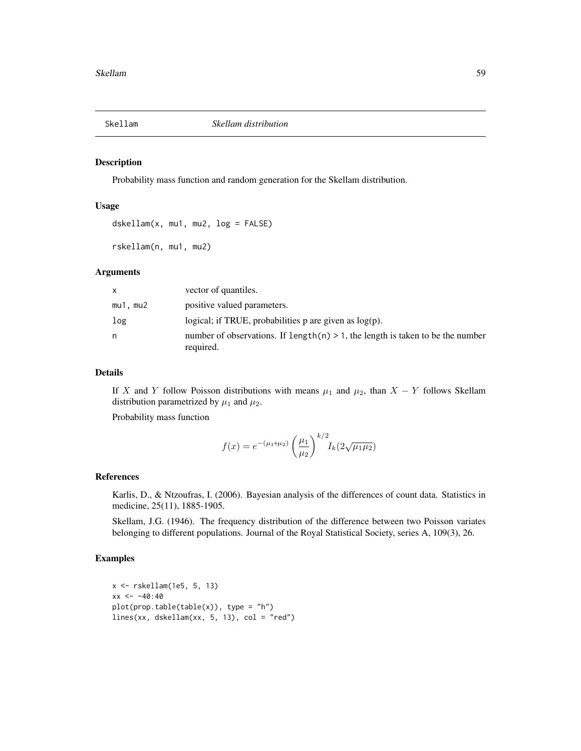# Skellam — *Skellam distribution*

## Description

Probability mass function and random generation for the Skellam distribution.

## Usage

```
dskellam(x, mu1, mu2, log = FALSE)

rskellam(n, mu1, mu2)
```

## Arguments

| | |
|---|---|
| x | vector of quantiles. |
| mu1, mu2 | positive valued parameters. |
| log | logical; if TRUE, probabilities p are given as log(p). |
| n | number of observations. If `length(n) > 1`, the length is taken to be the number required. |

## Details

If $X$ and $Y$ follow Poisson distributions with means $\mu_1$ and $\mu_2$, than $X - Y$ follows Skellam distribution parametrized by $\mu_1$ and $\mu_2$.

Probability mass function

$$f(x) = e^{-(\mu_1 + \mu_2)} \left( \frac{\mu_1}{\mu_2} \right)^{k/2} I_k(2\sqrt{\mu_1 \mu_2})$$

## References

Karlis, D., & Ntzoufras, I. (2006). Bayesian analysis of the differences of count data. Statistics in medicine, 25(11), 1885-1905.

Skellam, J.G. (1946). The frequency distribution of the difference between two Poisson variates belonging to different populations. Journal of the Royal Statistical Society, series A, 109(3), 26.

## Examples

```
x <- rskellam(1e5, 5, 13)
xx <- -40:40
plot(prop.table(table(x)), type = "h")
lines(xx, dskellam(xx, 5, 13), col = "red")
```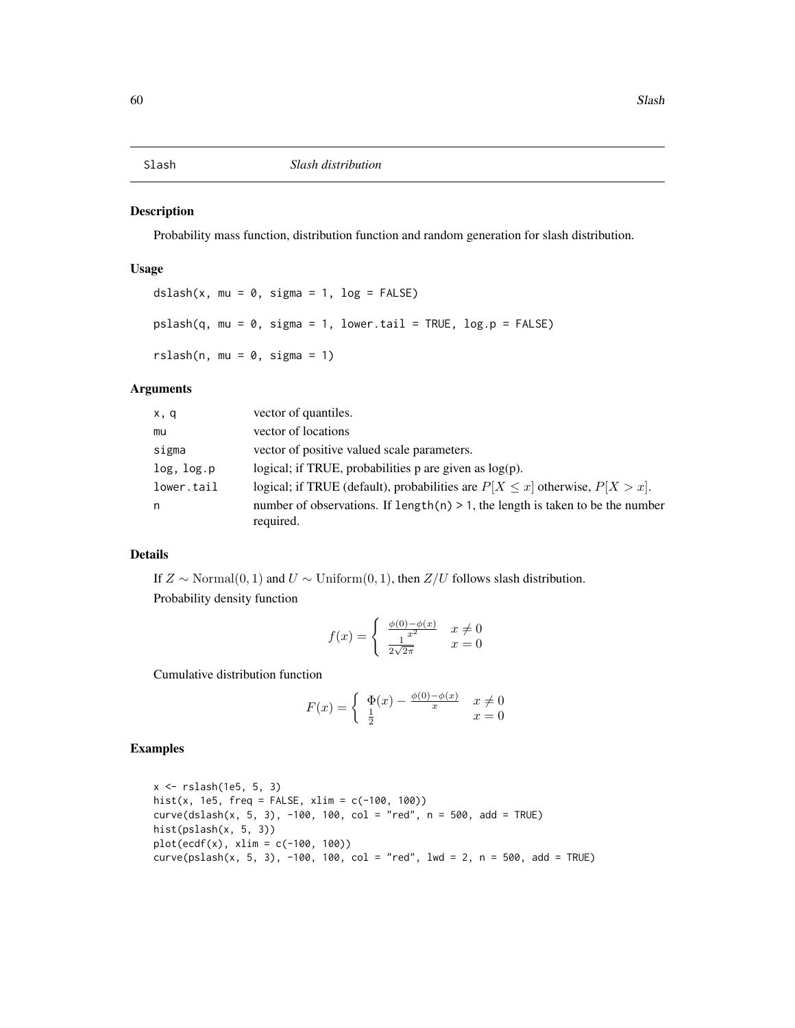## Slash — *Slash distribution*

### Description

Probability mass function, distribution function and random generation for slash distribution.

### Usage

```
dslash(x, mu = 0, sigma = 1, log = FALSE)

pslash(q, mu = 0, sigma = 1, lower.tail = TRUE, log.p = FALSE)

rslash(n, mu = 0, sigma = 1)
```

### Arguments

| | |
|---|---|
| x, q | vector of quantiles. |
| mu | vector of locations |
| sigma | vector of positive valued scale parameters. |
| log, log.p | logical; if TRUE, probabilities p are given as log(p). |
| lower.tail | logical; if TRUE (default), probabilities are $P[X \le x]$ otherwise, $P[X > x]$. |
| n | number of observations. If `length(n) > 1`, the length is taken to be the number required. |

### Details

If $Z \sim \mathrm{Normal}(0, 1)$ and $U \sim \mathrm{Uniform}(0, 1)$, then $Z/U$ follows slash distribution.

Probability density function

$$f(x) = \left\{ \begin{array}{ll} \frac{\phi(0) - \phi(x)}{x^2} & x \ne 0 \\ \frac{1}{2\sqrt{2\pi}} & x = 0 \end{array} \right.$$

Cumulative distribution function

$$F(x) = \left\{ \begin{array}{ll} \Phi(x) - \frac{\phi(0) - \phi(x)}{x} & x \ne 0 \\ \frac{1}{2} & x = 0 \end{array} \right.$$

### Examples

```
x <- rslash(1e5, 5, 3)
hist(x, 1e5, freq = FALSE, xlim = c(-100, 100))
curve(dslash(x, 5, 3), -100, 100, col = "red", n = 500, add = TRUE)
hist(pslash(x, 5, 3))
plot(ecdf(x), xlim = c(-100, 100))
curve(pslash(x, 5, 3), -100, 100, col = "red", lwd = 2, n = 500, add = TRUE)
```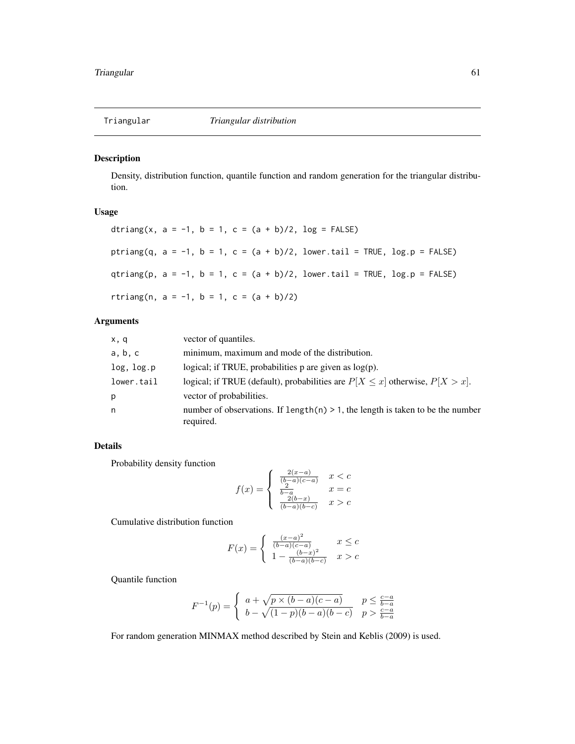| Triangular | *Triangular distribution* |
|---|---|

## Description

Density, distribution function, quantile function and random generation for the triangular distribution.

## Usage

```
dtriang(x, a = -1, b = 1, c = (a + b)/2, log = FALSE)

ptriang(q, a = -1, b = 1, c = (a + b)/2, lower.tail = TRUE, log.p = FALSE)

qtriang(p, a = -1, b = 1, c = (a + b)/2, lower.tail = TRUE, log.p = FALSE)

rtriang(n, a = -1, b = 1, c = (a + b)/2)
```

## Arguments

| | |
|---|---|
| x, q | vector of quantiles. |
| a, b, c | minimum, maximum and mode of the distribution. |
| log, log.p | logical; if TRUE, probabilities p are given as log(p). |
| lower.tail | logical; if TRUE (default), probabilities are $P[X \le x]$ otherwise, $P[X > x]$. |
| p | vector of probabilities. |
| n | number of observations. If `length(n) > 1`, the length is taken to be the number required. |

## Details

Probability density function

$$f(x) = \begin{cases} \frac{2(x-a)}{(b-a)(c-a)} & x < c \\ \frac{2}{b-a} & x = c \\ \frac{2(b-x)}{(b-a)(b-c)} & x > c \end{cases}$$

Cumulative distribution function

$$F(x) = \begin{cases} \frac{(x-a)^2}{(b-a)(c-a)} & x \le c \\ 1 - \frac{(b-x)^2}{(b-a)(b-c)} & x > c \end{cases}$$

Quantile function

$$F^{-1}(p) = \begin{cases} a + \sqrt{p \times (b-a)(c-a)} & p \le \frac{c-a}{b-a} \\ b - \sqrt{(1-p)(b-a)(b-c)} & p > \frac{c-a}{b-a} \end{cases}$$

For random generation MINMAX method described by Stein and Keblis (2009) is used.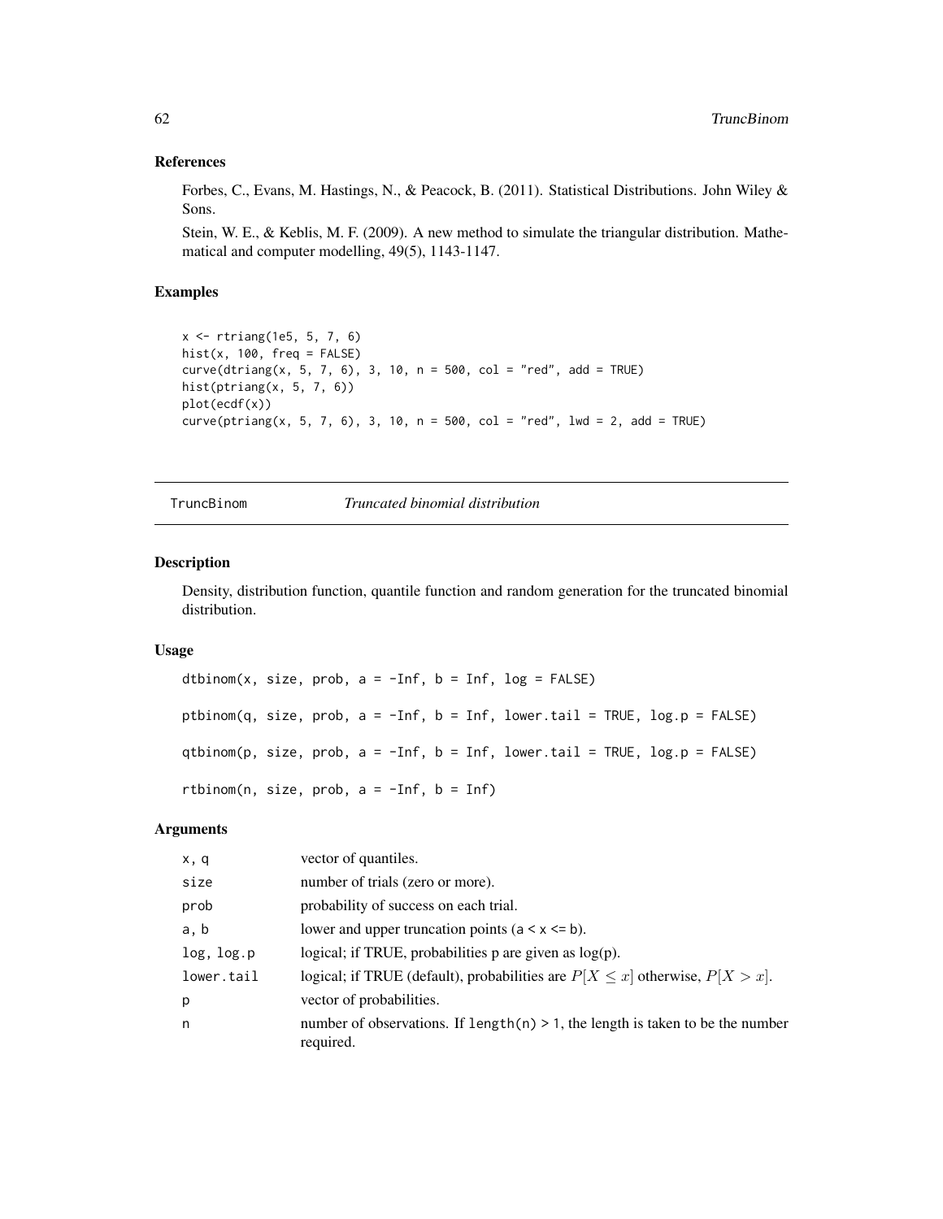## References

Forbes, C., Evans, M. Hastings, N., & Peacock, B. (2011). Statistical Distributions. John Wiley & Sons.

Stein, W. E., & Keblis, M. F. (2009). A new method to simulate the triangular distribution. Mathematical and computer modelling, 49(5), 1143-1147.

## Examples

```
x <- rtriang(1e5, 5, 7, 6)
hist(x, 100, freq = FALSE)
curve(dtriang(x, 5, 7, 6), 3, 10, n = 500, col = "red", add = TRUE)
hist(ptriang(x, 5, 7, 6))
plot(ecdf(x))
curve(ptriang(x, 5, 7, 6), 3, 10, n = 500, col = "red", lwd = 2, add = TRUE)
```

---

# TruncBinom *Truncated binomial distribution*

## Description

Density, distribution function, quantile function and random generation for the truncated binomial distribution.

## Usage

```
dtbinom(x, size, prob, a = -Inf, b = Inf, log = FALSE)

ptbinom(q, size, prob, a = -Inf, b = Inf, lower.tail = TRUE, log.p = FALSE)

qtbinom(p, size, prob, a = -Inf, b = Inf, lower.tail = TRUE, log.p = FALSE)

rtbinom(n, size, prob, a = -Inf, b = Inf)
```

## Arguments

| | |
|---|---|
| x, q | vector of quantiles. |
| size | number of trials (zero or more). |
| prob | probability of success on each trial. |
| a, b | lower and upper truncation points (a < x <= b). |
| log, log.p | logical; if TRUE, probabilities p are given as log(p). |
| lower.tail | logical; if TRUE (default), probabilities are $P[X \leq x]$ otherwise, $P[X > x]$. |
| p | vector of probabilities. |
| n | number of observations. If length(n) > 1, the length is taken to be the number required. |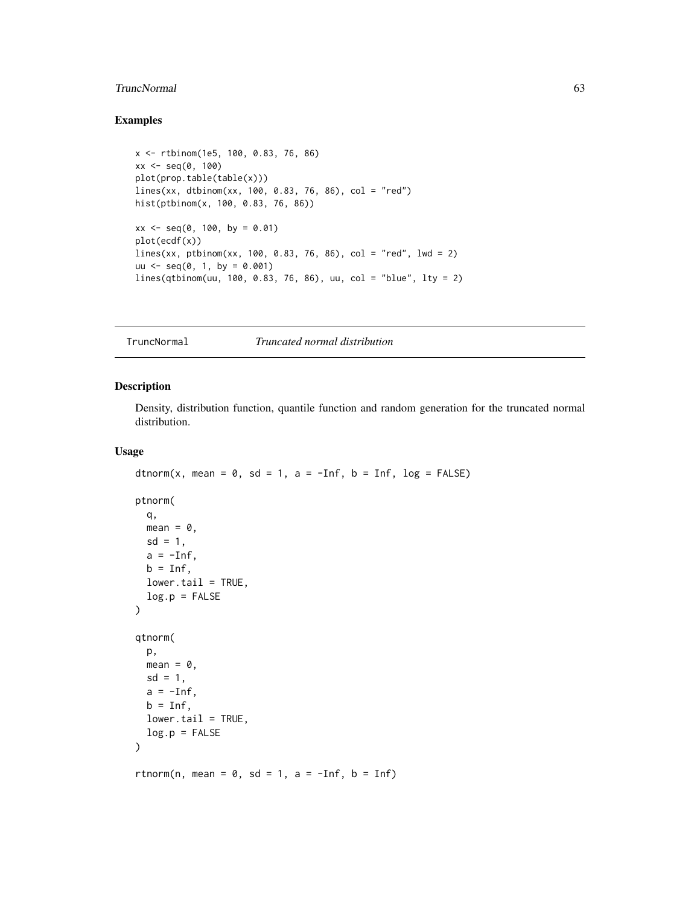## Examples

```
x <- rtbinom(1e5, 100, 0.83, 76, 86)
xx <- seq(0, 100)
plot(prop.table(table(x)))
lines(xx, dtbinom(xx, 100, 0.83, 76, 86), col = "red")
hist(ptbinom(x, 100, 0.83, 76, 86))

xx <- seq(0, 100, by = 0.01)
plot(ecdf(x))
lines(xx, ptbinom(xx, 100, 0.83, 76, 86), col = "red", lwd = 2)
uu <- seq(0, 1, by = 0.001)
lines(qtbinom(uu, 100, 0.83, 76, 86), uu, col = "blue", lty = 2)
```

---

# TruncNormal — *Truncated normal distribution*

---

## Description

Density, distribution function, quantile function and random generation for the truncated normal distribution.

## Usage

```
dtnorm(x, mean = 0, sd = 1, a = -Inf, b = Inf, log = FALSE)

ptnorm(
  q,
  mean = 0,
  sd = 1,
  a = -Inf,
  b = Inf,
  lower.tail = TRUE,
  log.p = FALSE
)

qtnorm(
  p,
  mean = 0,
  sd = 1,
  a = -Inf,
  b = Inf,
  lower.tail = TRUE,
  log.p = FALSE
)

rtnorm(n, mean = 0, sd = 1, a = -Inf, b = Inf)
```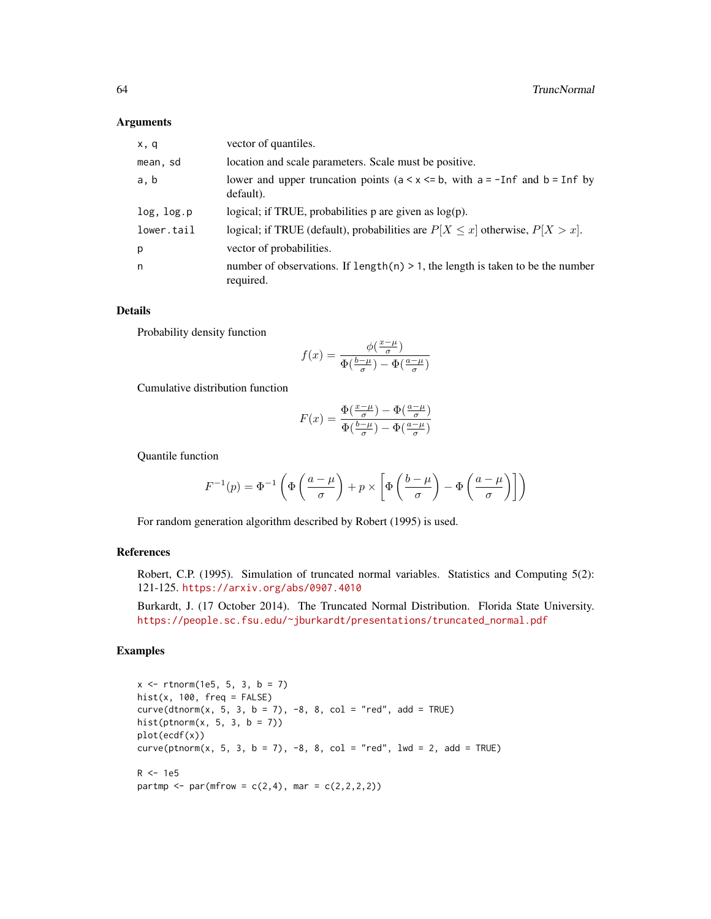### Arguments

| | |
|---|---|
| `x, q` | vector of quantiles. |
| `mean, sd` | location and scale parameters. Scale must be positive. |
| `a, b` | lower and upper truncation points (`a < x <= b`, with `a = -Inf` and `b = Inf` by default). |
| `log, log.p` | logical; if TRUE, probabilities p are given as log(p). |
| `lower.tail` | logical; if TRUE (default), probabilities are $P[X \le x]$ otherwise, $P[X > x]$. |
| `p` | vector of probabilities. |
| `n` | number of observations. If `length(n) > 1`, the length is taken to be the number required. |

### Details

Probability density function

$$f(x) = \frac{\phi(\frac{x-\mu}{\sigma})}{\Phi(\frac{b-\mu}{\sigma}) - \Phi(\frac{a-\mu}{\sigma})}$$

Cumulative distribution function

$$F(x) = \frac{\Phi(\frac{x-\mu}{\sigma}) - \Phi(\frac{a-\mu}{\sigma})}{\Phi(\frac{b-\mu}{\sigma}) - \Phi(\frac{a-\mu}{\sigma})}$$

Quantile function

$$F^{-1}(p) = \Phi^{-1}\left(\Phi\left(\frac{a-\mu}{\sigma}\right) + p \times \left[\Phi\left(\frac{b-\mu}{\sigma}\right) - \Phi\left(\frac{a-\mu}{\sigma}\right)\right]\right)$$

For random generation algorithm described by Robert (1995) is used.

### References

Robert, C.P. (1995). Simulation of truncated normal variables. Statistics and Computing 5(2): 121-125. https://arxiv.org/abs/0907.4010

Burkardt, J. (17 October 2014). The Truncated Normal Distribution. Florida State University. https://people.sc.fsu.edu/~jburkardt/presentations/truncated_normal.pdf

### Examples

```
x <- rtnorm(1e5, 5, 3, b = 7)
hist(x, 100, freq = FALSE)
curve(dtnorm(x, 5, 3, b = 7), -8, 8, col = "red", add = TRUE)
hist(ptnorm(x, 5, 3, b = 7))
plot(ecdf(x))
curve(ptnorm(x, 5, 3, b = 7), -8, 8, col = "red", lwd = 2, add = TRUE)

R <- 1e5
partmp <- par(mfrow = c(2,4), mar = c(2,2,2,2))
```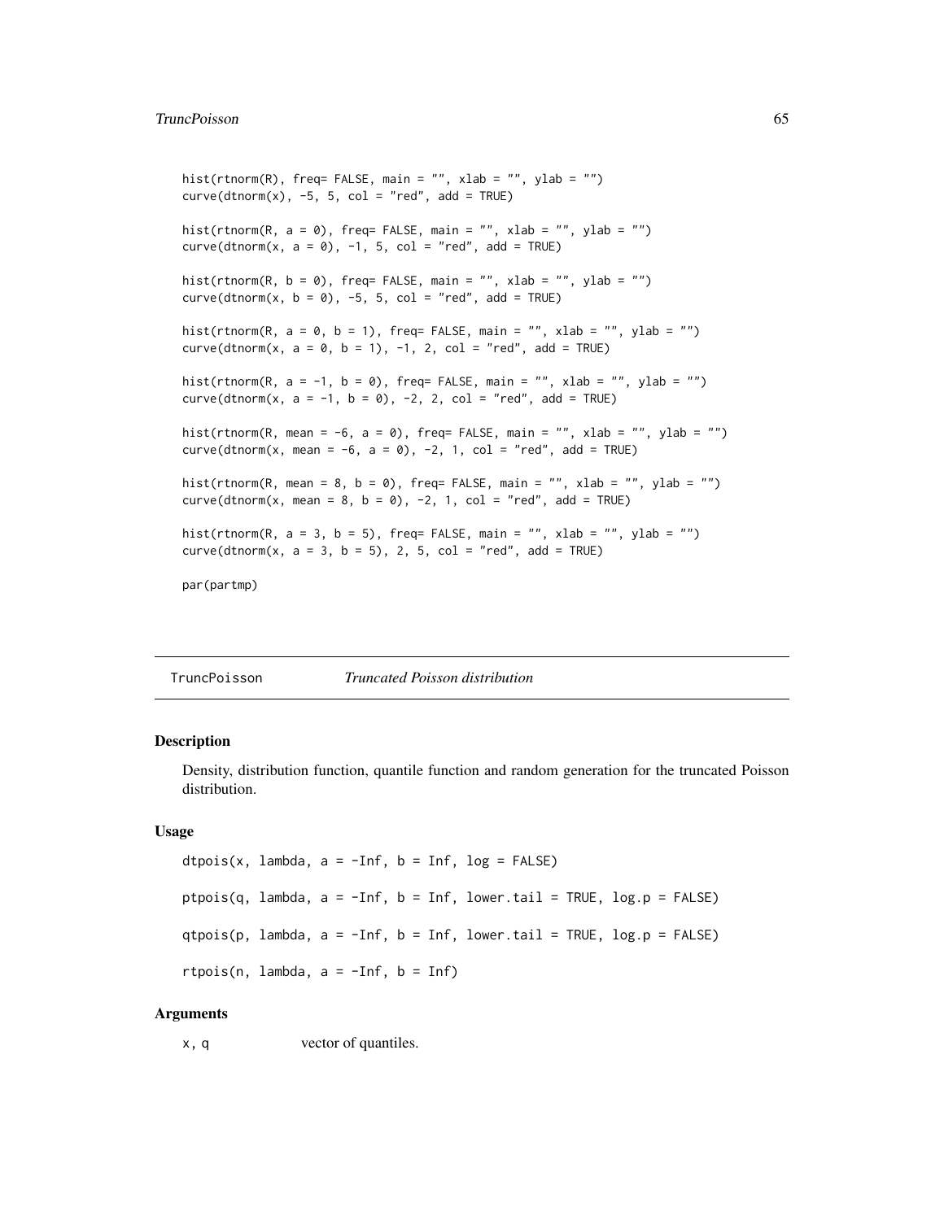```
hist(rtnorm(R), freq= FALSE, main = "", xlab = "", ylab = "")
curve(dtnorm(x), -5, 5, col = "red", add = TRUE)

hist(rtnorm(R, a = 0), freq= FALSE, main = "", xlab = "", ylab = "")
curve(dtnorm(x, a = 0), -1, 5, col = "red", add = TRUE)

hist(rtnorm(R, b = 0), freq= FALSE, main = "", xlab = "", ylab = "")
curve(dtnorm(x, b = 0), -5, 5, col = "red", add = TRUE)

hist(rtnorm(R, a = 0, b = 1), freq= FALSE, main = "", xlab = "", ylab = "")
curve(dtnorm(x, a = 0, b = 1), -1, 2, col = "red", add = TRUE)

hist(rtnorm(R, a = -1, b = 0), freq= FALSE, main = "", xlab = "", ylab = "")
curve(dtnorm(x, a = -1, b = 0), -2, 2, col = "red", add = TRUE)

hist(rtnorm(R, mean = -6, a = 0), freq= FALSE, main = "", xlab = "", ylab = "")
curve(dtnorm(x, mean = -6, a = 0), -2, 1, col = "red", add = TRUE)

hist(rtnorm(R, mean = 8, b = 0), freq= FALSE, main = "", xlab = "", ylab = "")
curve(dtnorm(x, mean = 8, b = 0), -2, 1, col = "red", add = TRUE)

hist(rtnorm(R, a = 3, b = 5), freq= FALSE, main = "", xlab = "", ylab = "")
curve(dtnorm(x, a = 3, b = 5), 2, 5, col = "red", add = TRUE)

par(partmp)
```

---

## TruncPoisson — *Truncated Poisson distribution*

### Description

Density, distribution function, quantile function and random generation for the truncated Poisson distribution.

### Usage

```
dtpois(x, lambda, a = -Inf, b = Inf, log = FALSE)

ptpois(q, lambda, a = -Inf, b = Inf, lower.tail = TRUE, log.p = FALSE)

qtpois(p, lambda, a = -Inf, b = Inf, lower.tail = TRUE, log.p = FALSE)

rtpois(n, lambda, a = -Inf, b = Inf)
```

### Arguments

| | |
|---|---|
| `x, q` | vector of quantiles. |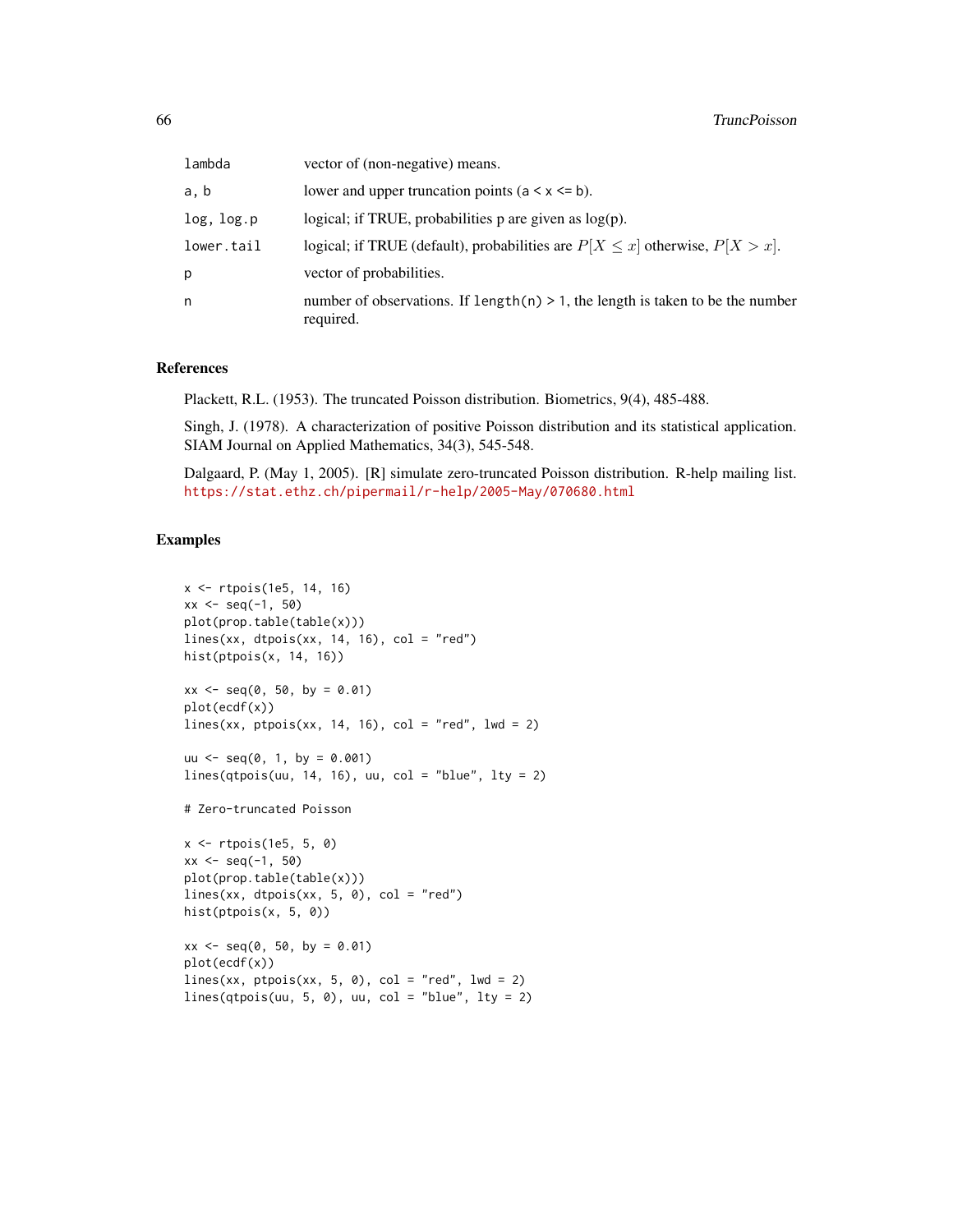| | |
|---|---|
| `lambda` | vector of (non-negative) means. |
| `a, b` | lower and upper truncation points (`a < x <= b`). |
| `log, log.p` | logical; if TRUE, probabilities p are given as log(p). |
| `lower.tail` | logical; if TRUE (default), probabilities are $P[X \le x]$ otherwise, $P[X > x]$. |
| `p` | vector of probabilities. |
| `n` | number of observations. If `length(n) > 1`, the length is taken to be the number required. |

### References

Plackett, R.L. (1953). The truncated Poisson distribution. Biometrics, 9(4), 485-488.

Singh, J. (1978). A characterization of positive Poisson distribution and its statistical application. SIAM Journal on Applied Mathematics, 34(3), 545-548.

Dalgaard, P. (May 1, 2005). [R] simulate zero-truncated Poisson distribution. R-help mailing list. https://stat.ethz.ch/pipermail/r-help/2005-May/070680.html

### Examples

```
x <- rtpois(1e5, 14, 16)
xx <- seq(-1, 50)
plot(prop.table(table(x)))
lines(xx, dtpois(xx, 14, 16), col = "red")
hist(ptpois(x, 14, 16))

xx <- seq(0, 50, by = 0.01)
plot(ecdf(x))
lines(xx, ptpois(xx, 14, 16), col = "red", lwd = 2)

uu <- seq(0, 1, by = 0.001)
lines(qtpois(uu, 14, 16), uu, col = "blue", lty = 2)

# Zero-truncated Poisson

x <- rtpois(1e5, 5, 0)
xx <- seq(-1, 50)
plot(prop.table(table(x)))
lines(xx, dtpois(xx, 5, 0), col = "red")
hist(ptpois(x, 5, 0))

xx <- seq(0, 50, by = 0.01)
plot(ecdf(x))
lines(xx, ptpois(xx, 5, 0), col = "red", lwd = 2)
lines(qtpois(uu, 5, 0), uu, col = "blue", lty = 2)
```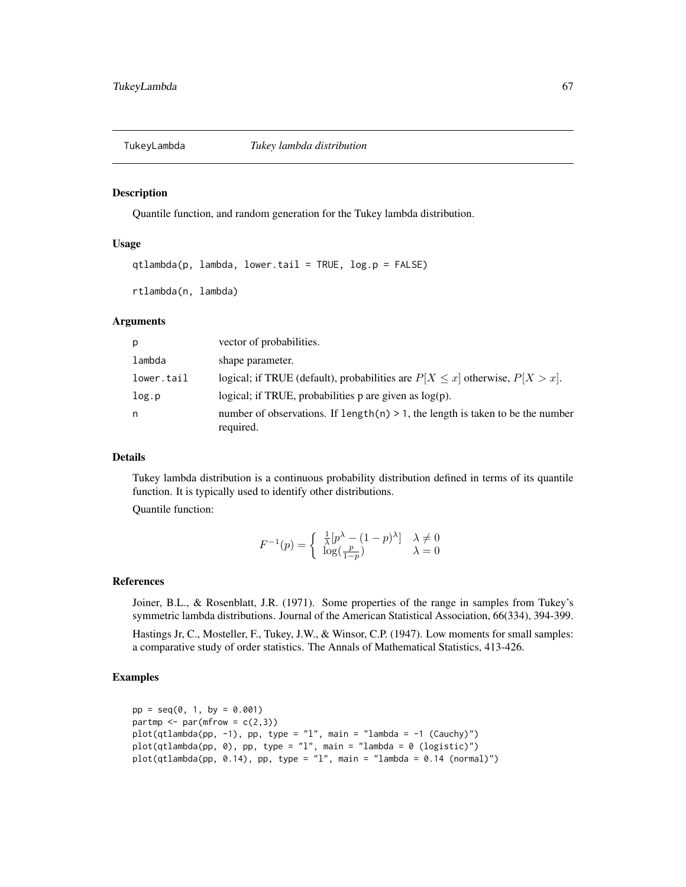# TukeyLambda *Tukey lambda distribution*

## Description

Quantile function, and random generation for the Tukey lambda distribution.

## Usage

```
qtlambda(p, lambda, lower.tail = TRUE, log.p = FALSE)

rtlambda(n, lambda)
```

## Arguments

| | |
|---|---|
| p | vector of probabilities. |
| lambda | shape parameter. |
| lower.tail | logical; if TRUE (default), probabilities are $P[X \le x]$ otherwise, $P[X > x]$. |
| log.p | logical; if TRUE, probabilities p are given as log(p). |
| n | number of observations. If `length(n) > 1`, the length is taken to be the number required. |

## Details

Tukey lambda distribution is a continuous probability distribution defined in terms of its quantile function. It is typically used to identify other distributions.

Quantile function:

$$F^{-1}(p) = \begin{cases} \frac{1}{\lambda}[p^\lambda - (1-p)^\lambda] & \lambda \neq 0 \\ \log(\frac{p}{1-p}) & \lambda = 0 \end{cases}$$

## References

Joiner, B.L., & Rosenblatt, J.R. (1971). Some properties of the range in samples from Tukey's symmetric lambda distributions. Journal of the American Statistical Association, 66(334), 394-399.

Hastings Jr, C., Mosteller, F., Tukey, J.W., & Winsor, C.P. (1947). Low moments for small samples: a comparative study of order statistics. The Annals of Mathematical Statistics, 413-426.

## Examples

```
pp = seq(0, 1, by = 0.001)
partmp <- par(mfrow = c(2,3))
plot(qtlambda(pp, -1), pp, type = "l", main = "lambda = -1 (Cauchy)")
plot(qtlambda(pp, 0), pp, type = "l", main = "lambda = 0 (logistic)")
plot(qtlambda(pp, 0.14), pp, type = "l", main = "lambda = 0.14 (normal)")
```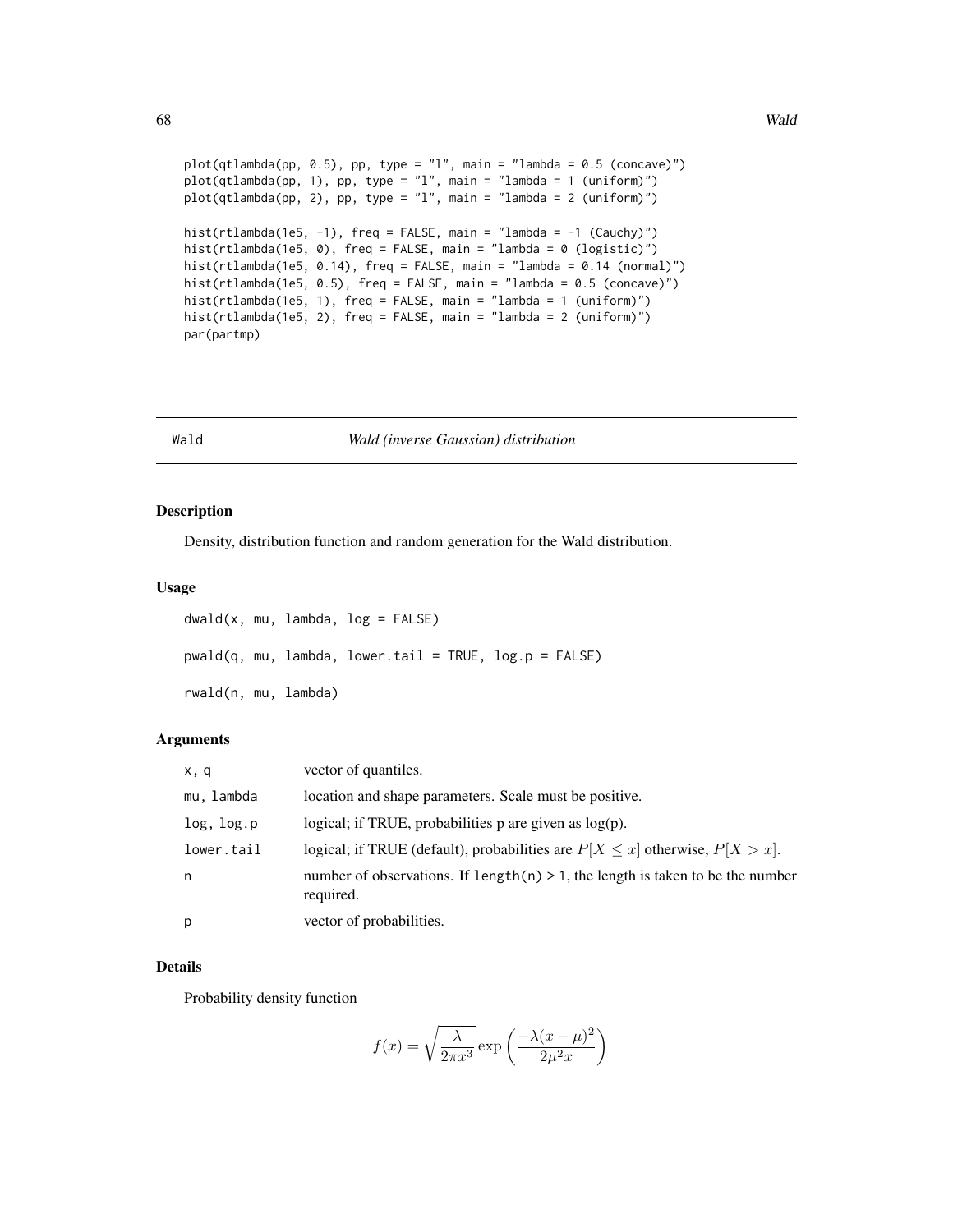```
plot(qtlambda(pp, 0.5), pp, type = "l", main = "lambda = 0.5 (concave)")
plot(qtlambda(pp, 1), pp, type = "l", main = "lambda = 1 (uniform)")
plot(qtlambda(pp, 2), pp, type = "l", main = "lambda = 2 (uniform)")

hist(rtlambda(1e5, -1), freq = FALSE, main = "lambda = -1 (Cauchy)")
hist(rtlambda(1e5, 0), freq = FALSE, main = "lambda = 0 (logistic)")
hist(rtlambda(1e5, 0.14), freq = FALSE, main = "lambda = 0.14 (normal)")
hist(rtlambda(1e5, 0.5), freq = FALSE, main = "lambda = 0.5 (concave)")
hist(rtlambda(1e5, 1), freq = FALSE, main = "lambda = 1 (uniform)")
hist(rtlambda(1e5, 2), freq = FALSE, main = "lambda = 2 (uniform)")
par(partmp)
```

---

Wald &nbsp;&nbsp;&nbsp;&nbsp; *Wald (inverse Gaussian) distribution*

---

## Description

Density, distribution function and random generation for the Wald distribution.

## Usage

```
dwald(x, mu, lambda, log = FALSE)

pwald(q, mu, lambda, lower.tail = TRUE, log.p = FALSE)

rwald(n, mu, lambda)
```

## Arguments

| | |
|---|---|
| `x, q` | vector of quantiles. |
| `mu, lambda` | location and shape parameters. Scale must be positive. |
| `log, log.p` | logical; if TRUE, probabilities p are given as log(p). |
| `lower.tail` | logical; if TRUE (default), probabilities are $P[X \leq x]$ otherwise, $P[X > x]$. |
| `n` | number of observations. If `length(n) > 1`, the length is taken to be the number required. |
| `p` | vector of probabilities. |

## Details

Probability density function

$$f(x) = \sqrt{\frac{\lambda}{2\pi x^3}} \exp\left(\frac{-\lambda(x-\mu)^2}{2\mu^2 x}\right)$$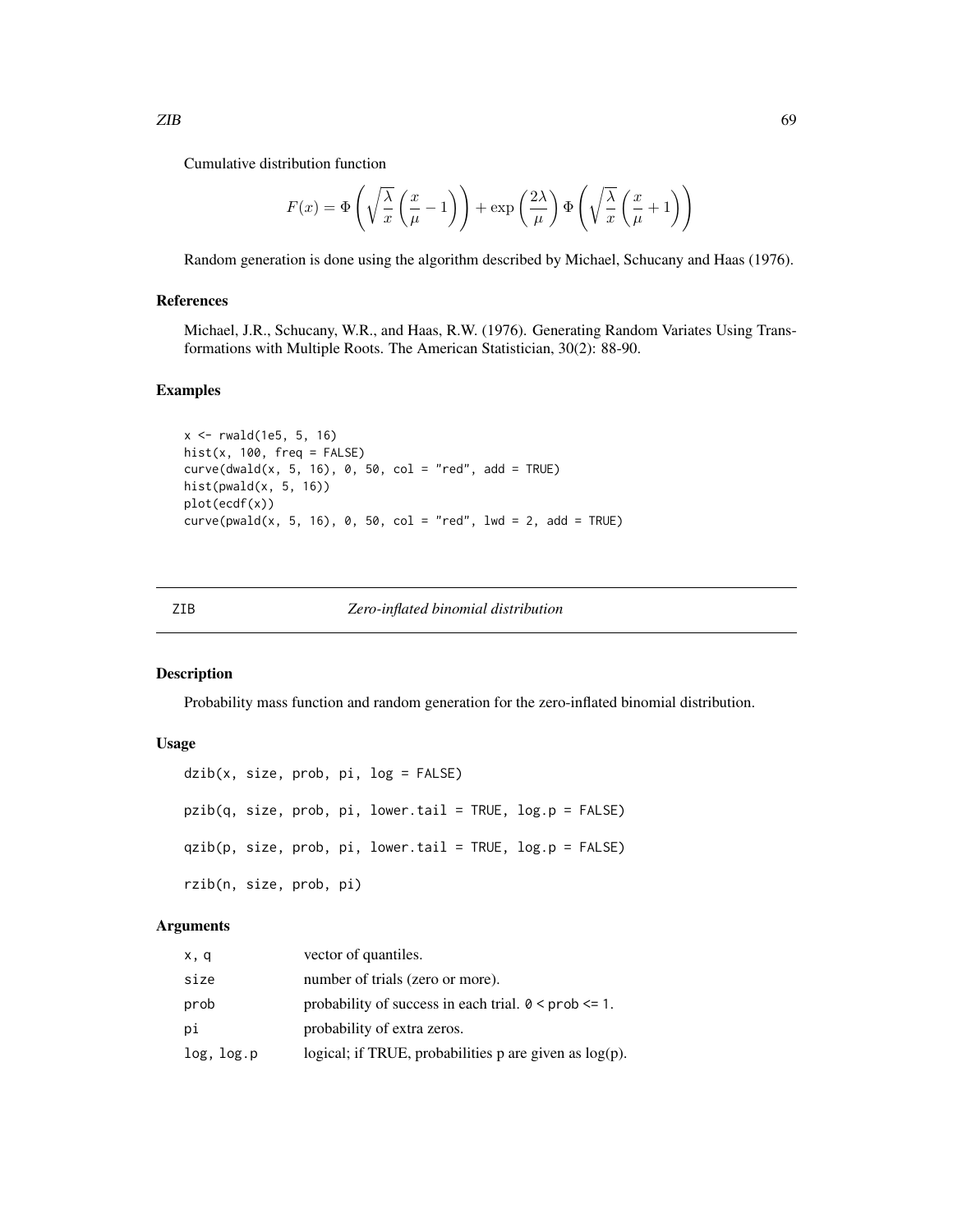Cumulative distribution function

$$F(x) = \Phi\left(\sqrt{\frac{\lambda}{x}}\left(\frac{x}{\mu} - 1\right)\right) + \exp\left(\frac{2\lambda}{\mu}\right)\Phi\left(\sqrt{\frac{\lambda}{x}}\left(\frac{x}{\mu} + 1\right)\right)$$

Random generation is done using the algorithm described by Michael, Schucany and Haas (1976).

### References

Michael, J.R., Schucany, W.R., and Haas, R.W. (1976). Generating Random Variates Using Transformations with Multiple Roots. The American Statistician, 30(2): 88-90.

### Examples

```
x <- rwald(1e5, 5, 16)
hist(x, 100, freq = FALSE)
curve(dwald(x, 5, 16), 0, 50, col = "red", add = TRUE)
hist(pwald(x, 5, 16))
plot(ecdf(x))
curve(pwald(x, 5, 16), 0, 50, col = "red", lwd = 2, add = TRUE)
```

---

## ZIB *Zero-inflated binomial distribution*

---

### Description

Probability mass function and random generation for the zero-inflated binomial distribution.

### Usage

```
dzib(x, size, prob, pi, log = FALSE)

pzib(q, size, prob, pi, lower.tail = TRUE, log.p = FALSE)

qzib(p, size, prob, pi, lower.tail = TRUE, log.p = FALSE)

rzib(n, size, prob, pi)
```

### Arguments

| | |
|---|---|
| x, q | vector of quantiles. |
| size | number of trials (zero or more). |
| prob | probability of success in each trial. 0 < prob <= 1. |
| pi | probability of extra zeros. |
| log, log.p | logical; if TRUE, probabilities p are given as log(p). |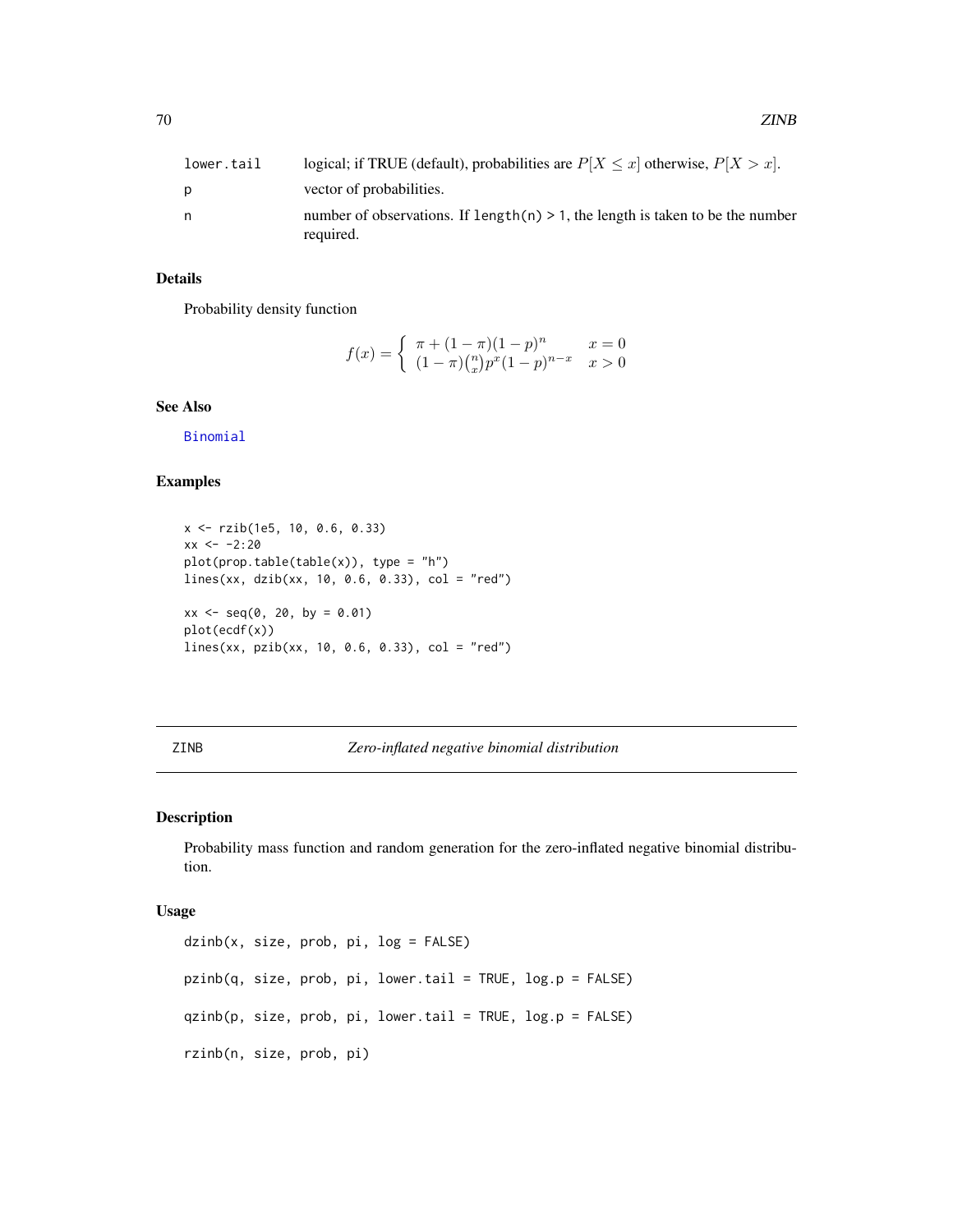| | |
|---|---|
| lower.tail | logical; if TRUE (default), probabilities are $P[X \leq x]$ otherwise, $P[X > x]$. |
| p | vector of probabilities. |
| n | number of observations. If `length(n) > 1`, the length is taken to be the number required. |

### Details

Probability density function

$$f(x) = \begin{cases} \pi + (1-\pi)(1-p)^n & x = 0 \\ (1-\pi)\binom{n}{x}p^x(1-p)^{n-x} & x > 0 \end{cases}$$

### See Also

Binomial

### Examples

```
x <- rzib(1e5, 10, 0.6, 0.33)
xx <- -2:20
plot(prop.table(table(x)), type = "h")
lines(xx, dzib(xx, 10, 0.6, 0.33), col = "red")

xx <- seq(0, 20, by = 0.01)
plot(ecdf(x))
lines(xx, pzib(xx, 10, 0.6, 0.33), col = "red")
```

---

## ZINB — *Zero-inflated negative binomial distribution*

### Description

Probability mass function and random generation for the zero-inflated negative binomial distribution.

### Usage

```
dzinb(x, size, prob, pi, log = FALSE)

pzinb(q, size, prob, pi, lower.tail = TRUE, log.p = FALSE)

qzinb(p, size, prob, pi, lower.tail = TRUE, log.p = FALSE)

rzinb(n, size, prob, pi)
```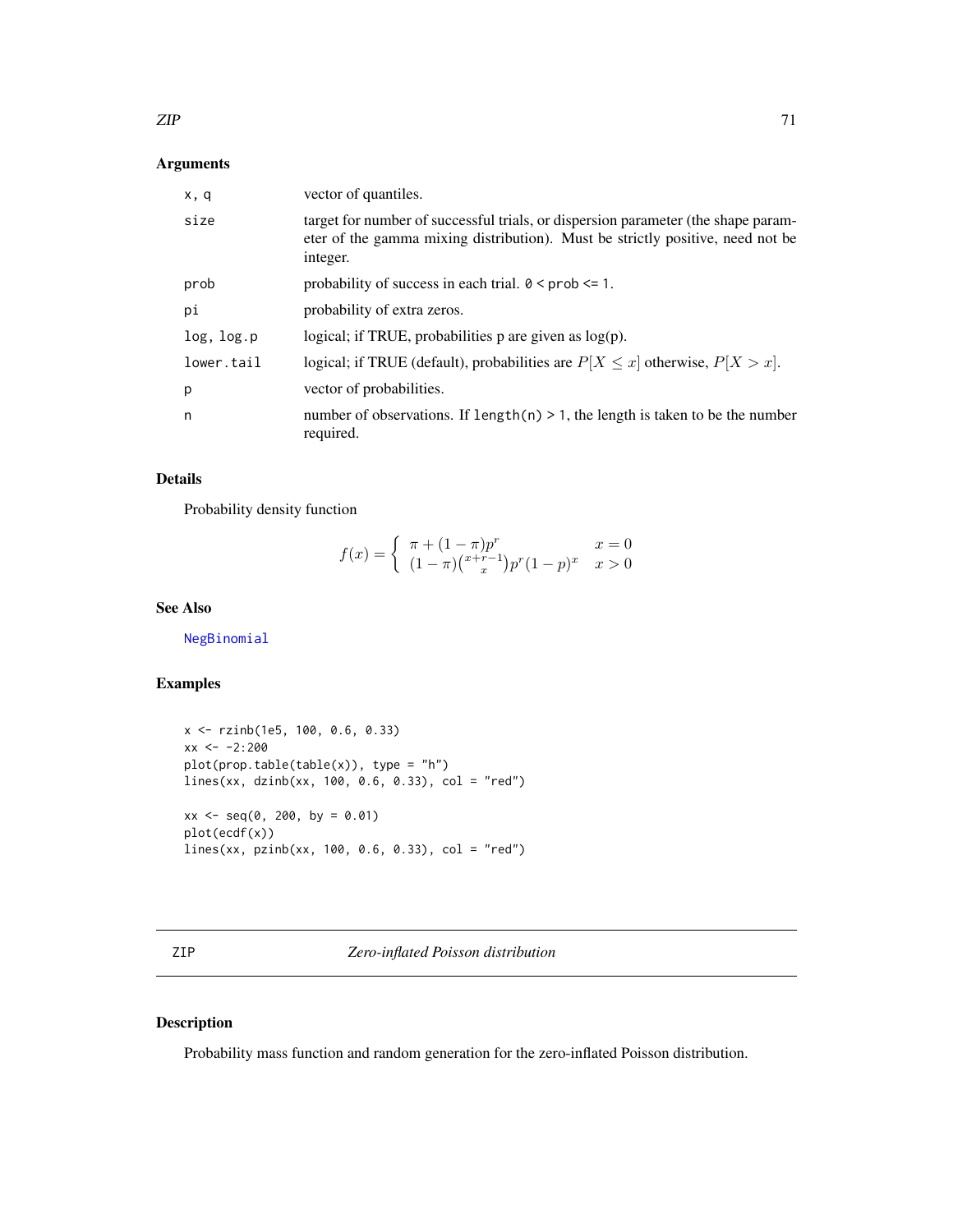## Arguments

| | |
|---|---|
| x, q | vector of quantiles. |
| size | target for number of successful trials, or dispersion parameter (the shape parameter of the gamma mixing distribution). Must be strictly positive, need not be integer. |
| prob | probability of success in each trial. 0 < prob <= 1. |
| pi | probability of extra zeros. |
| log, log.p | logical; if TRUE, probabilities p are given as log(p). |
| lower.tail | logical; if TRUE (default), probabilities are $P[X \leq x]$ otherwise, $P[X > x]$. |
| p | vector of probabilities. |
| n | number of observations. If length(n) > 1, the length is taken to be the number required. |

## Details

Probability density function

$$f(x) = \begin{cases} \pi + (1-\pi)p^r & x = 0 \\ (1-\pi)\binom{x+r-1}{x}p^r(1-p)^x & x > 0 \end{cases}$$

## See Also

NegBinomial

## Examples

```
x <- rzinb(1e5, 100, 0.6, 0.33)
xx <- -2:200
plot(prop.table(table(x)), type = "h")
lines(xx, dzinb(xx, 100, 0.6, 0.33), col = "red")

xx <- seq(0, 200, by = 0.01)
plot(ecdf(x))
lines(xx, pzinb(xx, 100, 0.6, 0.33), col = "red")
```

---

# ZIP — *Zero-inflated Poisson distribution*

## Description

Probability mass function and random generation for the zero-inflated Poisson distribution.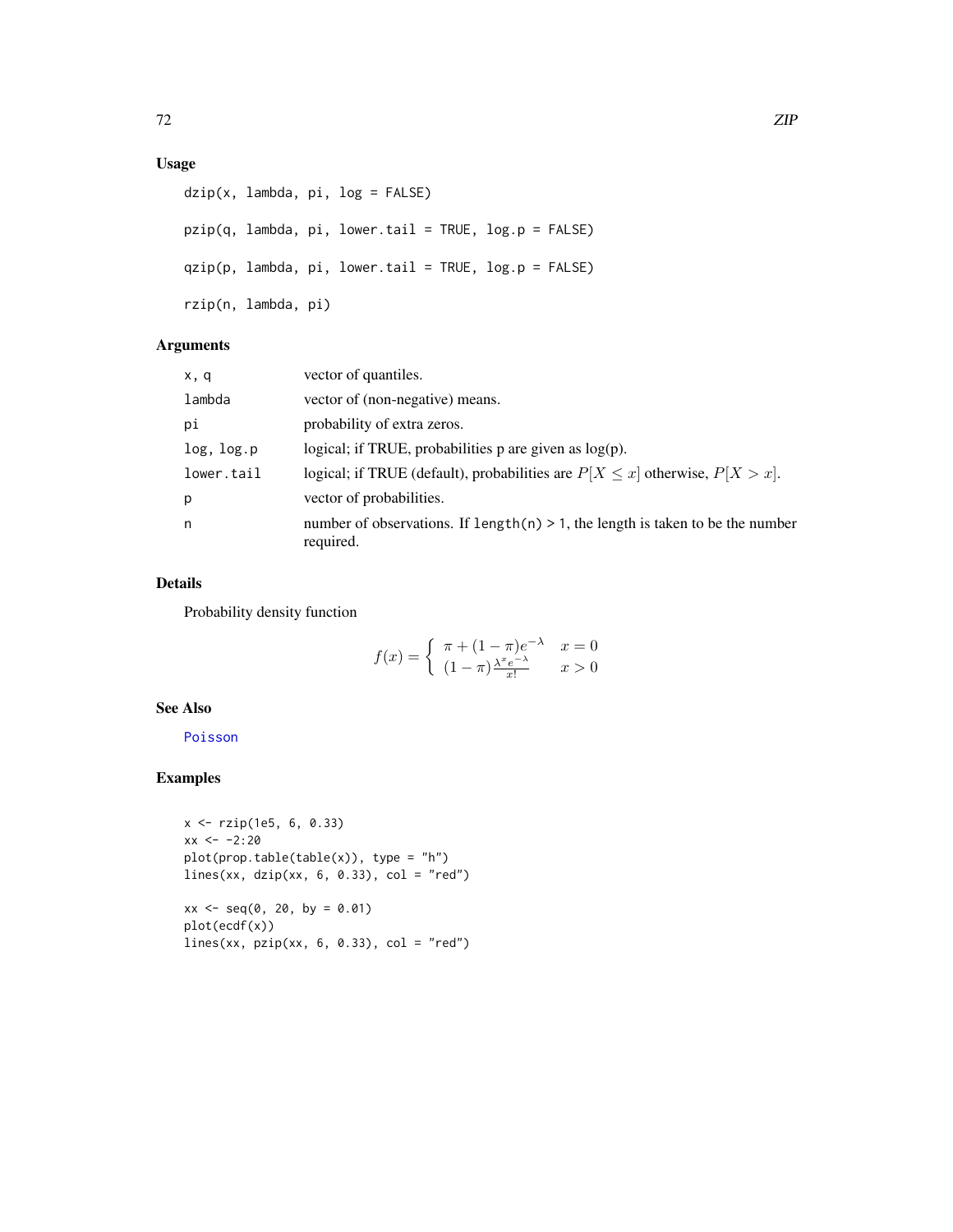## Usage

```
dzip(x, lambda, pi, log = FALSE)

pzip(q, lambda, pi, lower.tail = TRUE, log.p = FALSE)

qzip(p, lambda, pi, lower.tail = TRUE, log.p = FALSE)

rzip(n, lambda, pi)
```

## Arguments

| | |
|---|---|
| `x, q` | vector of quantiles. |
| `lambda` | vector of (non-negative) means. |
| `pi` | probability of extra zeros. |
| `log, log.p` | logical; if TRUE, probabilities p are given as log(p). |
| `lower.tail` | logical; if TRUE (default), probabilities are $P[X \leq x]$ otherwise, $P[X > x]$. |
| `p` | vector of probabilities. |
| `n` | number of observations. If `length(n) > 1`, the length is taken to be the number required. |

## Details

Probability density function

$$f(x) = \left\{ \begin{array}{ll} \pi + (1-\pi)e^{-\lambda} & x = 0 \\ (1-\pi)\frac{\lambda^x e^{-\lambda}}{x!} & x > 0 \end{array} \right.$$

## See Also

Poisson

## Examples

```
x <- rzip(1e5, 6, 0.33)
xx <- -2:20
plot(prop.table(table(x)), type = "h")
lines(xx, dzip(xx, 6, 0.33), col = "red")

xx <- seq(0, 20, by = 0.01)
plot(ecdf(x))
lines(xx, pzip(xx, 6, 0.33), col = "red")
```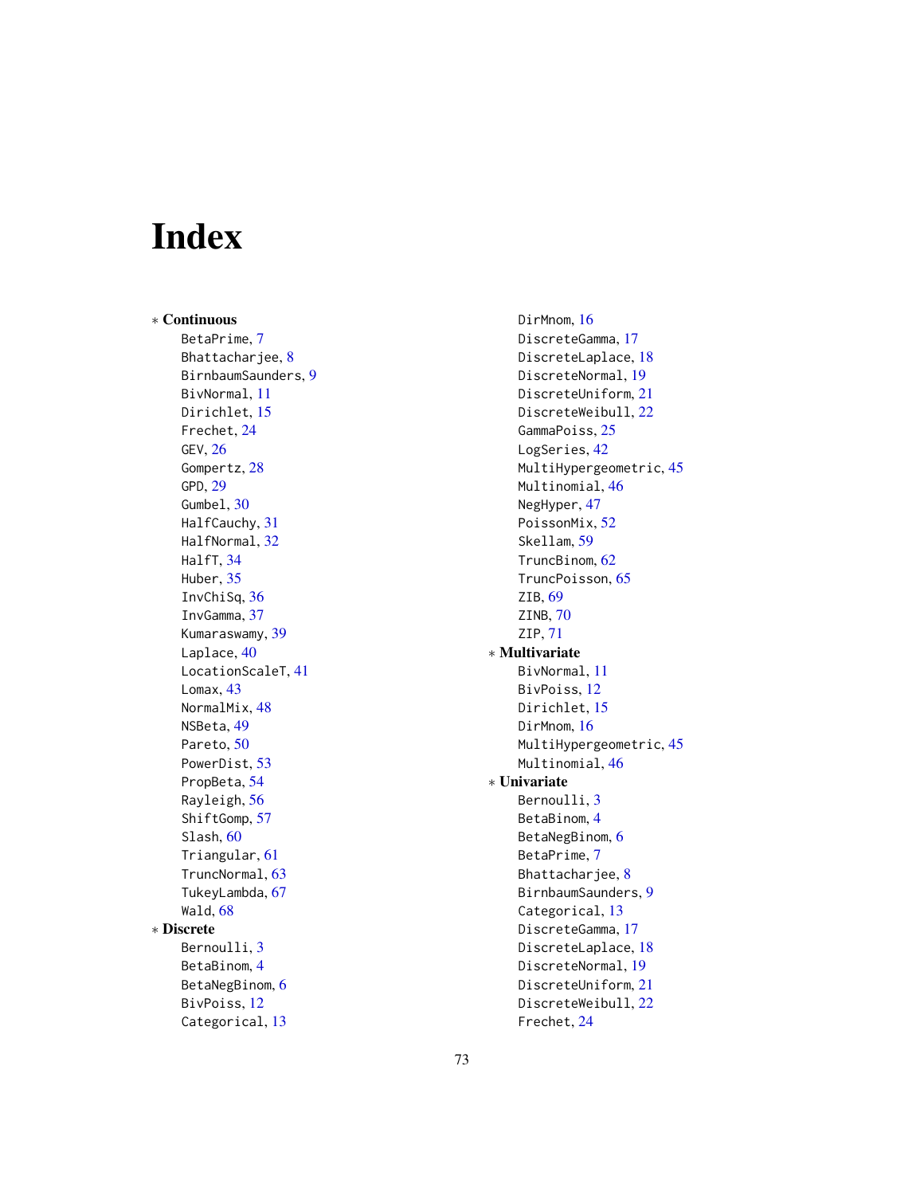# Index

- ∗ **Continuous**
  - BetaPrime, 7
  - Bhattacharjee, 8
  - BirnbaumSaunders, 9
  - BivNormal, 11
  - Dirichlet, 15
  - Frechet, 24
  - GEV, 26
  - Gompertz, 28
  - GPD, 29
  - Gumbel, 30
  - HalfCauchy, 31
  - HalfNormal, 32
  - HalfT, 34
  - Huber, 35
  - InvChiSq, 36
  - InvGamma, 37
  - Kumaraswamy, 39
  - Laplace, 40
  - LocationScaleT, 41
  - Lomax, 43
  - NormalMix, 48
  - NSBeta, 49
  - Pareto, 50
  - PowerDist, 53
  - PropBeta, 54
  - Rayleigh, 56
  - ShiftGomp, 57
  - Slash, 60
  - Triangular, 61
  - TruncNormal, 63
  - TukeyLambda, 67
  - Wald, 68
- ∗ **Discrete**
  - Bernoulli, 3
  - BetaBinom, 4
  - BetaNegBinom, 6
  - BivPoiss, 12
  - Categorical, 13
  - DirMnom, 16
  - DiscreteGamma, 17
  - DiscreteLaplace, 18
  - DiscreteNormal, 19
  - DiscreteUniform, 21
  - DiscreteWeibull, 22
  - GammaPoiss, 25
  - LogSeries, 42
  - MultiHypergeometric, 45
  - Multinomial, 46
  - NegHyper, 47
  - PoissonMix, 52
  - Skellam, 59
  - TruncBinom, 62
  - TruncPoisson, 65
  - ZIB, 69
  - ZINB, 70
  - ZIP, 71
- ∗ **Multivariate**
  - BivNormal, 11
  - BivPoiss, 12
  - Dirichlet, 15
  - DirMnom, 16
  - MultiHypergeometric, 45
  - Multinomial, 46
- ∗ **Univariate**
  - Bernoulli, 3
  - BetaBinom, 4
  - BetaNegBinom, 6
  - BetaPrime, 7
  - Bhattacharjee, 8
  - BirnbaumSaunders, 9
  - Categorical, 13
  - DiscreteGamma, 17
  - DiscreteLaplace, 18
  - DiscreteNormal, 19
  - DiscreteUniform, 21
  - DiscreteWeibull, 22
  - Frechet, 24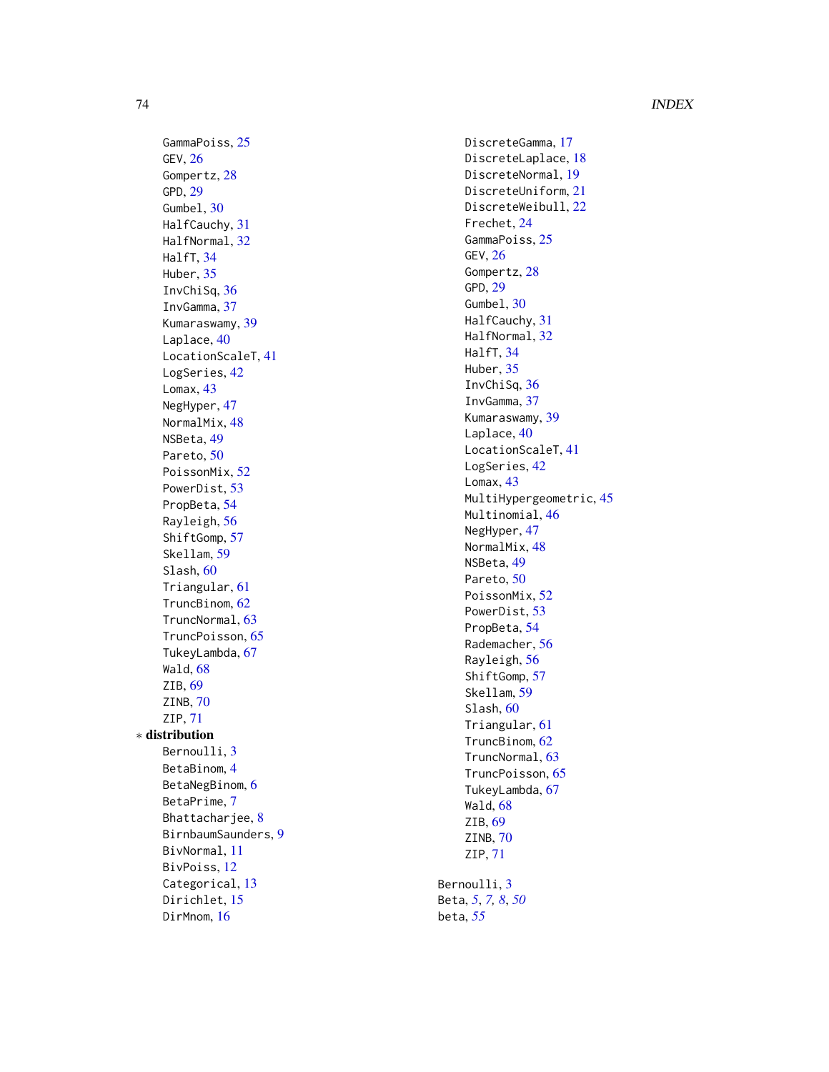GammaPoiss, 25
GEV, 26
Gompertz, 28
GPD, 29
Gumbel, 30
HalfCauchy, 31
HalfNormal, 32
HalfT, 34
Huber, 35
InvChiSq, 36
InvGamma, 37
Kumaraswamy, 39
Laplace, 40
LocationScaleT, 41
LogSeries, 42
Lomax, 43
NegHyper, 47
NormalMix, 48
NSBeta, 49
Pareto, 50
PoissonMix, 52
PowerDist, 53
PropBeta, 54
Rayleigh, 56
ShiftGomp, 57
Skellam, 59
Slash, 60
Triangular, 61
TruncBinom, 62
TruncNormal, 63
TruncPoisson, 65
TukeyLambda, 67
Wald, 68
ZIB, 69
ZINB, 70
ZIP, 71

* **distribution**

Bernoulli, 3
BetaBinom, 4
BetaNegBinom, 6
BetaPrime, 7
Bhattacharjee, 8
BirnbaumSaunders, 9
BivNormal, 11
BivPoiss, 12
Categorical, 13
Dirichlet, 15
DirMnom, 16
DiscreteGamma, 17
DiscreteLaplace, 18
DiscreteNormal, 19
DiscreteUniform, 21
DiscreteWeibull, 22
Frechet, 24
GammaPoiss, 25
GEV, 26
Gompertz, 28
GPD, 29
Gumbel, 30
HalfCauchy, 31
HalfNormal, 32
HalfT, 34
Huber, 35
InvChiSq, 36
InvGamma, 37
Kumaraswamy, 39
Laplace, 40
LocationScaleT, 41
LogSeries, 42
Lomax, 43
MultiHypergeometric, 45
Multinomial, 46
NegHyper, 47
NormalMix, 48
NSBeta, 49
Pareto, 50
PoissonMix, 52
PowerDist, 53
PropBeta, 54
Rademacher, 56
Rayleigh, 56
ShiftGomp, 57
Skellam, 59
Slash, 60
Triangular, 61
TruncBinom, 62
TruncNormal, 63
TruncPoisson, 65
TukeyLambda, 67
Wald, 68
ZIB, 69
ZINB, 70
ZIP, 71

Bernoulli, 3
Beta, *5*, *7*, *8*, *50*
beta, *55*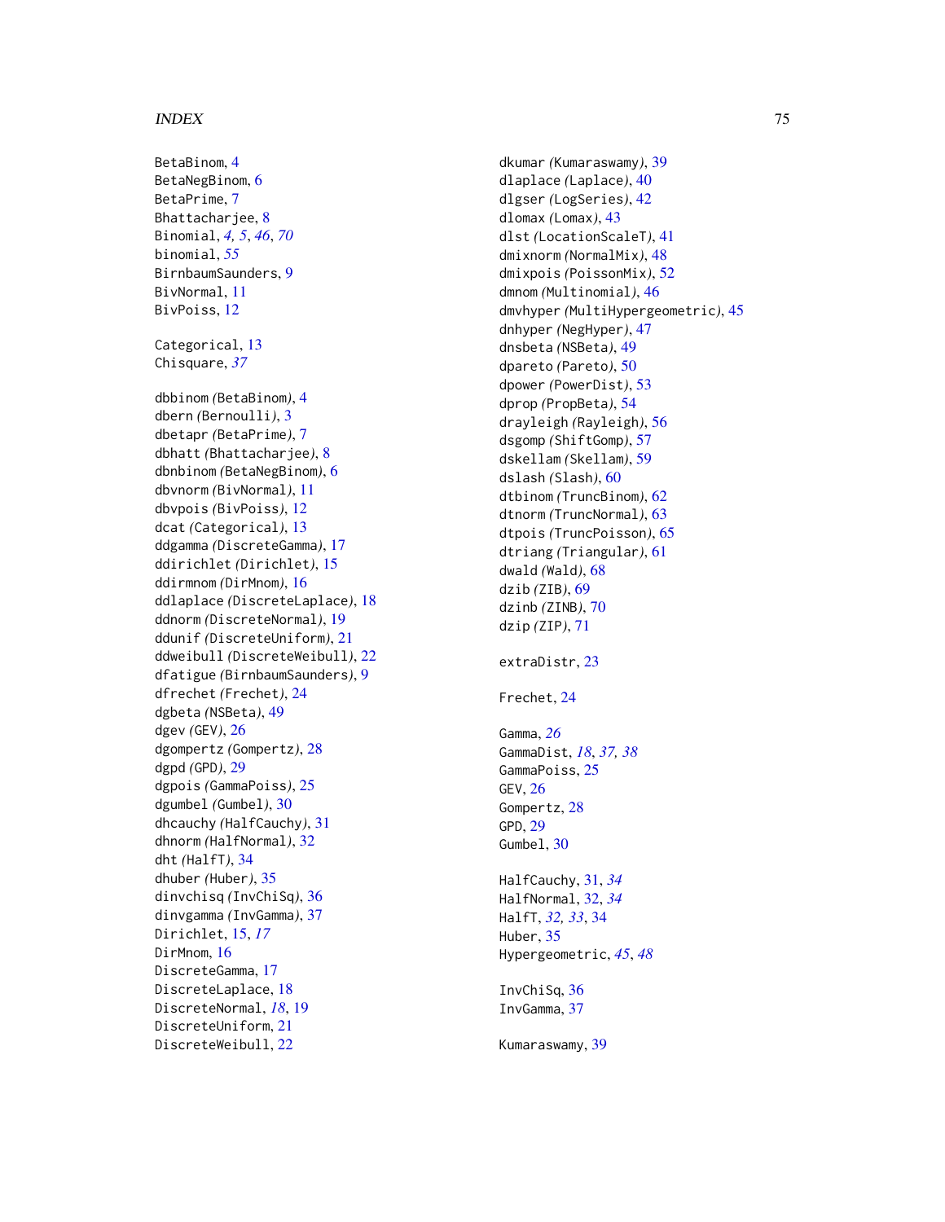BetaBinom, 4
BetaNegBinom, 6
BetaPrime, 7
Bhattacharjee, 8
Binomial, *4, 5*, *46*, *70*
binomial, *55*
BirnbaumSaunders, 9
BivNormal, 11
BivPoiss, 12

Categorical, 13
Chisquare, *37*

dbbinom *(*BetaBinom*)*, 4
dbern *(*Bernoulli*)*, 3
dbetapr *(*BetaPrime*)*, 7
dbhatt *(*Bhattacharjee*)*, 8
dbnbinom *(*BetaNegBinom*)*, 6
dbvnorm *(*BivNormal*)*, 11
dbvpois *(*BivPoiss*)*, 12
dcat *(*Categorical*)*, 13
ddgamma *(*DiscreteGamma*)*, 17
ddirichlet *(*Dirichlet*)*, 15
ddirmnom *(*DirMnom*)*, 16
ddlaplace *(*DiscreteLaplace*)*, 18
ddnorm *(*DiscreteNormal*)*, 19
ddunif *(*DiscreteUniform*)*, 21
ddweibull *(*DiscreteWeibull*)*, 22
dfatigue *(*BirnbaumSaunders*)*, 9
dfrechet *(*Frechet*)*, 24
dgbeta *(*NSBeta*)*, 49
dgev *(*GEV*)*, 26
dgompertz *(*Gompertz*)*, 28
dgpd *(*GPD*)*, 29
dgpois *(*GammaPoiss*)*, 25
dgumbel *(*Gumbel*)*, 30
dhcauchy *(*HalfCauchy*)*, 31
dhnorm *(*HalfNormal*)*, 32
dht *(*HalfT*)*, 34
dhuber *(*Huber*)*, 35
dinvchisq *(*InvChiSq*)*, 36
dinvgamma *(*InvGamma*)*, 37
Dirichlet, 15, *17*
DirMnom, 16
DiscreteGamma, 17
DiscreteLaplace, 18
DiscreteNormal, *18*, 19
DiscreteUniform, 21
DiscreteWeibull, 22
dkumar *(*Kumaraswamy*)*, 39
dlaplace *(*Laplace*)*, 40
dlgser *(*LogSeries*)*, 42
dlomax *(*Lomax*)*, 43
dlst *(*LocationScaleT*)*, 41
dmixnorm *(*NormalMix*)*, 48
dmixpois *(*PoissonMix*)*, 52
dmnom *(*Multinomial*)*, 46
dmvhyper *(*MultiHypergeometric*)*, 45
dnhyper *(*NegHyper*)*, 47
dnsbeta *(*NSBeta*)*, 49
dpareto *(*Pareto*)*, 50
dpower *(*PowerDist*)*, 53
dprop *(*PropBeta*)*, 54
drayleigh *(*Rayleigh*)*, 56
dsgomp *(*ShiftGomp*)*, 57
dskellam *(*Skellam*)*, 59
dslash *(*Slash*)*, 60
dtbinom *(*TruncBinom*)*, 62
dtnorm *(*TruncNormal*)*, 63
dtpois *(*TruncPoisson*)*, 65
dtriang *(*Triangular*)*, 61
dwald *(*Wald*)*, 68
dzib *(*ZIB*)*, 69
dzinb *(*ZINB*)*, 70
dzip *(*ZIP*)*, 71

extraDistr, 23

Frechet, 24

Gamma, *26*
GammaDist, *18*, *37, 38*
GammaPoiss, 25
GEV, 26
Gompertz, 28
GPD, 29
Gumbel, 30

HalfCauchy, 31, *34*
HalfNormal, 32, *34*
HalfT, *32, 33*, 34
Huber, 35
Hypergeometric, *45*, *48*

InvChiSq, 36
InvGamma, 37

Kumaraswamy, 39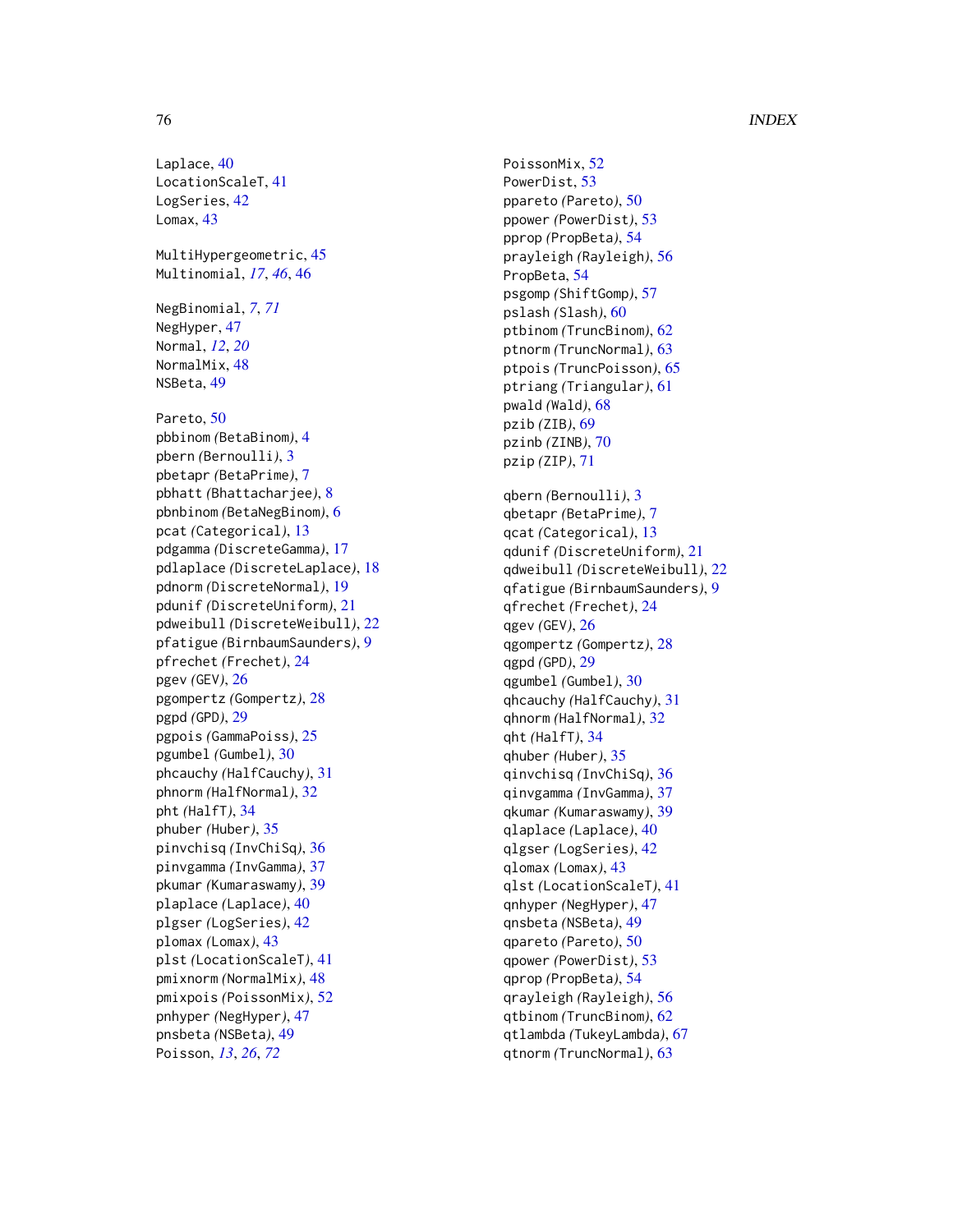Laplace, 40
LocationScaleT, 41
LogSeries, 42
Lomax, 43

MultiHypergeometric, 45
Multinomial, *17*, *46*, 46

NegBinomial, *7*, *71*
NegHyper, 47
Normal, *12*, *20*
NormalMix, 48
NSBeta, 49

Pareto, 50
pbbinom *(BetaBinom)*, 4
pbern *(Bernoulli)*, 3
pbetapr *(BetaPrime)*, 7
pbhatt *(Bhattacharjee)*, 8
pbnbinom *(BetaNegBinom)*, 6
pcat *(Categorical)*, 13
pdgamma *(DiscreteGamma)*, 17
pdlaplace *(DiscreteLaplace)*, 18
pdnorm *(DiscreteNormal)*, 19
pdunif *(DiscreteUniform)*, 21
pdweibull *(DiscreteWeibull)*, 22
pfatigue *(BirnbaumSaunders)*, 9
pfrechet *(Frechet)*, 24
pgev *(GEV)*, 26
pgompertz *(Gompertz)*, 28
pgpd *(GPD)*, 29
pgpois *(GammaPoiss)*, 25
pgumbel *(Gumbel)*, 30
phcauchy *(HalfCauchy)*, 31
phnorm *(HalfNormal)*, 32
pht *(HalfT)*, 34
phuber *(Huber)*, 35
pinvchisq *(InvChiSq)*, 36
pinvgamma *(InvGamma)*, 37
pkumar *(Kumaraswamy)*, 39
plaplace *(Laplace)*, 40
plgser *(LogSeries)*, 42
plomax *(Lomax)*, 43
plst *(LocationScaleT)*, 41
pmixnorm *(NormalMix)*, 48
pmixpois *(PoissonMix)*, 52
pnhyper *(NegHyper)*, 47
pnsbeta *(NSBeta)*, 49
Poisson, *13*, *26*, *72*
PoissonMix, 52
PowerDist, 53
ppareto *(Pareto)*, 50
ppower *(PowerDist)*, 53
pprop *(PropBeta)*, 54
prayleigh *(Rayleigh)*, 56
PropBeta, 54
psgomp *(ShiftGomp)*, 57
pslash *(Slash)*, 60
ptbinom *(TruncBinom)*, 62
ptnorm *(TruncNormal)*, 63
ptpois *(TruncPoisson)*, 65
ptriang *(Triangular)*, 61
pwald *(Wald)*, 68
pzib *(ZIB)*, 69
pzinb *(ZINB)*, 70
pzip *(ZIP)*, 71

qbern *(Bernoulli)*, 3
qbetapr *(BetaPrime)*, 7
qcat *(Categorical)*, 13
qdunif *(DiscreteUniform)*, 21
qdweibull *(DiscreteWeibull)*, 22
qfatigue *(BirnbaumSaunders)*, 9
qfrechet *(Frechet)*, 24
qgev *(GEV)*, 26
qgompertz *(Gompertz)*, 28
qgpd *(GPD)*, 29
qgumbel *(Gumbel)*, 30
qhcauchy *(HalfCauchy)*, 31
qhnorm *(HalfNormal)*, 32
qht *(HalfT)*, 34
qhuber *(Huber)*, 35
qinvchisq *(InvChiSq)*, 36
qinvgamma *(InvGamma)*, 37
qkumar *(Kumaraswamy)*, 39
qlaplace *(Laplace)*, 40
qlgser *(LogSeries)*, 42
qlomax *(Lomax)*, 43
qlst *(LocationScaleT)*, 41
qnhyper *(NegHyper)*, 47
qnsbeta *(NSBeta)*, 49
qpareto *(Pareto)*, 50
qpower *(PowerDist)*, 53
qprop *(PropBeta)*, 54
qrayleigh *(Rayleigh)*, 56
qtbinom *(TruncBinom)*, 62
qtlambda *(TukeyLambda)*, 67
qtnorm *(TruncNormal)*, 63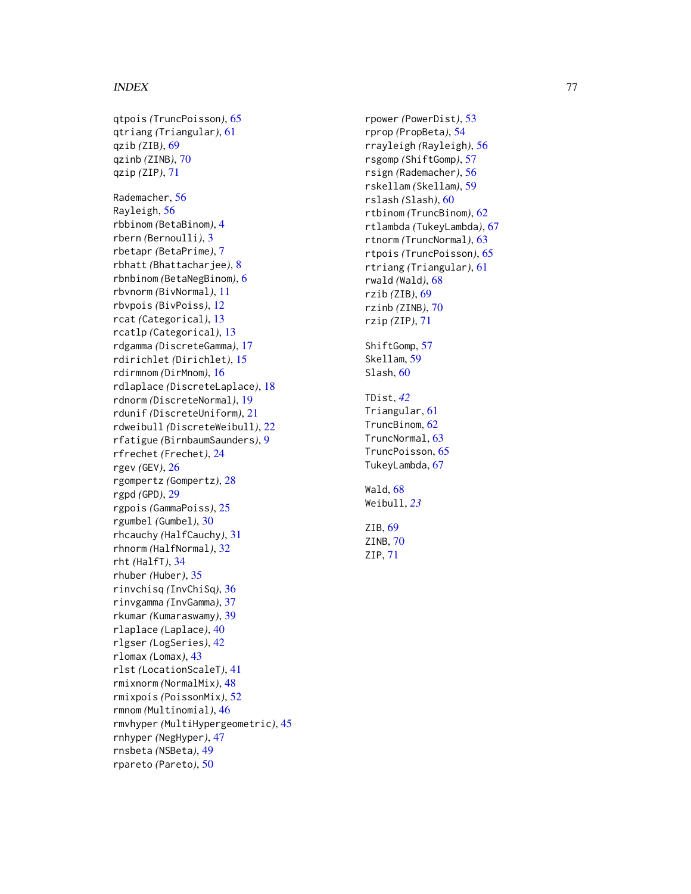qtpois (TruncPoisson), 65
qtriang (Triangular), 61
qzib (ZIB), 69
qzinb (ZINB), 70
qzip (ZIP), 71

Rademacher, 56
Rayleigh, 56
rbbinom (BetaBinom), 4
rbern (Bernoulli), 3
rbetapr (BetaPrime), 7
rbhatt (Bhattacharjee), 8
rbnbinom (BetaNegBinom), 6
rbvnorm (BivNormal), 11
rbvpois (BivPoiss), 12
rcat (Categorical), 13
rcatlp (Categorical), 13
rdgamma (DiscreteGamma), 17
rdirichlet (Dirichlet), 15
rdirmnom (DirMnom), 16
rdlaplace (DiscreteLaplace), 18
rdnorm (DiscreteNormal), 19
rdunif (DiscreteUniform), 21
rdweibull (DiscreteWeibull), 22
rfatigue (BirnbaumSaunders), 9
rfrechet (Frechet), 24
rgev (GEV), 26
rgompertz (Gompertz), 28
rgpd (GPD), 29
rgpois (GammaPoiss), 25
rgumbel (Gumbel), 30
rhcauchy (HalfCauchy), 31
rhnorm (HalfNormal), 32
rht (HalfT), 34
rhuber (Huber), 35
rinvchisq (InvChiSq), 36
rinvgamma (InvGamma), 37
rkumar (Kumaraswamy), 39
rlaplace (Laplace), 40
rlgser (LogSeries), 42
rlomax (Lomax), 43
rlst (LocationScaleT), 41
rmixnorm (NormalMix), 48
rmixpois (PoissonMix), 52
rmnom (Multinomial), 46
rmvhyper (MultiHypergeometric), 45
rnhyper (NegHyper), 47
rnsbeta (NSBeta), 49
rpareto (Pareto), 50
rpower (PowerDist), 53
rprop (PropBeta), 54
rrayleigh (Rayleigh), 56
rsgomp (ShiftGomp), 57
rsign (Rademacher), 56
rskellam (Skellam), 59
rslash (Slash), 60
rtbinom (TruncBinom), 62
rtlambda (TukeyLambda), 67
rtnorm (TruncNormal), 63
rtpois (TruncPoisson), 65
rtriang (Triangular), 61
rwald (Wald), 68
rzib (ZIB), 69
rzinb (ZINB), 70
rzip (ZIP), 71

ShiftGomp, 57
Skellam, 59
Slash, 60

TDist, *42*
Triangular, 61
TruncBinom, 62
TruncNormal, 63
TruncPoisson, 65
TukeyLambda, 67

Wald, 68
Weibull, *23*

ZIB, 69
ZINB, 70
ZIP, 71